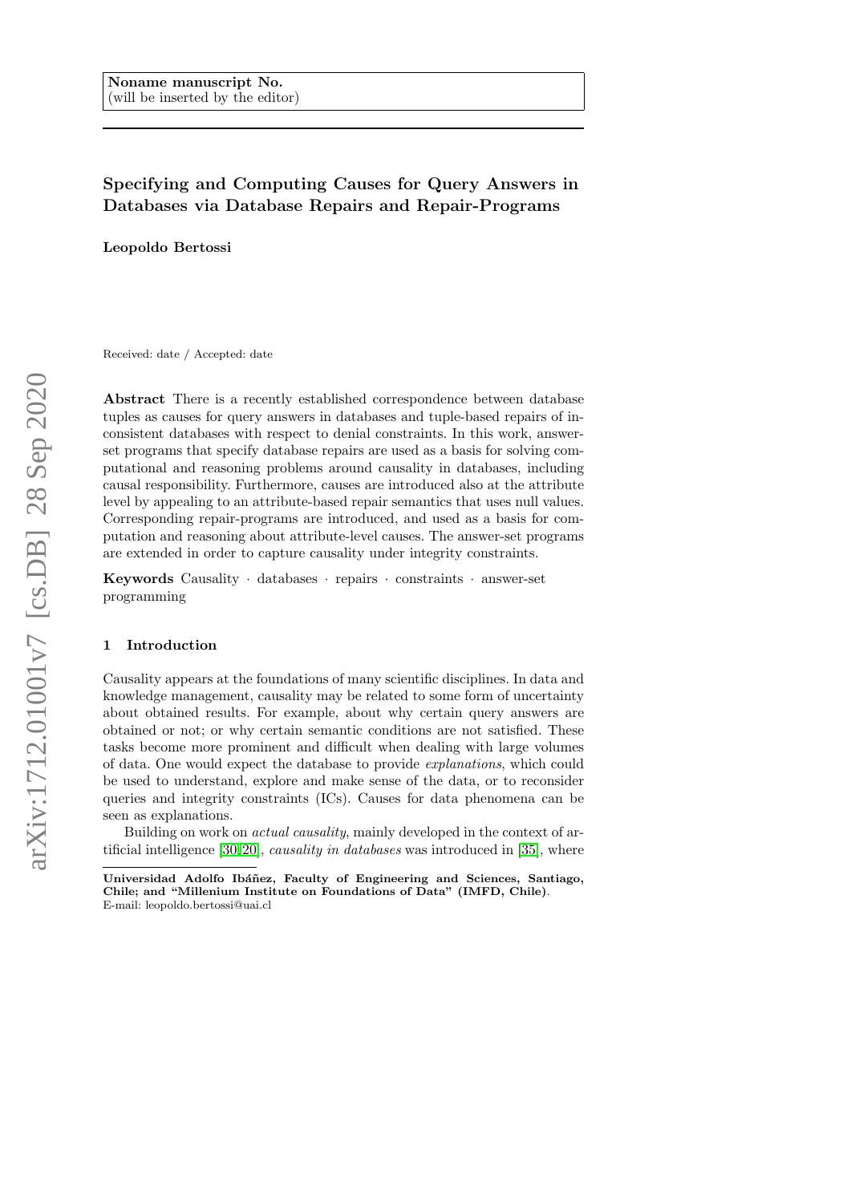Noname manuscript No.
(will be inserted by the editor)

# Specifying and Computing Causes for Query Answers in Databases via Database Repairs and Repair-Programs

**Leopoldo Bertossi**

Received: date / Accepted: date

**Abstract** There is a recently established correspondence between database tuples as causes for query answers in databases and tuple-based repairs of inconsistent databases with respect to denial constraints. In this work, answer-set programs that specify database repairs are used as a basis for solving computational and reasoning problems around causality in databases, including causal responsibility. Furthermore, causes are introduced also at the attribute level by appealing to an attribute-based repair semantics that uses null values. Corresponding repair-programs are introduced, and used as a basis for computation and reasoning about attribute-level causes. The answer-set programs are extended in order to capture causality under integrity constraints.

**Keywords** Causality · databases · repairs · constraints · answer-set programming

## 1 Introduction

Causality appears at the foundations of many scientific disciplines. In data and knowledge management, causality may be related to some form of uncertainty about obtained results. For example, about why certain query answers are obtained or not; or why certain semantic conditions are not satisfied. These tasks become more prominent and difficult when dealing with large volumes of data. One would expect the database to provide *explanations*, which could be used to understand, explore and make sense of the data, or to reconsider queries and integrity constraints (ICs). Causes for data phenomena can be seen as explanations.

Building on work on *actual causality*, mainly developed in the context of artificial intelligence [30,20], *causality in databases* was introduced in [35], where

---

**Universidad Adolfo Ibáñez, Faculty of Engineering and Sciences, Santiago, Chile; and "Millenium Institute on Foundations of Data" (IMFD, Chile)**.
E-mail: leopoldo.bertossi@uai.cl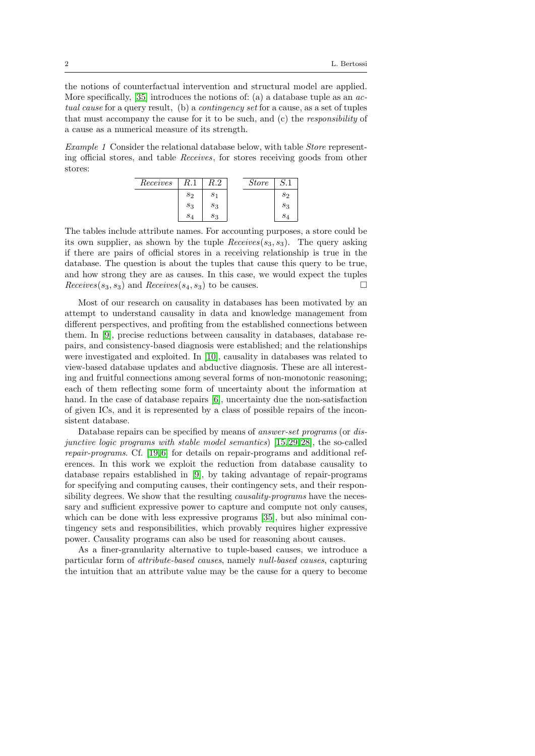the notions of counterfactual intervention and structural model are applied. More specifically, [35] introduces the notions of: (a) a database tuple as an *actual cause* for a query result, (b) a *contingency set* for a cause, as a set of tuples that must accompany the cause for it to be such, and (c) the *responsibility* of a cause as a numerical measure of its strength.

*Example 1* Consider the relational database below, with table *Store* representing official stores, and table *Receives*, for stores receiving goods from other stores:

| *Receives* | $R.1$ | $R.2$ |
|---|---|---|
| | $s_2$ | $s_1$ |
| | $s_3$ | $s_3$ |
| | $s_4$ | $s_3$ |

| *Store* | $S.1$ |
|---|---|
| | $s_2$ |
| | $s_3$ |
| | $s_4$ |

The tables include attribute names. For accounting purposes, a store could be its own supplier, as shown by the tuple *Receives*$(s_3, s_3)$. The query asking if there are pairs of official stores in a receiving relationship is true in the database. The question is about the tuples that cause this query to be true, and how strong they are as causes. In this case, we would expect the tuples *Receives*$(s_3, s_3)$ and *Receives*$(s_4, s_3)$ to be causes. □

Most of our research on causality in databases has been motivated by an attempt to understand causality in data and knowledge management from different perspectives, and profiting from the established connections between them. In [9], precise reductions between causality in databases, database repairs, and consistency-based diagnosis were established; and the relationships were investigated and exploited. In [10], causality in databases was related to view-based database updates and abductive diagnosis. These are all interesting and fruitful connections among several forms of non-monotonic reasoning; each of them reflecting some form of uncertainty about the information at hand. In the case of database repairs [6], uncertainty due the non-satisfaction of given ICs, and it is represented by a class of possible repairs of the inconsistent database.

Database repairs can be specified by means of *answer-set programs* (or *disjunctive logic programs with stable model semantics*) [15,29,28], the so-called *repair-programs*. Cf. [19,6] for details on repair-programs and additional references. In this work we exploit the reduction from database causality to database repairs established in [9], by taking advantage of repair-programs for specifying and computing causes, their contingency sets, and their responsibility degrees. We show that the resulting *causality-programs* have the necessary and sufficient expressive power to capture and compute not only causes, which can be done with less expressive programs [35], but also minimal contingency sets and responsibilities, which provably requires higher expressive power. Causality programs can also be used for reasoning about causes.

As a finer-granularity alternative to tuple-based causes, we introduce a particular form of *attribute-based causes*, namely *null-based causes*, capturing the intuition that an attribute value may be the cause for a query to become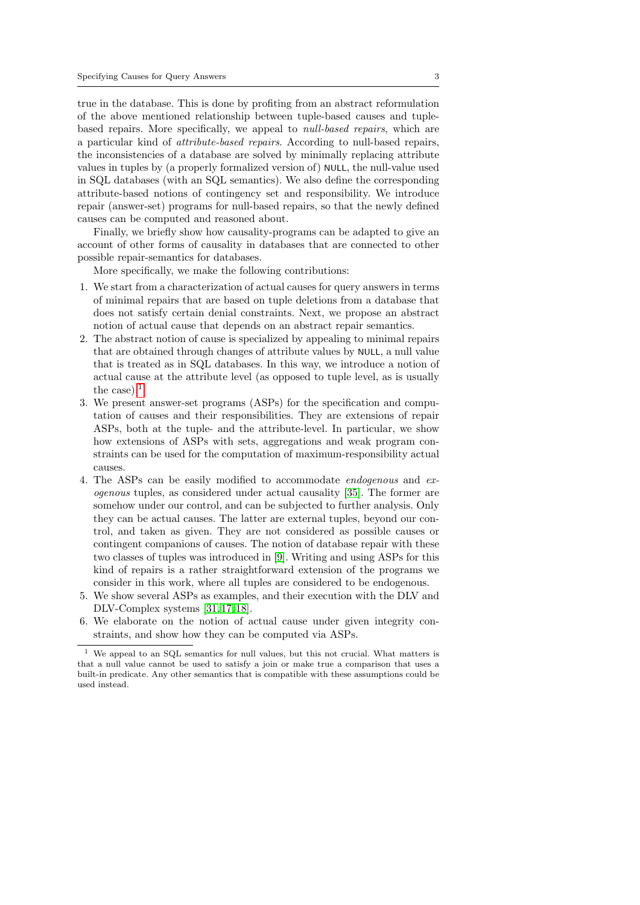true in the database. This is done by profiting from an abstract reformulation of the above mentioned relationship between tuple-based causes and tuple-based repairs. More specifically, we appeal to *null-based repairs*, which are a particular kind of *attribute-based repairs*. According to null-based repairs, the inconsistencies of a database are solved by minimally replacing attribute values in tuples by (a properly formalized version of) NULL, the null-value used in SQL databases (with an SQL semantics). We also define the corresponding attribute-based notions of contingency set and responsibility. We introduce repair (answer-set) programs for null-based repairs, so that the newly defined causes can be computed and reasoned about.

Finally, we briefly show how causality-programs can be adapted to give an account of other forms of causality in databases that are connected to other possible repair-semantics for databases.

More specifically, we make the following contributions:

1. We start from a characterization of actual causes for query answers in terms of minimal repairs that are based on tuple deletions from a database that does not satisfy certain denial constraints. Next, we propose an abstract notion of actual cause that depends on an abstract repair semantics.
2. The abstract notion of cause is specialized by appealing to minimal repairs that are obtained through changes of attribute values by NULL, a null value that is treated as in SQL databases. In this way, we introduce a notion of actual cause at the attribute level (as opposed to tuple level, as is usually the case).[1]
3. We present answer-set programs (ASPs) for the specification and computation of causes and their responsibilities. They are extensions of repair ASPs, both at the tuple- and the attribute-level. In particular, we show how extensions of ASPs with sets, aggregations and weak program constraints can be used for the computation of maximum-responsibility actual causes.
4. The ASPs can be easily modified to accommodate *endogenous* and *exogenous* tuples, as considered under actual causality [35]. The former are somehow under our control, and can be subjected to further analysis. Only they can be actual causes. The latter are external tuples, beyond our control, and taken as given. They are not considered as possible causes or contingent companions of causes. The notion of database repair with these two classes of tuples was introduced in [9]. Writing and using ASPs for this kind of repairs is a rather straightforward extension of the programs we consider in this work, where all tuples are considered to be endogenous.
5. We show several ASPs as examples, and their execution with the DLV and DLV-Complex systems [31,17,18].
6. We elaborate on the notion of actual cause under given integrity constraints, and show how they can be computed via ASPs.

[1] We appeal to an SQL semantics for null values, but this not crucial. What matters is that a null value cannot be used to satisfy a join or make true a comparison that uses a built-in predicate. Any other semantics that is compatible with these assumptions could be used instead.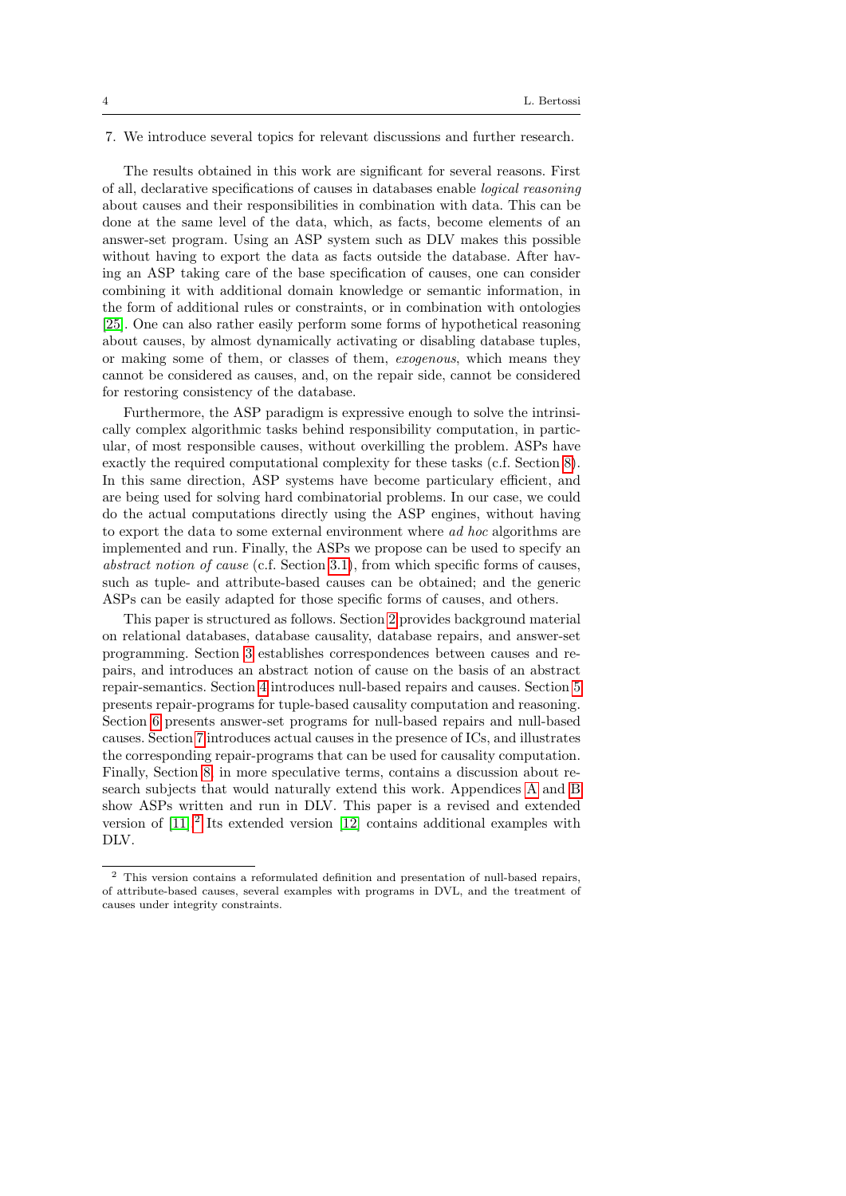7. We introduce several topics for relevant discussions and further research.

The results obtained in this work are significant for several reasons. First of all, declarative specifications of causes in databases enable *logical reasoning* about causes and their responsibilities in combination with data. This can be done at the same level of the data, which, as facts, become elements of an answer-set program. Using an ASP system such as DLV makes this possible without having to export the data as facts outside the database. After having an ASP taking care of the base specification of causes, one can consider combining it with additional domain knowledge or semantic information, in the form of additional rules or constraints, or in combination with ontologies [25]. One can also rather easily perform some forms of hypothetical reasoning about causes, by almost dynamically activating or disabling database tuples, or making some of them, or classes of them, *exogenous*, which means they cannot be considered as causes, and, on the repair side, cannot be considered for restoring consistency of the database.

Furthermore, the ASP paradigm is expressive enough to solve the intrinsically complex algorithmic tasks behind responsibility computation, in particular, of most responsible causes, without overkilling the problem. ASPs have exactly the required computational complexity for these tasks (c.f. Section 8). In this same direction, ASP systems have become particulary efficient, and are being used for solving hard combinatorial problems. In our case, we could do the actual computations directly using the ASP engines, without having to export the data to some external environment where *ad hoc* algorithms are implemented and run. Finally, the ASPs we propose can be used to specify an *abstract notion of cause* (c.f. Section 3.1), from which specific forms of causes, such as tuple- and attribute-based causes can be obtained; and the generic ASPs can be easily adapted for those specific forms of causes, and others.

This paper is structured as follows. Section 2 provides background material on relational databases, database causality, database repairs, and answer-set programming. Section 3 establishes correspondences between causes and repairs, and introduces an abstract notion of cause on the basis of an abstract repair-semantics. Section 4 introduces null-based repairs and causes. Section 5 presents repair-programs for tuple-based causality computation and reasoning. Section 6 presents answer-set programs for null-based repairs and null-based causes. Section 7 introduces actual causes in the presence of ICs, and illustrates the corresponding repair-programs that can be used for causality computation. Finally, Section 8, in more speculative terms, contains a discussion about research subjects that would naturally extend this work. Appendices A and B show ASPs written and run in DLV. This paper is a revised and extended version of [11].[2] Its extended version [12] contains additional examples with DLV.

---

[2] This version contains a reformulated definition and presentation of null-based repairs, of attribute-based causes, several examples with programs in DVL, and the treatment of causes under integrity constraints.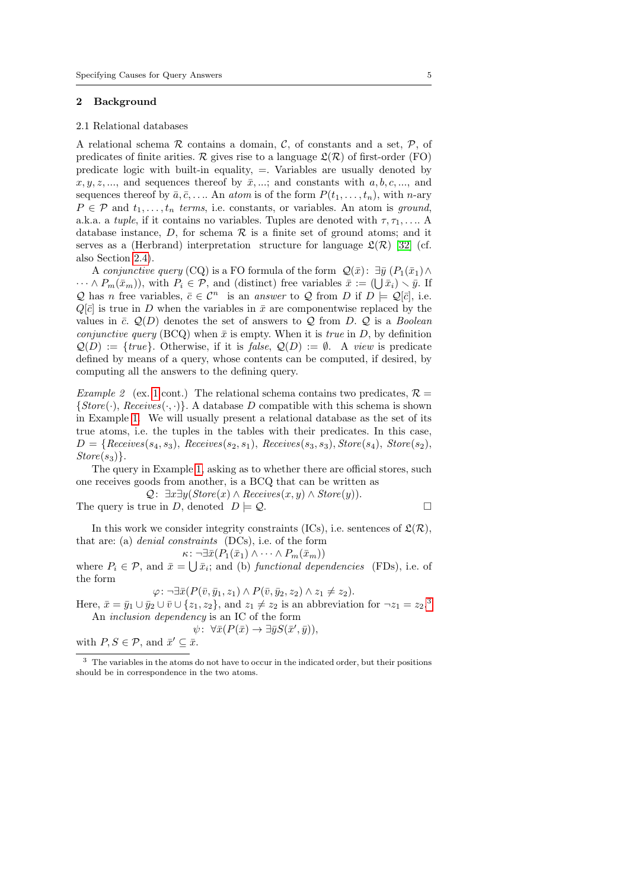## 2 Background

### 2.1 Relational databases

A relational schema $\mathcal{R}$ contains a domain, $\mathcal{C}$, of constants and a set, $\mathcal{P}$, of predicates of finite arities. $\mathcal{R}$ gives rise to a language $\mathfrak{L}(\mathcal{R})$ of first-order (FO) predicate logic with built-in equality, $=$. Variables are usually denoted by $x, y, z, \ldots$, and sequences thereof by $\bar{x}, \ldots$; and constants with $a, b, c, \ldots$, and sequences thereof by $\bar{a}, \bar{c}, \ldots$. An *atom* is of the form $P(t_1, \ldots, t_n)$, with $n$-ary $P \in \mathcal{P}$ and $t_1, \ldots, t_n$ *terms*, i.e. constants, or variables. An atom is *ground*, a.k.a. a *tuple*, if it contains no variables. Tuples are denoted with $\tau, \tau_1, \ldots$. A database instance, $D$, for schema $\mathcal{R}$ is a finite set of ground atoms; and it serves as a (Herbrand) interpretation structure for language $\mathfrak{L}(\mathcal{R})$ [32] (cf. also Section 2.4).

A *conjunctive query* (CQ) is a FO formula of the form $\mathcal{Q}(\bar{x})\colon\ \exists \bar{y}\ (P_1(\bar{x}_1) \wedge \cdots \wedge P_m(\bar{x}_m))$, with $P_i \in \mathcal{P}$, and (distinct) free variables $\bar{x} := (\bigcup \bar{x}_i) \smallsetminus \bar{y}$. If $\mathcal{Q}$ has $n$ free variables, $\bar{c} \in \mathcal{C}^n$ is an *answer* to $\mathcal{Q}$ from $D$ if $D \models \mathcal{Q}[\bar{c}]$, i.e. $Q[\bar{c}]$ is true in $D$ when the variables in $\bar{x}$ are componentwise replaced by the values in $\bar{c}$. $\mathcal{Q}(D)$ denotes the set of answers to $\mathcal{Q}$ from $D$. $\mathcal{Q}$ is a *Boolean conjunctive query* (BCQ) when $\bar{x}$ is empty. When it is *true* in $D$, by definition $\mathcal{Q}(D) := \{\mathit{true}\}$. Otherwise, if it is *false*, $\mathcal{Q}(D) := \emptyset$. A *view* is predicate defined by means of a query, whose contents can be computed, if desired, by computing all the answers to the defining query.

*Example 2* (ex. 1 cont.) The relational schema contains two predicates, $\mathcal{R} = \{\mathit{Store}(\cdot),\ \mathit{Receives}(\cdot,\cdot)\}$. A database $D$ compatible with this schema is shown in Example 1. We will usually present a relational database as the set of its true atoms, i.e. the tuples in the tables with their predicates. In this case, $D = \{\mathit{Receives}(s_4, s_3),\ \mathit{Receives}(s_2, s_1),\ \mathit{Receives}(s_3, s_3), \mathit{Store}(s_4),\ \mathit{Store}(s_2),\ \mathit{Store}(s_3)\}$.

The query in Example 1, asking as to whether there are official stores, such one receives goods from another, is a BCQ that can be written as

$$\mathcal{Q}\colon\ \exists x \exists y (\mathit{Store}(x) \wedge \mathit{Receives}(x, y) \wedge \mathit{Store}(y)).$$

The query is true in $D$, denoted $D \models \mathcal{Q}$. $\square$

In this work we consider integrity constraints (ICs), i.e. sentences of $\mathfrak{L}(\mathcal{R})$, that are: (a) *denial constraints* (DCs), i.e. of the form

$$\kappa\colon \neg \exists \bar{x} (P_1(\bar{x}_1) \wedge \cdots \wedge P_m(\bar{x}_m))$$

where $P_i \in \mathcal{P}$, and $\bar{x} = \bigcup \bar{x}_i$; and (b) *functional dependencies* (FDs), i.e. of the form

$$\varphi\colon \neg \exists \bar{x} (P(\bar{v}, \bar{y}_1, z_1) \wedge P(\bar{v}, \bar{y}_2, z_2) \wedge z_1 \neq z_2).$$

Here, $\bar{x} = \bar{y}_1 \cup \bar{y}_2 \cup \bar{v} \cup \{z_1, z_2\}$, and $z_1 \neq z_2$ is an abbreviation for $\neg z_1 = z_2$.[3]

An *inclusion dependency* is an IC of the form

$$\psi\colon\ \forall \bar{x} (P(\bar{x}) \rightarrow \exists \bar{y} S(\bar{x}', \bar{y})),$$

with $P, S \in \mathcal{P}$, and $\bar{x}' \subseteq \bar{x}$.

[3] The variables in the atoms do not have to occur in the indicated order, but their positions should be in correspondence in the two atoms.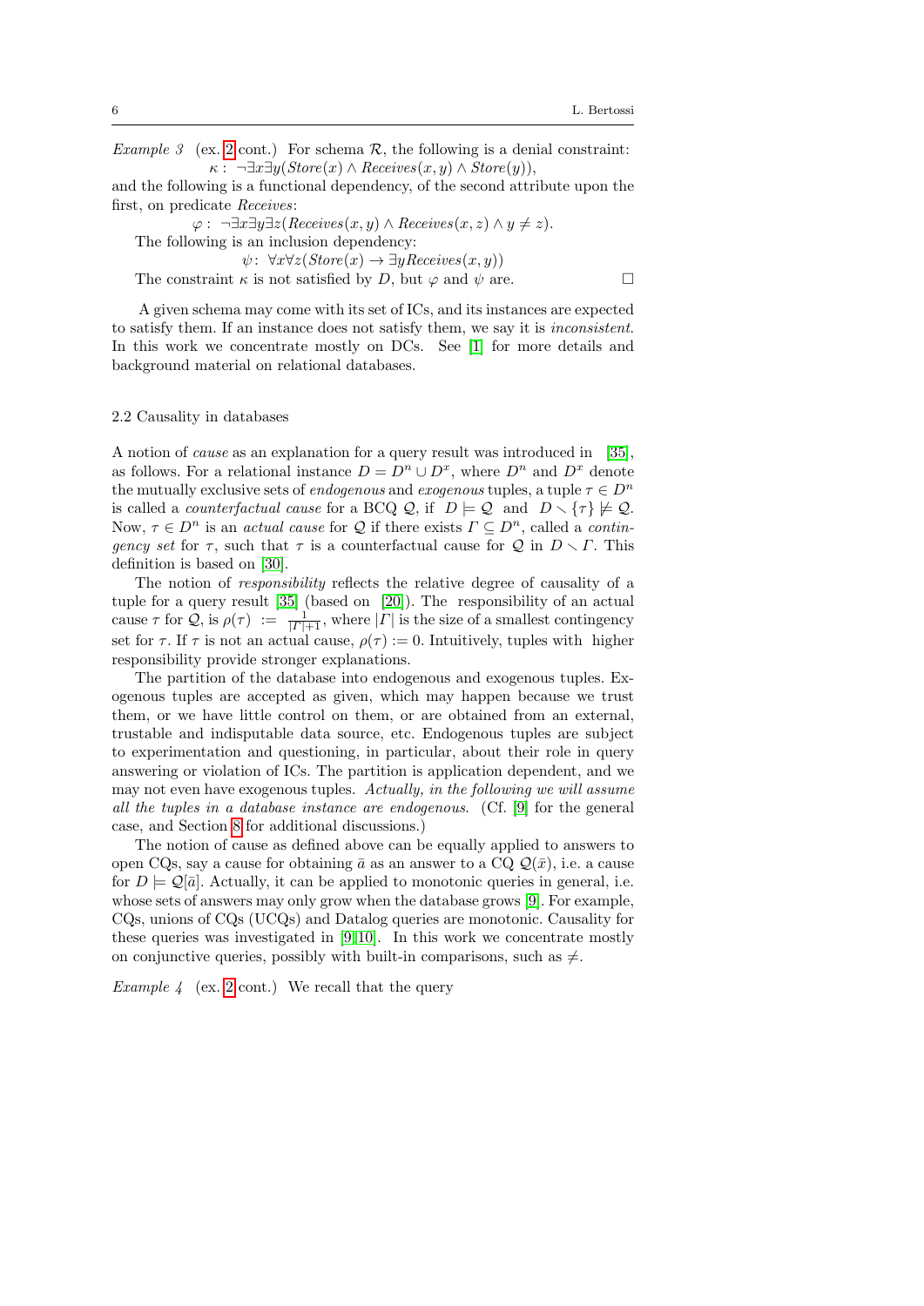*Example 3* (ex. 2 cont.) For schema $\mathcal{R}$, the following is a denial constraint:

$$\kappa: \ \neg\exists x \exists y(\mathit{Store}(x) \wedge \mathit{Receives}(x,y) \wedge \mathit{Store}(y)),$$

and the following is a functional dependency, of the second attribute upon the first, on predicate *Receives*:

$$\varphi: \ \neg\exists x \exists y \exists z(\mathit{Receives}(x,y) \wedge \mathit{Receives}(x,z) \wedge y \neq z).$$

The following is an inclusion dependency:

$$\psi: \ \forall x \forall z(\mathit{Store}(x) \rightarrow \exists y \mathit{Receives}(x,y))$$

The constraint $\kappa$ is not satisfied by $D$, but $\varphi$ and $\psi$ are. □

A given schema may come with its set of ICs, and its instances are expected to satisfy them. If an instance does not satisfy them, we say it is *inconsistent*. In this work we concentrate mostly on DCs. See [1] for more details and background material on relational databases.

### 2.2 Causality in databases

A notion of *cause* as an explanation for a query result was introduced in [35], as follows. For a relational instance $D = D^n \cup D^x$, where $D^n$ and $D^x$ denote the mutually exclusive sets of *endogenous* and *exogenous* tuples, a tuple $\tau \in D^n$ is called a *counterfactual* cause for a BCQ $\mathcal{Q}$, if $D \models \mathcal{Q}$ and $D \smallsetminus \{\tau\} \not\models \mathcal{Q}$. Now, $\tau \in D^n$ is an *actual cause* for $\mathcal{Q}$ if there exists $\Gamma \subseteq D^n$, called a *contingency set* for $\tau$, such that $\tau$ is a counterfactual cause for $\mathcal{Q}$ in $D \smallsetminus \Gamma$. This definition is based on [30].

The notion of *responsibility* reflects the relative degree of causality of a tuple for a query result [35] (based on [20]). The responsibility of an actual cause $\tau$ for $\mathcal{Q}$, is $\rho(\tau) := \frac{1}{|\Gamma|+1}$, where $|\Gamma|$ is the size of a smallest contingency set for $\tau$. If $\tau$ is not an actual cause, $\rho(\tau) := 0$. Intuitively, tuples with higher responsibility provide stronger explanations.

The partition of the database into endogenous and exogenous tuples. Exogenous tuples are accepted as given, which may happen because we trust them, or we have little control on them, or are obtained from an external, trustable and indisputable data source, etc. Endogenous tuples are subject to experimentation and questioning, in particular, about their role in query answering or violation of ICs. The partition is application dependent, and we may not even have exogenous tuples. *Actually, in the following we will assume all the tuples in a database instance are endogenous.* (Cf. [9] for the general case, and Section 8 for additional discussions.)

The notion of cause as defined above can be equally applied to answers to open CQs, say a cause for obtaining $\bar{a}$ as an answer to a CQ $\mathcal{Q}(\bar{x})$, i.e. a cause for $D \models \mathcal{Q}[\bar{a}]$. Actually, it can be applied to monotonic queries in general, i.e. whose sets of answers may only grow when the database grows [9]. For example, CQs, unions of CQs (UCQs) and Datalog queries are monotonic. Causality for these queries was investigated in [9,10]. In this work we concentrate mostly on conjunctive queries, possibly with built-in comparisons, such as $\neq$.

*Example 4* (ex. 2 cont.) We recall that the query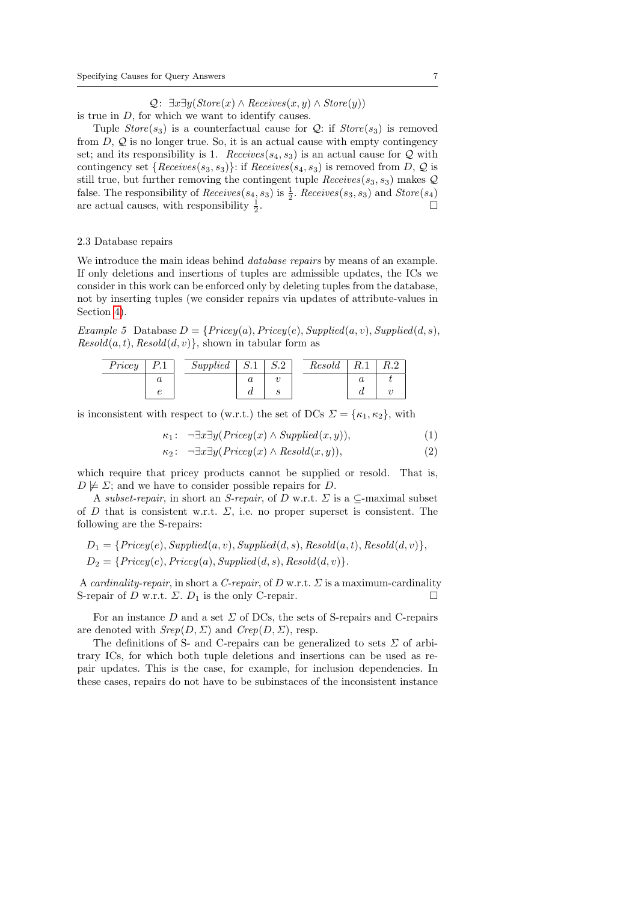$\mathcal{Q}$: $\exists x \exists y(Store(x) \wedge Receives(x,y) \wedge Store(y))$

is true in $D$, for which we want to identify causes.

Tuple $Store(s_3)$ is a counterfactual cause for $\mathcal{Q}$: if $Store(s_3)$ is removed from $D$, $\mathcal{Q}$ is no longer true. So, it is an actual cause with empty contingency set; and its responsibility is 1. $Receives(s_4, s_3)$ is an actual cause for $\mathcal{Q}$ with contingency set $\{Receives(s_3, s_3)\}$: if $Receives(s_4, s_3)$ is removed from $D$, $\mathcal{Q}$ is still true, but further removing the contingent tuple $Receives(s_3, s_3)$ makes $\mathcal{Q}$ false. The responsibility of $Receives(s_4, s_3)$ is $\frac{1}{2}$. $Receives(s_3, s_3)$ and $Store(s_4)$ are actual causes, with responsibility $\frac{1}{2}$. □

### 2.3 Database repairs

We introduce the main ideas behind *database repairs* by means of an example. If only deletions and insertions of tuples are admissible updates, the ICs we consider in this work can be enforced only by deleting tuples from the database, not by inserting tuples (we consider repairs via updates of attribute-values in Section 4).

*Example 5* Database $D = \{Pricey(a), Pricey(e), Supplied(a, v), Supplied(d, s), Resold(a, t), Resold(d, v)\}$, shown in tabular form as

| *Pricey* | $P.1$ |
|---|---|
| | $a$ |
| | $e$ |

| *Supplied* | $S.1$ | $S.2$ |
|---|---|---|
| | $a$ | $v$ |
| | $d$ | $s$ |

| *Resold* | $R.1$ | $R.2$ |
|---|---|---|
| | $a$ | $t$ |
| | $d$ | $v$ |

is inconsistent with respect to (w.r.t.) the set of DCs $\Sigma = \{\kappa_1, \kappa_2\}$, with

$$\kappa_1\colon \quad \neg\exists x \exists y(Pricey(x) \wedge Supplied(x,y)), \tag{1}$$

$$\kappa_2\colon \quad \neg\exists x \exists y(Pricey(x) \wedge Resold(x,y)), \tag{2}$$

which require that pricey products cannot be supplied or resold. That is, $D \not\models \Sigma$; and we have to consider possible repairs for $D$.

A *subset-repair*, in short an *S-repair*, of $D$ w.r.t. $\Sigma$ is a $\subseteq$-maximal subset of $D$ that is consistent w.r.t. $\Sigma$, i.e. no proper superset is consistent. The following are the S-repairs:

$$D_1 = \{Pricey(e), Supplied(a, v), Supplied(d, s), Resold(a, t), Resold(d, v)\},$$

$$D_2 = \{Pricey(e), Pricey(a), Supplied(d, s), Resold(d, v)\}.$$

A *cardinality-repair*, in short a *C-repair*, of $D$ w.r.t. $\Sigma$ is a maximum-cardinality S-repair of $D$ w.r.t. $\Sigma$. $D_1$ is the only C-repair. □

For an instance $D$ and a set $\Sigma$ of DCs, the sets of S-repairs and C-repairs are denoted with $Srep(D, \Sigma)$ and $Crep(D, \Sigma)$, resp.

The definitions of S- and C-repairs can be generalized to sets $\Sigma$ of arbitrary ICs, for which both tuple deletions and insertions can be used as repair updates. This is the case, for example, for inclusion dependencies. In these cases, repairs do not have to be subinstaces of the inconsistent instance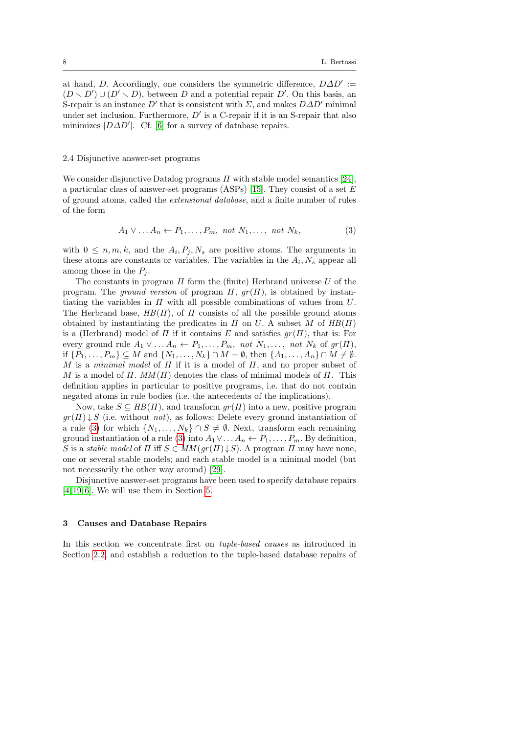at hand, $D$. Accordingly, one considers the symmetric difference, $D \Delta D' := (D \smallsetminus D') \cup (D' \smallsetminus D)$, between $D$ and a potential repair $D'$. On this basis, an S-repair is an instance $D'$ that is consistent with $\Sigma$, and makes $D \Delta D'$ minimal under set inclusion. Furthermore, $D'$ is a C-repair if it is an S-repair that also minimizes $|D \Delta D'|$. Cf. [6] for a survey of database repairs.

### 2.4 Disjunctive answer-set programs

We consider disjunctive Datalog programs $\Pi$ with stable model semantics [24], a particular class of answer-set programs (ASPs) [15]. They consist of a set $E$ of ground atoms, called the *extensional database*, and a finite number of rules of the form

$$A_1 \vee \ldots A_n \leftarrow P_1, \ldots, P_m, \ \mathit{not} \ N_1, \ldots, \ \mathit{not} \ N_k, \tag{3}$$

with $0 \leq n, m, k$, and the $A_i, P_j, N_s$ are positive atoms. The arguments in these atoms are constants or variables. The variables in the $A_i, N_s$ appear all among those in the $P_j$.

The constants in program $\Pi$ form the (finite) Herbrand universe $U$ of the program. The *ground version* of program $\Pi$, $gr(\Pi)$, is obtained by instantiating the variables in $\Pi$ with all possible combinations of values from $U$. The Herbrand base, $HB(\Pi)$, of $\Pi$ consists of all the possible ground atoms obtained by instantiating the predicates in $\Pi$ on $U$. A subset $M$ of $HB(\Pi)$ is a (Herbrand) model of $\Pi$ if it contains $E$ and satisfies $gr(\Pi)$, that is: For every ground rule $A_1 \vee \ldots A_n \leftarrow P_1, \ldots, P_m, \ \mathit{not} \ N_1, \ldots, \ \mathit{not} \ N_k$ of $gr(\Pi)$, if $\{P_1, \ldots, P_m\} \subseteq M$ and $\{N_1, \ldots, N_k\} \cap M = \emptyset$, then $\{A_1, \ldots, A_n\} \cap M \neq \emptyset$. $M$ is a *minimal model* of $\Pi$ if it is a model of $\Pi$, and no proper subset of $M$ is a model of $\Pi$. $MM(\Pi)$ denotes the class of minimal models of $\Pi$. This definition applies in particular to positive programs, i.e. that do not contain negated atoms in rule bodies (i.e. the antecedents of the implications).

Now, take $S \subseteq HB(\Pi)$, and transform $gr(\Pi)$ into a new, positive program $gr(\Pi) \downarrow S$ (i.e. without *not*), as follows: Delete every ground instantiation of a rule (3) for which $\{N_1, \ldots, N_k\} \cap S \neq \emptyset$. Next, transform each remaining ground instantiation of a rule (3) into $A_1 \vee \ldots A_n \leftarrow P_1, \ldots, P_m$. By definition, $S$ is a *stable model* of $\Pi$ iff $S \in MM(gr(\Pi) \downarrow S)$. A program $\Pi$ may have none, one or several stable models; and each stable model is a minimal model (but not necessarily the other way around) [29].

Disjunctive answer-set programs have been used to specify database repairs [4,19,6]. We will use them in Section 5.

## 3 Causes and Database Repairs

In this section we concentrate first on *tuple-based causes* as introduced in Section 2.2, and establish a reduction to the tuple-based database repairs of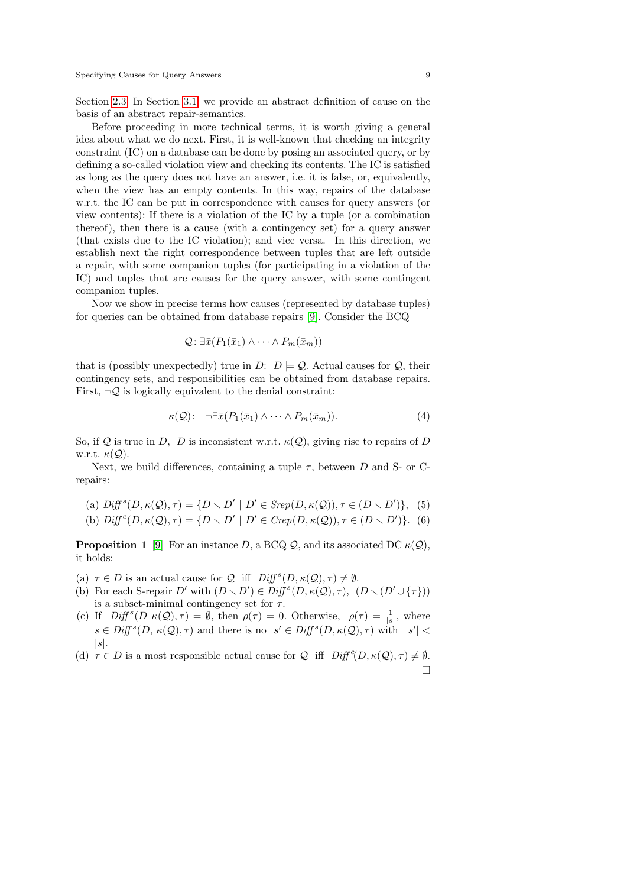Section 2.3. In Section 3.1, we provide an abstract definition of cause on the basis of an abstract repair-semantics.

Before proceeding in more technical terms, it is worth giving a general idea about what we do next. First, it is well-known that checking an integrity constraint (IC) on a database can be done by posing an associated query, or by defining a so-called violation view and checking its contents. The IC is satisfied as long as the query does not have an answer, i.e. it is false, or, equivalently, when the view has an empty contents. In this way, repairs of the database w.r.t. the IC can be put in correspondence with causes for query answers (or view contents): If there is a violation of the IC by a tuple (or a combination thereof), then there is a cause (with a contingency set) for a query answer (that exists due to the IC violation); and vice versa. In this direction, we establish next the right correspondence between tuples that are left outside a repair, with some companion tuples (for participating in a violation of the IC) and tuples that are causes for the query answer, with some contingent companion tuples.

Now we show in precise terms how causes (represented by database tuples) for queries can be obtained from database repairs [9]. Consider the BCQ

$$\mathcal{Q}\colon \exists \bar{x}(P_1(\bar{x}_1) \wedge \cdots \wedge P_m(\bar{x}_m))$$

that is (possibly unexpectedly) true in $D$: $D \models \mathcal{Q}$. Actual causes for $\mathcal{Q}$, their contingency sets, and responsibilities can be obtained from database repairs. First, $\neg\mathcal{Q}$ is logically equivalent to the denial constraint:

$$\kappa(\mathcal{Q})\colon \quad \neg\exists \bar{x}(P_1(\bar{x}_1) \wedge \cdots \wedge P_m(\bar{x}_m)). \tag{4}$$

So, if $\mathcal{Q}$ is true in $D$, $D$ is inconsistent w.r.t. $\kappa(\mathcal{Q})$, giving rise to repairs of $D$ w.r.t. $\kappa(\mathcal{Q})$.

Next, we build differences, containing a tuple $\tau$, between $D$ and S- or C-repairs:

(a) $\mathit{Diff}^s(D, \kappa(\mathcal{Q}), \tau) = \{D \smallsetminus D' \mid D' \in \mathit{Srep}(D, \kappa(\mathcal{Q})), \tau \in (D \smallsetminus D')\}$, (5)

(b) $\mathit{Diff}^c(D, \kappa(\mathcal{Q}), \tau) = \{D \smallsetminus D' \mid D' \in \mathit{Crep}(D, \kappa(\mathcal{Q})), \tau \in (D \smallsetminus D')\}$. (6)

**Proposition 1** [9] For an instance $D$, a BCQ $\mathcal{Q}$, and its associated DC $\kappa(\mathcal{Q})$, it holds:

(a) $\tau \in D$ is an actual cause for $\mathcal{Q}$ iff $\mathit{Diff}^s(D, \kappa(\mathcal{Q}), \tau) \neq \emptyset$.
(b) For each S-repair $D'$ with $(D \smallsetminus D') \in \mathit{Diff}^s(D, \kappa(\mathcal{Q}), \tau)$, $(D \smallsetminus (D' \cup \{\tau\}))$ is a subset-minimal contingency set for $\tau$.
(c) If $\mathit{Diff}^s(D\ \kappa(\mathcal{Q}), \tau) = \emptyset$, then $\rho(\tau) = 0$. Otherwise, $\rho(\tau) = \frac{1}{|s|}$, where $s \in \mathit{Diff}^s(D,\, \kappa(\mathcal{Q}), \tau)$ and there is no $s' \in \mathit{Diff}^s(D, \kappa(\mathcal{Q}), \tau)$ with $|s'| < |s|$.
(d) $\tau \in D$ is a most responsible actual cause for $\mathcal{Q}$ iff $\mathit{Diff}^c(D, \kappa(\mathcal{Q}), \tau) \neq \emptyset$. □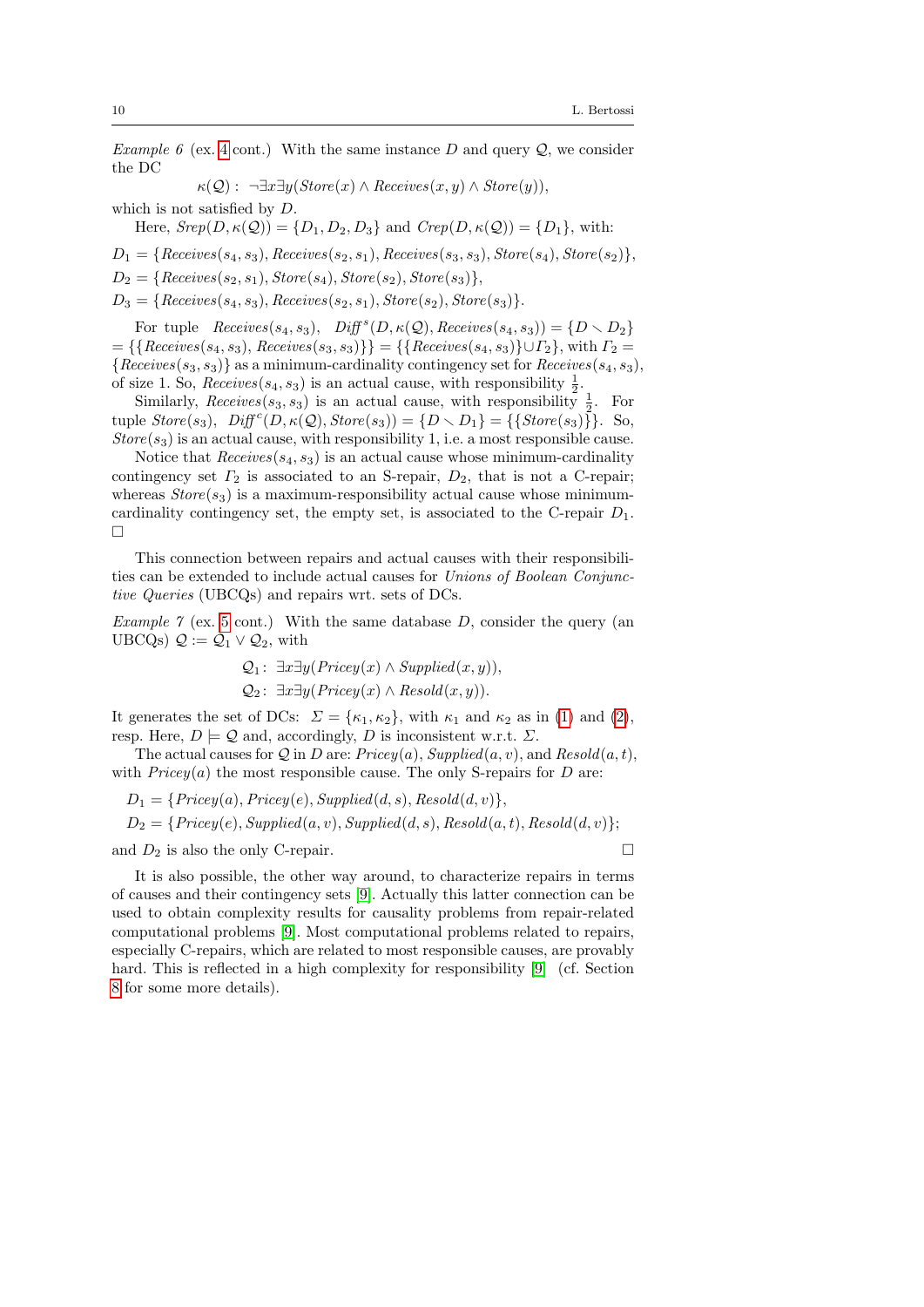*Example 6* (ex. 4 cont.) With the same instance $D$ and query $\mathcal{Q}$, we consider the DC

$$\kappa(\mathcal{Q}): \ \neg\exists x \exists y(\mathit{Store}(x) \wedge \mathit{Receives}(x, y) \wedge \mathit{Store}(y)),$$

which is not satisfied by $D$.

Here, $\mathit{Srep}(D, \kappa(\mathcal{Q})) = \{D_1, D_2, D_3\}$ and $\mathit{Crep}(D, \kappa(\mathcal{Q})) = \{D_1\}$, with:

$$D_1 = \{\mathit{Receives}(s_4, s_3), \mathit{Receives}(s_2, s_1), \mathit{Receives}(s_3, s_3), \mathit{Store}(s_4), \mathit{Store}(s_2)\},$$
$$D_2 = \{\mathit{Receives}(s_2, s_1), \mathit{Store}(s_4), \mathit{Store}(s_2), \mathit{Store}(s_3)\},$$
$$D_3 = \{\mathit{Receives}(s_4, s_3), \mathit{Receives}(s_2, s_1), \mathit{Store}(s_2), \mathit{Store}(s_3)\}.$$

For tuple $\mathit{Receives}(s_4, s_3)$, $\mathit{Diff}^s(D, \kappa(\mathcal{Q}), \mathit{Receives}(s_4, s_3)) = \{D \smallsetminus D_2\}$ $= \{\{\mathit{Receives}(s_4, s_3), \mathit{Receives}(s_3, s_3)\}\} = \{\{\mathit{Receives}(s_4, s_3)\} \cup \Gamma_2\}$, with $\Gamma_2 = \{\mathit{Receives}(s_3, s_3)\}$ as a minimum-cardinality contingency set for $\mathit{Receives}(s_4, s_3)$, of size 1. So, $\mathit{Receives}(s_4, s_3)$ is an actual cause, with responsibility $\frac{1}{2}$.

Similarly, $\mathit{Receives}(s_3, s_3)$ is an actual cause, with responsibility $\frac{1}{2}$. For tuple $\mathit{Store}(s_3)$, $\mathit{Diff}^c(D, \kappa(\mathcal{Q}), \mathit{Store}(s_3)) = \{D \smallsetminus D_1\} = \{\{\mathit{Store}(s_3)\}\}$. So, $\mathit{Store}(s_3)$ is an actual cause, with responsibility 1, i.e. a most responsible cause.

Notice that $\mathit{Receives}(s_4, s_3)$ is an actual cause whose minimum-cardinality contingency set $\Gamma_2$ is associated to an S-repair, $D_2$, that is not a C-repair; whereas $\mathit{Store}(s_3)$ is a maximum-responsibility actual cause whose minimum-cardinality contingency set, the empty set, is associated to the C-repair $D_1$. □

This connection between repairs and actual causes with their responsibilities can be extended to include actual causes for *Unions of Boolean Conjunctive Queries* (UBCQs) and repairs wrt. sets of DCs.

*Example 7* (ex. 5 cont.) With the same database $D$, consider the query (an UBCQs) $\mathcal{Q} := \mathcal{Q}_1 \vee \mathcal{Q}_2$, with

$$\mathcal{Q}_1: \ \exists x \exists y(\mathit{Pricey}(x) \wedge \mathit{Supplied}(x, y)),$$
$$\mathcal{Q}_2: \ \exists x \exists y(\mathit{Pricey}(x) \wedge \mathit{Resold}(x, y)).$$

It generates the set of DCs: $\Sigma = \{\kappa_1, \kappa_2\}$, with $\kappa_1$ and $\kappa_2$ as in (1) and (2), resp. Here, $D \models \mathcal{Q}$ and, accordingly, $D$ is inconsistent w.r.t. $\Sigma$.

The actual causes for $\mathcal{Q}$ in $D$ are: $\mathit{Pricey}(a)$, $\mathit{Supplied}(a, v)$, and $\mathit{Resold}(a, t)$, with $\mathit{Pricey}(a)$ the most responsible cause. The only S-repairs for $D$ are:

$$D_1 = \{\mathit{Pricey}(a), \mathit{Pricey}(e), \mathit{Supplied}(d, s), \mathit{Resold}(d, v)\},$$
$$D_2 = \{\mathit{Pricey}(e), \mathit{Supplied}(a, v), \mathit{Supplied}(d, s), \mathit{Resold}(a, t), \mathit{Resold}(d, v)\};$$

and $D_2$ is also the only C-repair. □

It is also possible, the other way around, to characterize repairs in terms of causes and their contingency sets [9]. Actually this latter connection can be used to obtain complexity results for causality problems from repair-related computational problems [9]. Most computational problems related to repairs, especially C-repairs, which are related to most responsible causes, are provably hard. This is reflected in a high complexity for responsibility [9] (cf. Section 8 for some more details).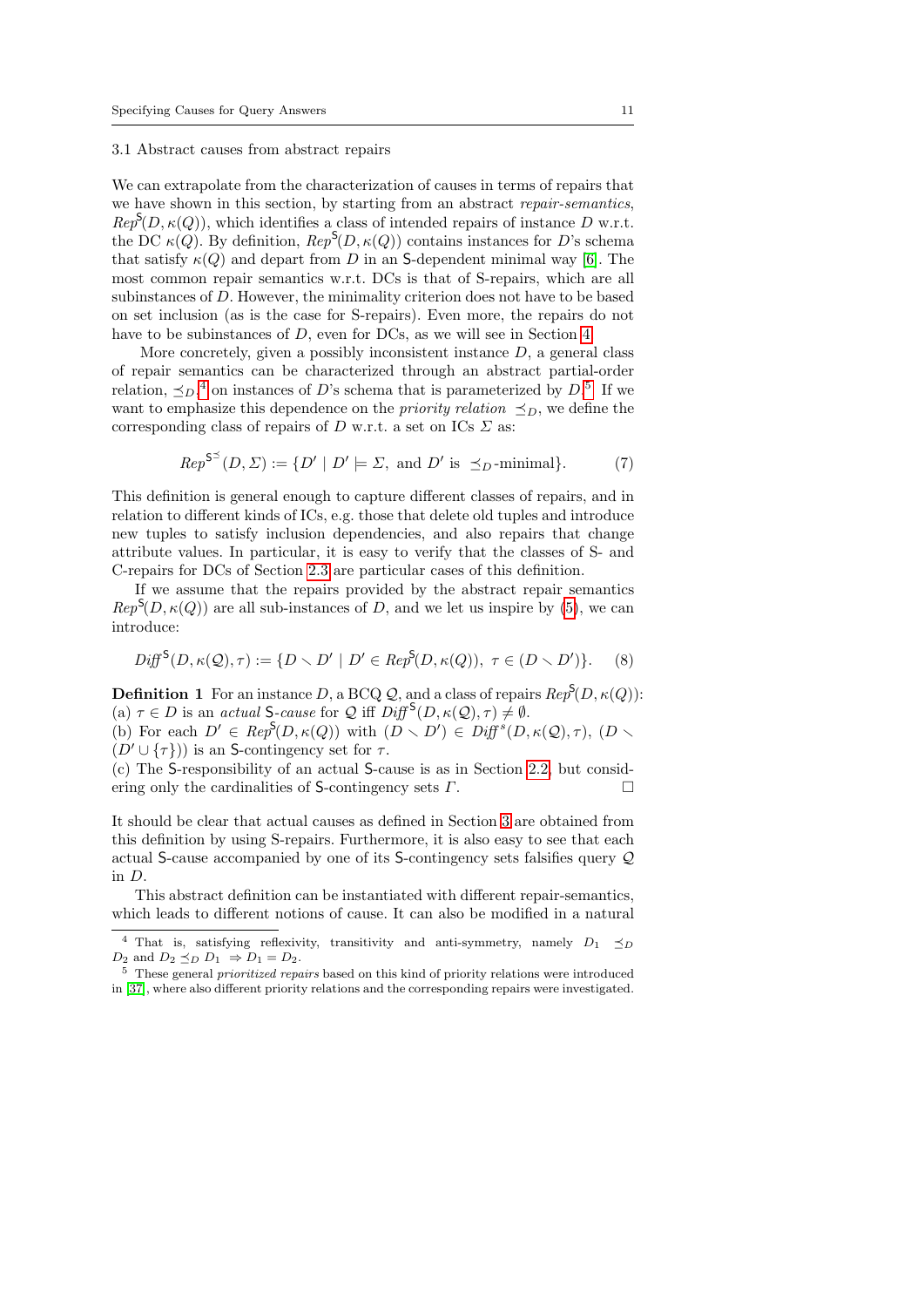### 3.1 Abstract causes from abstract repairs

We can extrapolate from the characterization of causes in terms of repairs that we have shown in this section, by starting from an abstract *repair-semantics*, $Rep^{\mathsf{S}}(D, \kappa(Q))$, which identifies a class of intended repairs of instance $D$ w.r.t. the DC $\kappa(Q)$. By definition, $Rep^{\mathsf{S}}(D, \kappa(Q))$ contains instances for $D$'s schema that satisfy $\kappa(Q)$ and depart from $D$ in an $\mathsf{S}$-dependent minimal way [6]. The most common repair semantics w.r.t. DCs is that of S-repairs, which are all subinstances of $D$. However, the minimality criterion does not have to be based on set inclusion (as is the case for S-repairs). Even more, the repairs do not have to be subinstances of $D$, even for DCs, as we will see in Section 4.

More concretely, given a possibly inconsistent instance $D$, a general class of repair semantics can be characterized through an abstract partial-order relation, $\preceq_D$,[4] on instances of $D$'s schema that is parameterized by $D$.[5] If we want to emphasize this dependence on the *priority relation* $\preceq_D$, we define the corresponding class of repairs of $D$ w.r.t. a set on ICs $\Sigma$ as:

$$Rep^{\mathsf{S}^{\preceq}}(D, \Sigma) := \{D' \mid D' \models \Sigma, \text{ and } D' \text{ is } \preceq_D\text{-minimal}\}. \tag{7}$$

This definition is general enough to capture different classes of repairs, and in relation to different kinds of ICs, e.g. those that delete old tuples and introduce new tuples to satisfy inclusion dependencies, and also repairs that change attribute values. In particular, it is easy to verify that the classes of S- and C-repairs for DCs of Section 2.3 are particular cases of this definition.

If we assume that the repairs provided by the abstract repair semantics $Rep^{\mathsf{S}}(D, \kappa(Q))$ are all sub-instances of $D$, and we let us inspire by (5), we can introduce:

$$Diff^{\mathsf{S}}(D, \kappa(\mathcal{Q}), \tau) := \{D \smallsetminus D' \mid D' \in Rep^{\mathsf{S}}(D, \kappa(Q)),\ \tau \in (D \smallsetminus D')\}. \tag{8}$$

**Definition 1** For an instance $D$, a BCQ $\mathcal{Q}$, and a class of repairs $Rep^{\mathsf{S}}(D, \kappa(Q))$:
(a) $\tau \in D$ is an *actual* $\mathsf{S}$*-cause* for $\mathcal{Q}$ iff $Diff^{\mathsf{S}}(D, \kappa(\mathcal{Q}), \tau) \neq \emptyset$.
(b) For each $D' \in Rep^{\mathsf{S}}(D, \kappa(Q))$ with $(D \smallsetminus D') \in Diff^{s}(D, \kappa(\mathcal{Q}), \tau)$, $(D \smallsetminus (D' \cup \{\tau\}))$ is an $\mathsf{S}$-contingency set for $\tau$.
(c) The $\mathsf{S}$-responsibility of an actual $\mathsf{S}$-cause is as in Section 2.2, but considering only the cardinalities of $\mathsf{S}$-contingency sets $\Gamma$. □

It should be clear that actual causes as defined in Section 3 are obtained from this definition by using S-repairs. Furthermore, it is also easy to see that each actual $\mathsf{S}$-cause accompanied by one of its $\mathsf{S}$-contingency sets falsifies query $\mathcal{Q}$ in $D$.

This abstract definition can be instantiated with different repair-semantics, which leads to different notions of cause. It can also be modified in a natural

[4] That is, satisfying reflexivity, transitivity and anti-symmetry, namely $D_1 \preceq_D D_2$ and $D_2 \preceq_D D_1 \Rightarrow D_1 = D_2$.

[5] These general *prioritized repairs* based on this kind of priority relations were introduced in [37], where also different priority relations and the corresponding repairs were investigated.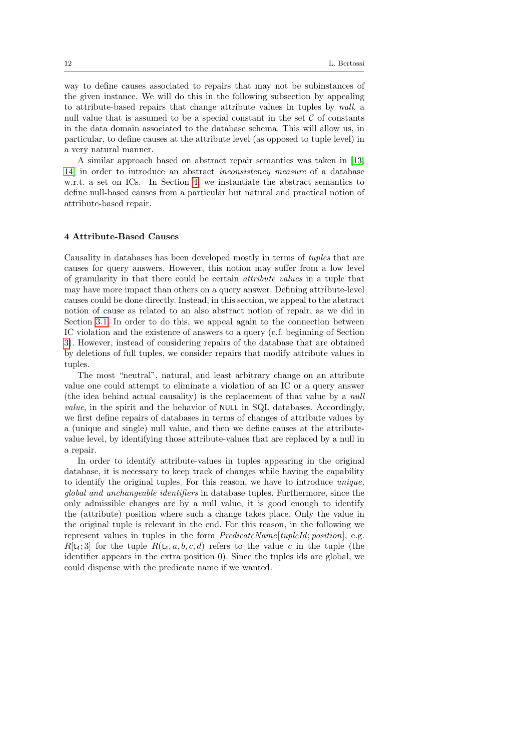way to define causes associated to repairs that may not be subinstances of the given instance. We will do this in the following subsection by appealing to attribute-based repairs that change attribute values in tuples by *null*, a null value that is assumed to be a special constant in the set $\mathcal{C}$ of constants in the data domain associated to the database schema. This will allow us, in particular, to define causes at the attribute level (as opposed to tuple level) in a very natural manner.

A similar approach based on abstract repair semantics was taken in [13, 14] in order to introduce an abstract *inconsistency measure* of a database w.r.t. a set on ICs. In Section 4, we instantiate the abstract semantics to define null-based causes from a particular but natural and practical notion of attribute-based repair.

## 4 Attribute-Based Causes

Causality in databases has been developed mostly in terms of *tuples* that are causes for query answers. However, this notion may suffer from a low level of granularity in that there could be certain *attribute values* in a tuple that may have more impact than others on a query answer. Defining attribute-level causes could be done directly. Instead, in this section, we appeal to the abstract notion of cause as related to an also abstract notion of repair, as we did in Section 3.1. In order to do this, we appeal again to the connection between IC violation and the existence of answers to a query (c.f. beginning of Section 3). However, instead of considering repairs of the database that are obtained by deletions of full tuples, we consider repairs that modify attribute values in tuples.

The most "neutral", natural, and least arbitrary change on an attribute value one could attempt to eliminate a violation of an IC or a query answer (the idea behind actual causality) is the replacement of that value by a *null value*, in the spirit and the behavior of NULL in SQL databases. Accordingly, we first define repairs of databases in terms of changes of attribute values by a (unique and single) null value, and then we define causes at the attribute-value level, by identifying those attribute-values that are replaced by a null in a repair.

In order to identify attribute-values in tuples appearing in the original database, it is necessary to keep track of changes while having the capability to identify the original tuples. For this reason, we have to introduce *unique, global and unchangeable identifiers* in database tuples. Furthermore, since the only admissible changes are by a null value, it is good enough to identify the (attribute) position where such a change takes place. Only the value in the original tuple is relevant in the end. For this reason, in the following we represent values in tuples in the form *PredicateName*[*tupleId*; *position*], e.g. $R[\mathsf{t}_4; 3]$ for the tuple $R(\mathsf{t}_4, a, b, c, d)$ refers to the value $c$ in the tuple (the identifier appears in the extra position 0). Since the tuples ids are global, we could dispense with the predicate name if we wanted.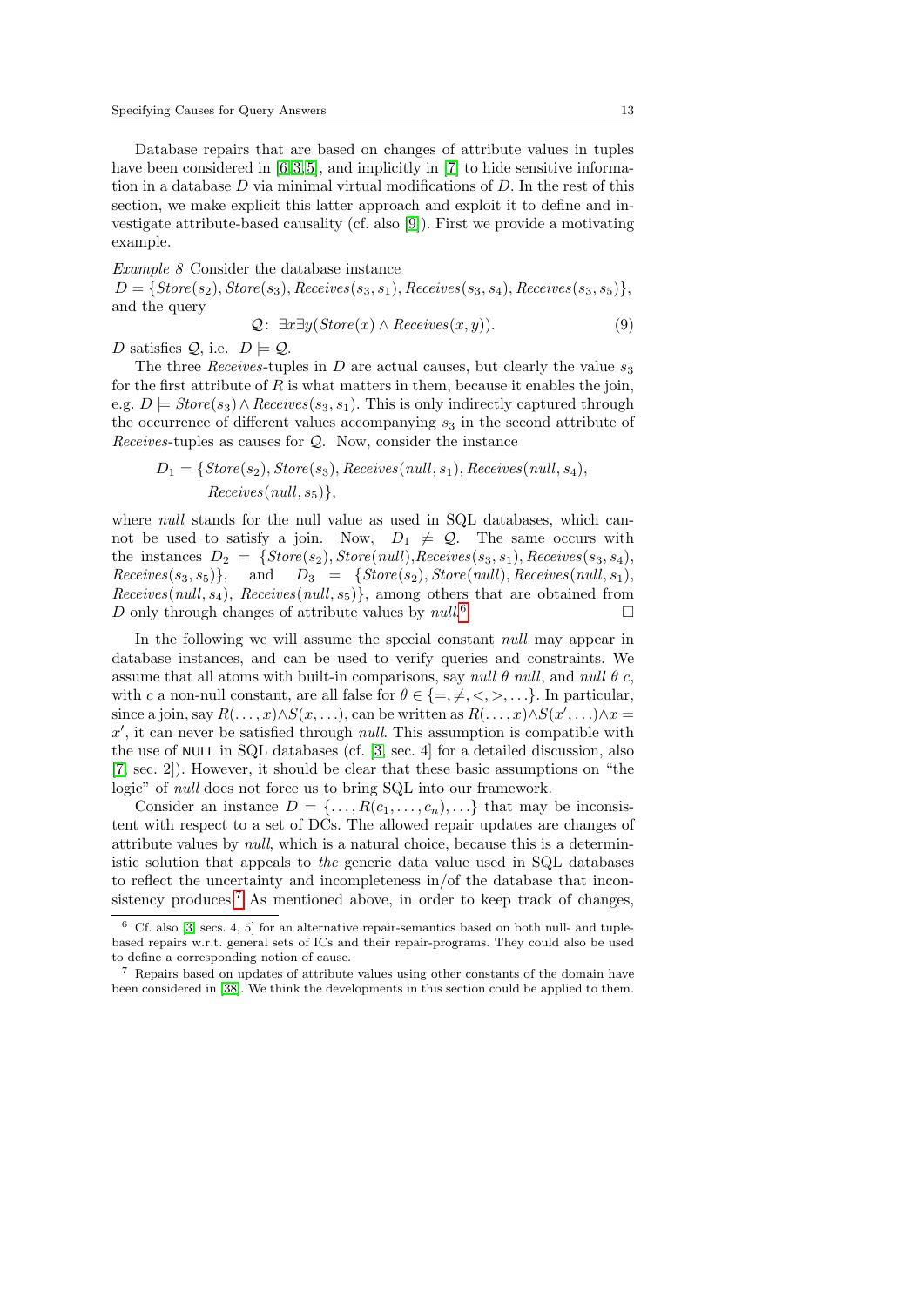Database repairs that are based on changes of attribute values in tuples have been considered in [6,3,5], and implicitly in [7] to hide sensitive information in a database $D$ via minimal virtual modifications of $D$. In the rest of this section, we make explicit this latter approach and exploit it to define and investigate attribute-based causality (cf. also [9]). First we provide a motivating example.

*Example 8* Consider the database instance
$D = \{Store(s_2), Store(s_3), Receives(s_3, s_1), Receives(s_3, s_4), Receives(s_3, s_5)\}$, and the query

$$\mathcal{Q}\colon\ \exists x \exists y (Store(x) \land Receives(x, y)). \tag{9}$$

$D$ satisfies $\mathcal{Q}$, i.e. $D \models \mathcal{Q}$.

The three *Receives*-tuples in $D$ are actual causes, but clearly the value $s_3$ for the first attribute of $R$ is what matters in them, because it enables the join, e.g. $D \models Store(s_3) \land Receives(s_3, s_1)$. This is only indirectly captured through the occurrence of different values accompanying $s_3$ in the second attribute of *Receives*-tuples as causes for $\mathcal{Q}$. Now, consider the instance

$$D_1 = \{Store(s_2), Store(s_3), Receives(null, s_1), Receives(null, s_4), Receives(null, s_5)\},$$

where *null* stands for the null value as used in SQL databases, which cannot be used to satisfy a join. Now, $D_1 \not\models \mathcal{Q}$. The same occurs with the instances $D_2 = \{Store(s_2), Store(null), Receives(s_3, s_1), Receives(s_3, s_4), Receives(s_3, s_5)\}$, and $D_3 = \{Store(s_2), Store(null), Receives(null, s_1), Receives(null, s_4), Receives(null, s_5)\}$, among others that are obtained from $D$ only through changes of attribute values by *null*.[6] $\square$

In the following we will assume the special constant *null* may appear in database instances, and can be used to verify queries and constraints. We assume that all atoms with built-in comparisons, say $null\ \theta\ null$, and $null\ \theta\ c$, with $c$ a non-null constant, are all false for $\theta \in \{=, \neq, <, >, \ldots\}$. In particular, since a join, say $R(\ldots, x) \land S(x, \ldots)$, can be written as $R(\ldots, x) \land S(x', \ldots) \land x = x'$, it can never be satisfied through *null*. This assumption is compatible with the use of NULL in SQL databases (cf. [3, sec. 4] for a detailed discussion, also [7, sec. 2]). However, it should be clear that these basic assumptions on "the logic" of *null* does not force us to bring SQL into our framework.

Consider an instance $D = \{\ldots, R(c_1, \ldots, c_n), \ldots\}$ that may be inconsistent with respect to a set of DCs. The allowed repair updates are changes of attribute values by *null*, which is a natural choice, because this is a deterministic solution that appeals to *the* generic data value used in SQL databases to reflect the uncertainty and incompleteness in/of the database that inconsistency produces.[7] As mentioned above, in order to keep track of changes,

---

[6] Cf. also [3, secs. 4, 5] for an alternative repair-semantics based on both null- and tuple-based repairs w.r.t. general sets of ICs and their repair-programs. They could also be used to define a corresponding notion of cause.

[7] Repairs based on updates of attribute values using other constants of the domain have been considered in [38]. We think the developments in this section could be applied to them.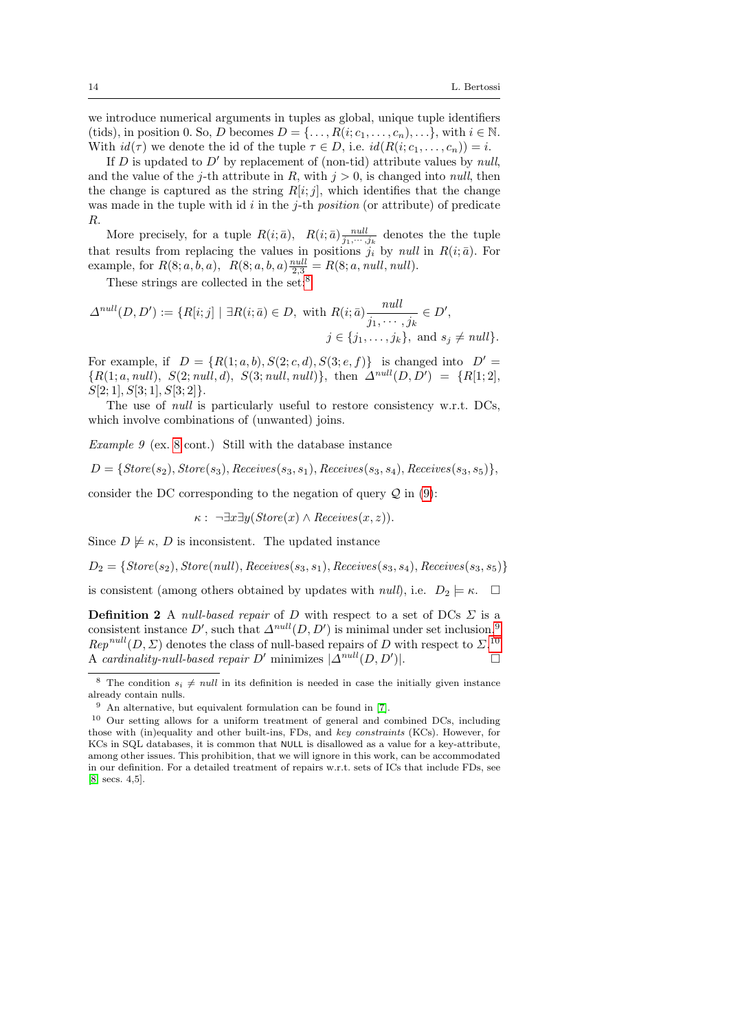we introduce numerical arguments in tuples as global, unique tuple identifiers (tids), in position 0. So, $D$ becomes $D = \{\ldots, R(i; c_1, \ldots, c_n), \ldots\}$, with $i \in \mathbb{N}$. With $id(\tau)$ we denote the id of the tuple $\tau \in D$, i.e. $id(R(i; c_1, \ldots, c_n)) = i$.

If $D$ is updated to $D'$ by replacement of (non-tid) attribute values by *null*, and the value of the $j$-th attribute in $R$, with $j > 0$, is changed into *null*, then the change is captured as the string $R[i;j]$, which identifies that the change was made in the tuple with id $i$ in the $j$-th *position* (or attribute) of predicate $R$.

More precisely, for a tuple $R(i;\bar{a})$, $R(i;\bar{a})\frac{null}{j_1,\cdots,j_k}$ denotes the the tuple that results from replacing the values in positions $j_i$ by *null* in $R(i;\bar{a})$. For example, for $R(8;a,b,a)$, $R(8;a,b,a)\frac{null}{2,3} = R(8;a,null,null)$.

These strings are collected in the set:[8]

$$\Delta^{null}(D,D') := \{R[i;j] \mid \exists R(i;\bar{a}) \in D, \text{ with } R(i;\bar{a})\frac{null}{j_1,\cdots,j_k} \in D', \; j \in \{j_1,\ldots,j_k\}, \text{ and } s_j \neq null\}.$$

For example, if $D = \{R(1;a,b), S(2;c,d), S(3;e,f)\}$ is changed into $D' = \{R(1;a,null),\ S(2;null,d),\ S(3;null,null)\}$, then $\Delta^{null}(D,D') = \{R[1;2], S[2;1], S[3;1], S[3;2]\}$.

The use of *null* is particularly useful to restore consistency w.r.t. DCs, which involve combinations of (unwanted) joins.

*Example 9* (ex. 8 cont.) Still with the database instance

$$D = \{Store(s_2), Store(s_3), Receives(s_3,s_1), Receives(s_3,s_4), Receives(s_3,s_5)\},$$

consider the DC corresponding to the negation of query $\mathcal{Q}$ in (9):

$$\kappa:\ \neg\exists x\exists y(Store(x) \wedge Receives(x,z)).$$

Since $D \not\models \kappa$, $D$ is inconsistent. The updated instance

$$D_2 = \{Store(s_2), Store(null), Receives(s_3,s_1), Receives(s_3,s_4), Receives(s_3,s_5)\}$$

is consistent (among others obtained by updates with *null*), i.e. $D_2 \models \kappa$. $\Box$

**Definition 2** A *null-based repair* of $D$ with respect to a set of DCs $\Sigma$ is a consistent instance $D'$, such that $\Delta^{null}(D,D')$ is minimal under set inclusion.[9] $Rep^{null}(D,\Sigma)$ denotes the class of null-based repairs of $D$ with respect to $\Sigma$.[10] A *cardinality-null-based repair* $D'$ minimizes $|\Delta^{null}(D,D')|$. $\Box$

---

[8] The condition $s_i \neq null$ in its definition is needed in case the initially given instance already contain nulls.

[9] An alternative, but equivalent formulation can be found in [7].

[10] Our setting allows for a uniform treatment of general and combined DCs, including those with (in)equality and other built-ins, FDs, and *key constraints* (KCs). However, for KCs in SQL databases, it is common that NULL is disallowed as a value for a key-attribute, among other issues. This prohibition, that we will ignore in this work, can be accommodated in our definition. For a detailed treatment of repairs w.r.t. sets of ICs that include FDs, see [8] secs. 4,5].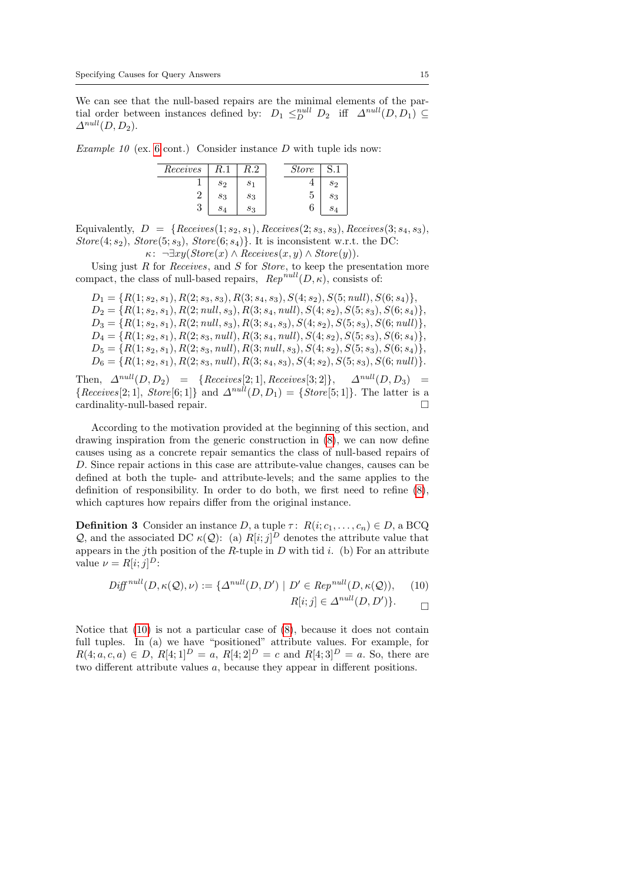We can see that the null-based repairs are the minimal elements of the partial order between instances defined by: $D_1 \leq_D^{null} D_2$ iff $\Delta^{null}(D, D_1) \subseteq \Delta^{null}(D, D_2)$.

*Example 10* (ex. 6 cont.) Consider instance $D$ with tuple ids now:

| *Receives* | R.1 | R.2 |
|---|---|---|
| 1 | $s_2$ | $s_1$ |
| 2 | $s_3$ | $s_3$ |
| 3 | $s_4$ | $s_3$ |

| *Store* | S.1 |
|---|---|
| 4 | $s_2$ |
| 5 | $s_3$ |
| 6 | $s_4$ |

Equivalently, $D = \{Receives(1; s_2, s_1), Receives(2; s_3, s_3), Receives(3; s_4, s_3), Store(4; s_2), Store(5; s_3), Store(6; s_4)\}$. It is inconsistent w.r.t. the DC:

$\kappa\colon\ \neg\exists xy(Store(x) \wedge Receives(x, y) \wedge Store(y))$.

Using just $R$ for *Receives*, and $S$ for *Store*, to keep the presentation more compact, the class of null-based repairs, $Rep^{null}(D, \kappa)$, consists of:

$D_1 = \{R(1; s_2, s_1), R(2; s_3, s_3), R(3; s_4, s_3), S(4; s_2), S(5; null), S(6; s_4)\}$,
$D_2 = \{R(1; s_2, s_1), R(2; null, s_3), R(3; s_4, null), S(4; s_2), S(5; s_3), S(6; s_4)\}$,
$D_3 = \{R(1; s_2, s_1), R(2; null, s_3), R(3; s_4, s_3), S(4; s_2), S(5; s_3), S(6; null)\}$,
$D_4 = \{R(1; s_2, s_1), R(2; s_3, null), R(3; s_4, null), S(4; s_2), S(5; s_3), S(6; s_4)\}$,
$D_5 = \{R(1; s_2, s_1), R(2; s_3, null), R(3; null, s_3), S(4; s_2), S(5; s_3), S(6; s_4)\}$,
$D_6 = \{R(1; s_2, s_1), R(2; s_3, null), R(3; s_4, s_3), S(4; s_2), S(5; s_3), S(6; null)\}$.

Then, $\Delta^{null}(D, D_2) = \{Receives[2; 1], Receives[3; 2]\}$, $\Delta^{null}(D, D_3) = \{Receives[2; 1], Store[6; 1]\}$ and $\Delta^{null}(D, D_1) = \{Store[5; 1]\}$. The latter is a cardinality-null-based repair. □

According to the motivation provided at the beginning of this section, and drawing inspiration from the generic construction in (8), we can now define causes using as a concrete repair semantics the class of null-based repairs of $D$. Since repair actions in this case are attribute-value changes, causes can be defined at both the tuple- and attribute-levels; and the same applies to the definition of responsibility. In order to do both, we first need to refine (8), which captures how repairs differ from the original instance.

**Definition 3** Consider an instance $D$, a tuple $\tau\colon\ R(i; c_1, \ldots, c_n) \in D$, a BCQ $\mathcal{Q}$, and the associated DC $\kappa(\mathcal{Q})$: (a) $R[i; j]^D$ denotes the attribute value that appears in the $j$th position of the $R$-tuple in $D$ with tid $i$. (b) For an attribute value $\nu = R[i; j]^D$:

$$Diff^{null}(D, \kappa(\mathcal{Q}), \nu) := \{\Delta^{null}(D, D') \mid D' \in Rep^{null}(D, \kappa(\mathcal{Q})),\ R[i; j] \in \Delta^{null}(D, D')\}. \quad (10)$$

□

Notice that (10) is not a particular case of (8), because it does not contain full tuples. In (a) we have "positioned" attribute values. For example, for $R(4; a, c, a) \in D$, $R[4; 1]^D = a$, $R[4; 2]^D = c$ and $R[4; 3]^D = a$. So, there are two different attribute values $a$, because they appear in different positions.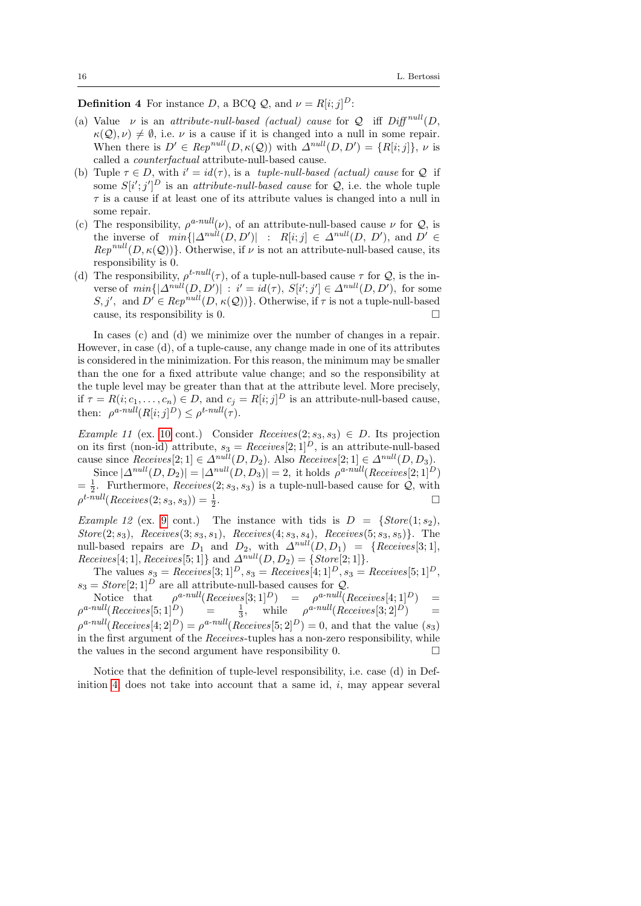**Definition 4** For instance $D$, a BCQ $\mathcal{Q}$, and $\nu = R[i;j]^D$:

(a) Value $\nu$ is an *attribute-null-based (actual) cause* for $\mathcal{Q}$ iff $\mathit{Diff}^{null}(D, \kappa(\mathcal{Q}), \nu) \neq \emptyset$, i.e. $\nu$ is a cause if it is changed into a null in some repair. When there is $D' \in \mathit{Rep}^{null}(D, \kappa(\mathcal{Q}))$ with $\Delta^{null}(D, D') = \{R[i;j]\}$, $\nu$ is called a *counterfactual* attribute-null-based cause.

(b) Tuple $\tau \in D$, with $i' = id(\tau)$, is a *tuple-null-based (actual) cause* for $\mathcal{Q}$ if some $S[i';j']^D$ is an *attribute-null-based cause* for $\mathcal{Q}$, i.e. the whole tuple $\tau$ is a cause if at least one of its attribute values is changed into a null in some repair.

(c) The responsibility, $\rho^{a\text{-}null}(\nu)$, of an attribute-null-based cause $\nu$ for $\mathcal{Q}$, is the inverse of $min\{|\Delta^{null}(D, D')| \ : \ R[i;j] \in \Delta^{null}(D, D'), \text{ and } D' \in \mathit{Rep}^{null}(D, \kappa(\mathcal{Q}))\}$. Otherwise, if $\nu$ is not an attribute-null-based cause, its responsibility is 0.

(d) The responsibility, $\rho^{t\text{-}null}(\tau)$, of a tuple-null-based cause $\tau$ for $\mathcal{Q}$, is the inverse of $min\{|\Delta^{null}(D, D')| \ : \ i' = id(\tau), \ S[i';j'] \in \Delta^{null}(D, D'), \text{ for some } S, j', \text{ and } D' \in \mathit{Rep}^{null}(D, \kappa(\mathcal{Q}))\}$. Otherwise, if $\tau$ is not a tuple-null-based cause, its responsibility is 0. □

In cases (c) and (d) we minimize over the number of changes in a repair. However, in case (d), of a tuple-cause, any change made in one of its attributes is considered in the minimization. For this reason, the minimum may be smaller than the one for a fixed attribute value change; and so the responsibility at the tuple level may be greater than that at the attribute level. More precisely, if $\tau = R(i; c_1, \ldots, c_n) \in D$, and $c_j = R[i;j]^D$ is an attribute-null-based cause, then: $\rho^{a\text{-}null}(R[i;j]^D) \leq \rho^{t\text{-}null}(\tau)$.

*Example 11* (ex. 10 cont.) Consider $\mathit{Receives}(2; s_3, s_3) \in D$. Its projection on its first (non-id) attribute, $s_3 = \mathit{Receives}[2;1]^D$, is an attribute-null-based cause since $\mathit{Receives}[2;1] \in \Delta^{null}(D, D_2)$. Also $\mathit{Receives}[2;1] \in \Delta^{null}(D, D_3)$.

Since $|\Delta^{null}(D, D_2)| = |\Delta^{null}(D, D_3)| = 2$, it holds $\rho^{a\text{-}null}(\mathit{Receives}[2;1]^D) = \frac{1}{2}$. Furthermore, $\mathit{Receives}(2; s_3, s_3)$ is a tuple-null-based cause for $\mathcal{Q}$, with $\rho^{t\text{-}null}(\mathit{Receives}(2; s_3, s_3)) = \frac{1}{2}$. □

*Example 12* (ex. 9 cont.) The instance with tids is $D = \{\mathit{Store}(1; s_2), \mathit{Store}(2; s_3), \ \mathit{Receives}(3; s_3, s_1), \ \mathit{Receives}(4; s_3, s_4), \ \mathit{Receives}(5; s_3, s_5)\}$. The null-based repairs are $D_1$ and $D_2$, with $\Delta^{null}(D, D_1) = \{\mathit{Receives}[3;1], \mathit{Receives}[4;1], \mathit{Receives}[5;1]\}$ and $\Delta^{null}(D, D_2) = \{\mathit{Store}[2;1]\}$.

The values $s_3 = \mathit{Receives}[3;1]^D, s_3 = \mathit{Receives}[4;1]^D, s_3 = \mathit{Receives}[5;1]^D$, $s_3 = \mathit{Store}[2;1]^D$ are all attribute-null-based causes for $\mathcal{Q}$.

Notice that $\rho^{a\text{-}null}(\mathit{Receives}[3;1]^D) = \rho^{a\text{-}null}(\mathit{Receives}[4;1]^D) = \rho^{a\text{-}null}(\mathit{Receives}[5;1]^D) = \frac{1}{3}$, while $\rho^{a\text{-}null}(\mathit{Receives}[3;2]^D) = \rho^{a\text{-}null}(\mathit{Receives}[4;2]^D) = \rho^{a\text{-}null}(\mathit{Receives}[5;2]^D) = 0$, and that the value $(s_3)$ in the first argument of the *Receives*-tuples has a non-zero responsibility, while the values in the second argument have responsibility 0. □

Notice that the definition of tuple-level responsibility, i.e. case (d) in Definition 4, does not take into account that a same id, $i$, may appear several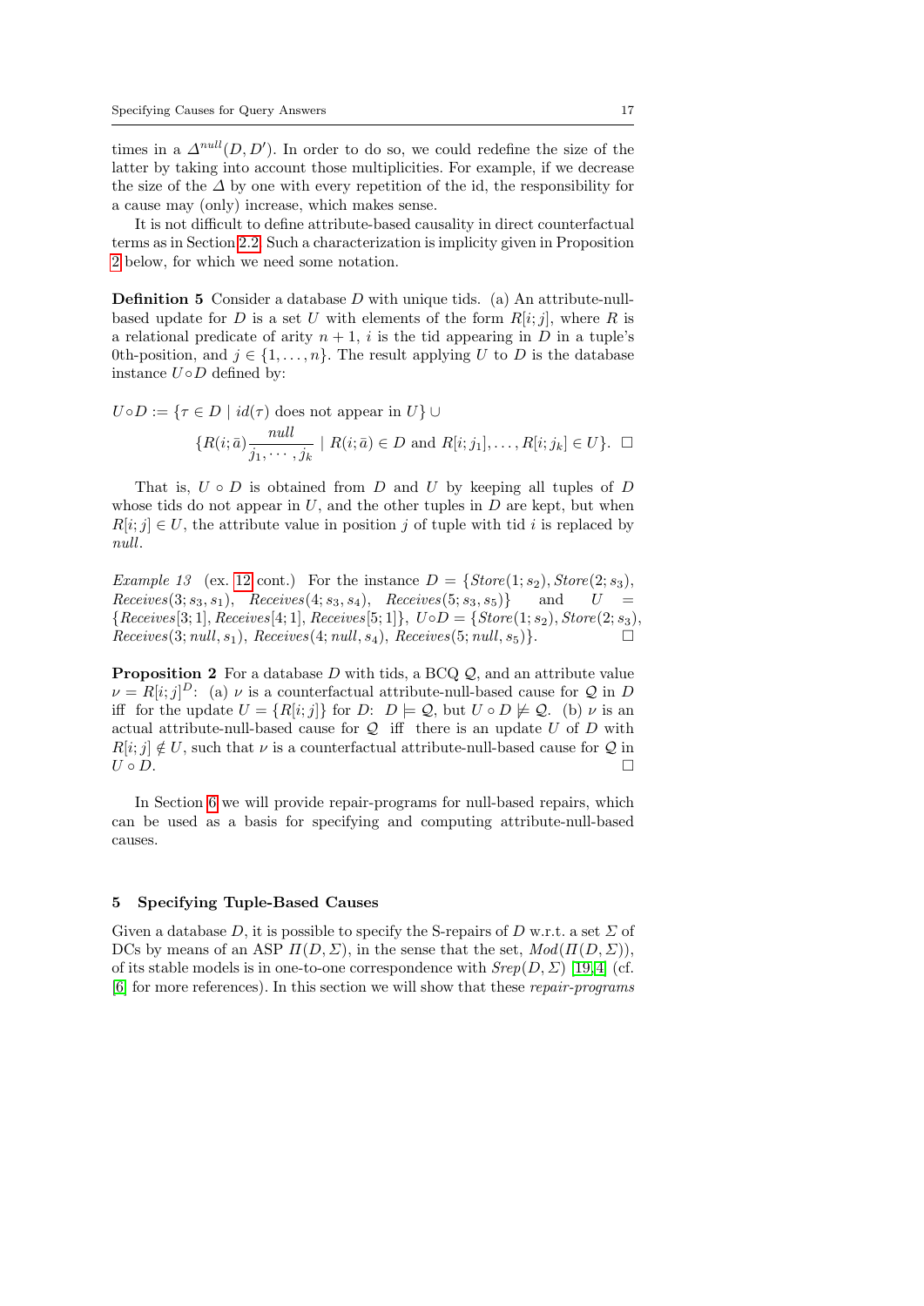times in a $\Delta^{null}(D, D')$. In order to do so, we could redefine the size of the latter by taking into account those multiplicities. For example, if we decrease the size of the $\Delta$ by one with every repetition of the id, the responsibility for a cause may (only) increase, which makes sense.

It is not difficult to define attribute-based causality in direct counterfactual terms as in Section 2.2. Such a characterization is implicity given in Proposition 2 below, for which we need some notation.

**Definition 5** Consider a database $D$ with unique tids. (a) An attribute-null-based update for $D$ is a set $U$ with elements of the form $R[i;j]$, where $R$ is a relational predicate of arity $n+1$, $i$ is the tid appearing in $D$ in a tuple's 0th-position, and $j \in \{1, \ldots, n\}$. The result applying $U$ to $D$ is the database instance $U \circ D$ defined by:

$$U \circ D := \{\tau \in D \mid id(\tau) \text{ does not appear in } U\} \cup$$
$$\{R(i;\bar{a})\frac{null}{j_1, \cdots, j_k} \mid R(i;\bar{a}) \in D \text{ and } R[i;j_1], \ldots, R[i;j_k] \in U\}. \ \Box$$

That is, $U \circ D$ is obtained from $D$ and $U$ by keeping all tuples of $D$ whose tids do not appear in $U$, and the other tuples in $D$ are kept, but when $R[i;j] \in U$, the attribute value in position $j$ of tuple with tid $i$ is replaced by *null*.

*Example 13* (ex. 12 cont.) For the instance $D = \{\mathit{Store}(1; s_2), \mathit{Store}(2; s_3), \mathit{Receives}(3; s_3, s_1), \mathit{Receives}(4; s_3, s_4), \mathit{Receives}(5; s_3, s_5)\}$ and $U = \{\mathit{Receives}[3;1], \mathit{Receives}[4;1], \mathit{Receives}[5;1]\}$, $U \circ D = \{\mathit{Store}(1; s_2), \mathit{Store}(2; s_3), \mathit{Receives}(3; \mathit{null}, s_1), \mathit{Receives}(4; \mathit{null}, s_4), \mathit{Receives}(5; \mathit{null}, s_5)\}$. $\Box$

**Proposition 2** For a database $D$ with tids, a BCQ $\mathcal{Q}$, and an attribute value $\nu = R[i;j]^D$: (a) $\nu$ is a counterfactual attribute-null-based cause for $\mathcal{Q}$ in $D$ iff for the update $U = \{R[i;j]\}$ for $D$: $D \models \mathcal{Q}$, but $U \circ D \not\models \mathcal{Q}$. (b) $\nu$ is an actual attribute-null-based cause for $\mathcal{Q}$ iff there is an update $U$ of $D$ with $R[i;j] \notin U$, such that $\nu$ is a counterfactual attribute-null-based cause for $\mathcal{Q}$ in $U \circ D$. $\Box$

In Section 6 we will provide repair-programs for null-based repairs, which can be used as a basis for specifying and computing attribute-null-based causes.

## 5 Specifying Tuple-Based Causes

Given a database $D$, it is possible to specify the S-repairs of $D$ w.r.t. a set $\Sigma$ of DCs by means of an ASP $\Pi(D, \Sigma)$, in the sense that the set, $\mathit{Mod}(\Pi(D, \Sigma))$, of its stable models is in one-to-one correspondence with $\mathit{Srep}(D, \Sigma)$ [19,4] (cf. [6] for more references). In this section we will show that these *repair-programs*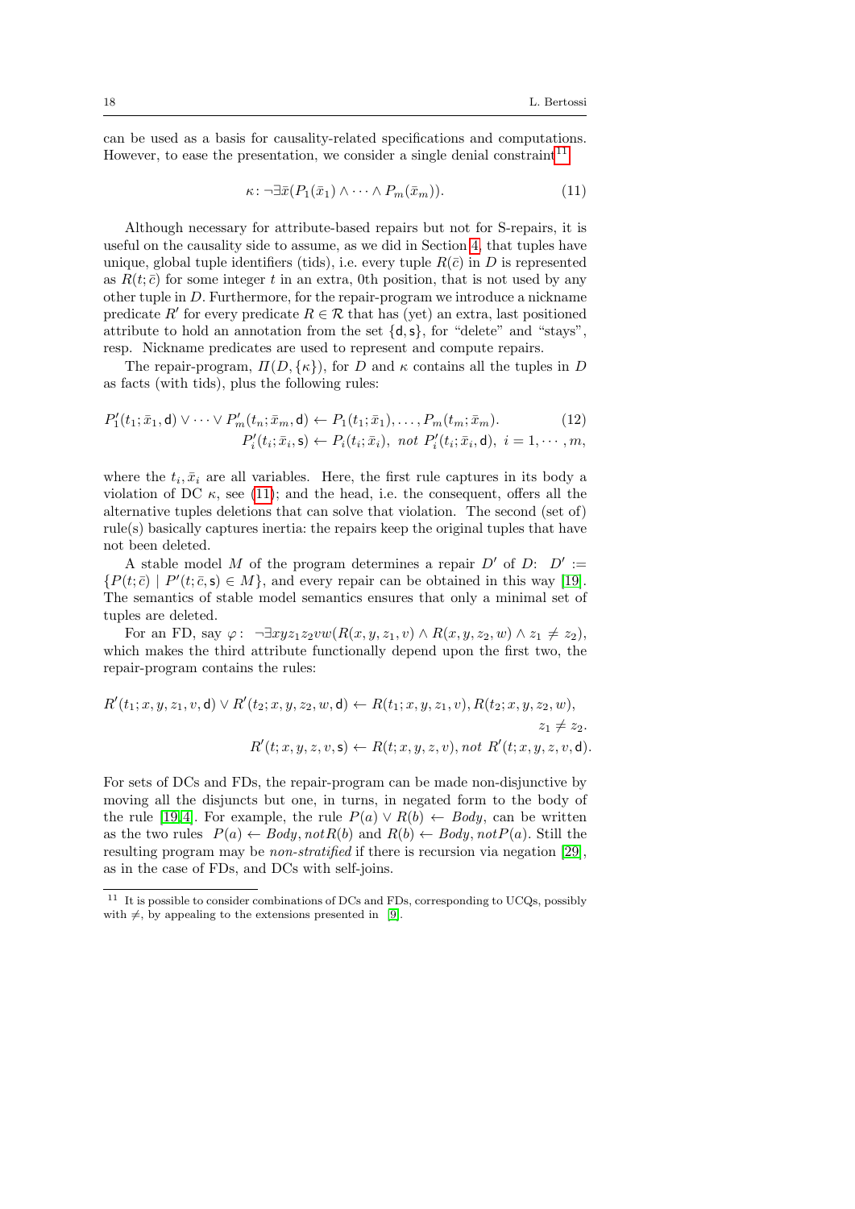can be used as a basis for causality-related specifications and computations. However, to ease the presentation, we consider a single denial constraint[11]

$$\kappa\colon \neg\exists\bar{x}(P_1(\bar{x}_1) \wedge \cdots \wedge P_m(\bar{x}_m)). \tag{11}$$

Although necessary for attribute-based repairs but not for S-repairs, it is useful on the causality side to assume, as we did in Section 4, that tuples have unique, global tuple identifiers (tids), i.e. every tuple $R(\bar{c})$ in $D$ is represented as $R(t;\bar{c})$ for some integer $t$ in an extra, 0th position, that is not used by any other tuple in $D$. Furthermore, for the repair-program we introduce a nickname predicate $R'$ for every predicate $R \in \mathcal{R}$ that has (yet) an extra, last positioned attribute to hold an annotation from the set $\{\mathsf{d},\mathsf{s}\}$, for "delete" and "stays", resp. Nickname predicates are used to represent and compute repairs.

The repair-program, $\Pi(D,\{\kappa\})$, for $D$ and $\kappa$ contains all the tuples in $D$ as facts (with tids), plus the following rules:

$$\begin{aligned} P_1'(t_1;\bar{x}_1,\mathsf{d}) \vee \cdots \vee P_m'(t_n;\bar{x}_m,\mathsf{d}) &\leftarrow P_1(t_1;\bar{x}_1),\ldots,P_m(t_m;\bar{x}_m). \qquad (12)\\ P_i'(t_i;\bar{x}_i,\mathsf{s}) &\leftarrow P_i(t_i;\bar{x}_i),\ \mathit{not}\ P_i'(t_i;\bar{x}_i,\mathsf{d}),\ i=1,\cdots,m, \end{aligned}$$

where the $t_i, \bar{x}_i$ are all variables. Here, the first rule captures in its body a violation of DC $\kappa$, see (11); and the head, i.e. the consequent, offers all the alternative tuples deletions that can solve that violation. The second (set of) rule(s) basically captures inertia: the repairs keep the original tuples that have not been deleted.

A stable model $M$ of the program determines a repair $D'$ of $D$: $D' := \{P(t;\bar{c}) \mid P'(t;\bar{c},\mathsf{s}) \in M\}$, and every repair can be obtained in this way [19]. The semantics of stable model semantics ensures that only a minimal set of tuples are deleted.

For an FD, say $\varphi\colon\ \neg\exists xyz_1z_2vw(R(x,y,z_1,v) \wedge R(x,y,z_2,w) \wedge z_1 \neq z_2)$, which makes the third attribute functionally depend upon the first two, the repair-program contains the rules:

$$\begin{aligned} R'(t_1;x,y,z_1,v,\mathsf{d}) \vee R'(t_2;x,y,z_2,w,\mathsf{d}) &\leftarrow R(t_1;x,y,z_1,v), R(t_2;x,y,z_2,w),\\ &\qquad z_1 \neq z_2.\\ R'(t;x,y,z,v,\mathsf{s}) &\leftarrow R(t;x,y,z,v), \mathit{not}\ R'(t;x,y,z,v,\mathsf{d}). \end{aligned}$$

For sets of DCs and FDs, the repair-program can be made non-disjunctive by moving all the disjuncts but one, in turns, in negated form to the body of the rule [19,4]. For example, the rule $P(a) \vee R(b) \leftarrow \mathit{Body}$, can be written as the two rules $P(a) \leftarrow \mathit{Body}, \mathit{not} R(b)$ and $R(b) \leftarrow \mathit{Body}, \mathit{not} P(a)$. Still the resulting program may be *non-stratified* if there is recursion via negation [29], as in the case of FDs, and DCs with self-joins.

---

[11] It is possible to consider combinations of DCs and FDs, corresponding to UCQs, possibly with $\neq$, by appealing to the extensions presented in [9].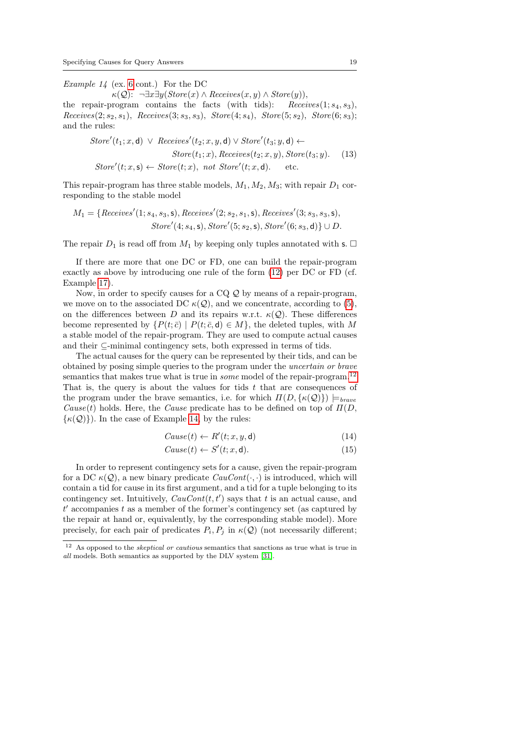*Example 14* (ex. 6 cont.) For the DC
$\kappa(\mathcal{Q})$: $\neg\exists x \exists y(\mathit{Store}(x) \land \mathit{Receives}(x,y) \land \mathit{Store}(y))$,
the repair-program contains the facts (with tids): $\mathit{Receives}(1; s_4, s_3)$, $\mathit{Receives}(2; s_2, s_1)$, $\mathit{Receives}(3; s_3, s_3)$, $\mathit{Store}(4; s_4)$, $\mathit{Store}(5; s_2)$, $\mathit{Store}(6; s_3)$; and the rules:

$$\mathit{Store}'(t_1; x, \mathsf{d}) \;\lor\; \mathit{Receives}'(t_2; x, y, \mathsf{d}) \lor \mathit{Store}'(t_3; y, \mathsf{d}) \leftarrow \mathit{Store}(t_1; x), \mathit{Receives}(t_2; x, y), \mathit{Store}(t_3; y). \quad (13)$$

$$\mathit{Store}'(t; x, \mathsf{s}) \leftarrow \mathit{Store}(t; x),\; \mathit{not}\ \mathit{Store}'(t; x, \mathsf{d}). \quad \text{etc.}$$

This repair-program has three stable models, $M_1, M_2, M_3$; with repair $D_1$ corresponding to the stable model

$$M_1 = \{\mathit{Receives}'(1; s_4, s_3, \mathsf{s}), \mathit{Receives}'(2; s_2, s_1, \mathsf{s}), \mathit{Receives}'(3; s_3, s_3, \mathsf{s}), \mathit{Store}'(4; s_4, \mathsf{s}), \mathit{Store}'(5; s_2, \mathsf{s}), \mathit{Store}'(6; s_3, \mathsf{d})\} \cup D.$$

The repair $D_1$ is read off from $M_1$ by keeping only tuples annotated with $\mathsf{s}$. $\square$

If there are more that one DC or FD, one can build the repair-program exactly as above by introducing one rule of the form (12) per DC or FD (cf. Example 17).

Now, in order to specify causes for a CQ $\mathcal{Q}$ by means of a repair-program, we move on to the associated DC $\kappa(\mathcal{Q})$, and we concentrate, according to (5), on the differences between $D$ and its repairs w.r.t. $\kappa(\mathcal{Q})$. These differences become represented by $\{P(t; \bar{c}) \mid P(t; \bar{c}, \mathsf{d}) \in M\}$, the deleted tuples, with $M$ a stable model of the repair-program. They are used to compute actual causes and their $\subseteq$-minimal contingency sets, both expressed in terms of tids.

The actual causes for the query can be represented by their tids, and can be obtained by posing simple queries to the program under the *uncertain or brave* semantics that makes true what is true in *some* model of the repair-program.[12] That is, the query is about the values for tids $t$ that are consequences of the program under the brave semantics, i.e. for which $\Pi(D, \{\kappa(\mathcal{Q})\}) \models_{brave} \mathit{Cause}(t)$ holds. Here, the $\mathit{Cause}$ predicate has to be defined on top of $\Pi(D, \{\kappa(\mathcal{Q})\})$. In the case of Example 14, by the rules:

$$\mathit{Cause}(t) \leftarrow R'(t; x, y, \mathsf{d}) \quad (14)$$

$$\mathit{Cause}(t) \leftarrow S'(t; x, \mathsf{d}). \quad (15)$$

In order to represent contingency sets for a cause, given the repair-program for a DC $\kappa(\mathcal{Q})$, a new binary predicate $\mathit{CauCont}(\cdot,\cdot)$ is introduced, which will contain a tid for cause in its first argument, and a tid for a tuple belonging to its contingency set. Intuitively, $\mathit{CauCont}(t, t')$ says that $t$ is an actual cause, and $t'$ accompanies $t$ as a member of the former's contingency set (as captured by the repair at hand or, equivalently, by the corresponding stable model). More precisely, for each pair of predicates $P_i, P_j$ in $\kappa(\mathcal{Q})$ (not necessarily different;

[12] As opposed to the *skeptical or cautious* semantics that sanctions as true what is true in *all* models. Both semantics as supported by the DLV system [31].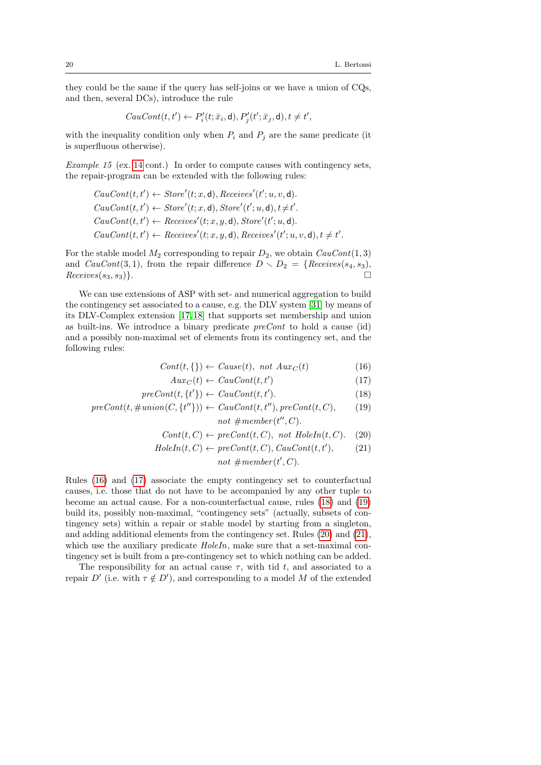they could be the same if the query has self-joins or we have a union of CQs, and then, several DCs), introduce the rule

$$CauCont(t,t') \leftarrow P_i'(t;\bar{x}_i,\mathsf{d}), P_j'(t';\bar{x}_j,\mathsf{d}), t \neq t',$$

with the inequality condition only when $P_i$ and $P_j$ are the same predicate (it is superfluous otherwise).

*Example 15* (ex. 14 cont.) In order to compute causes with contingency sets, the repair-program can be extended with the following rules:

$$CauCont(t,t') \leftarrow Store'(t;x,\mathsf{d}), Receives'(t';u,v,\mathsf{d}).$$
$$CauCont(t,t') \leftarrow Store'(t;x,\mathsf{d}), Store'(t';u,\mathsf{d}), t \neq t'.$$
$$CauCont(t,t') \leftarrow Receives'(t;x,y,\mathsf{d}), Store'(t';u,\mathsf{d}).$$
$$CauCont(t,t') \leftarrow Receives'(t;x,y,\mathsf{d}), Receives'(t';u,v,\mathsf{d}), t \neq t'.$$

For the stable model $M_2$ corresponding to repair $D_2$, we obtain $CauCont(1,3)$ and $CauCont(3,1)$, from the repair difference $D \smallsetminus D_2 = \{Receives(s_4,s_3), Receives(s_3,s_3)\}$. □

We can use extensions of ASP with set- and numerical aggregation to build the contingency set associated to a cause, e.g. the DLV system [31] by means of its DLV-Complex extension [17,18] that supports set membership and union as built-ins. We introduce a binary predicate *preCont* to hold a cause (id) and a possibly non-maximal set of elements from its contingency set, and the following rules:

$$Cont(t,\{\}) \leftarrow Cause(t),\ not\ Aux_C(t) \qquad (16)$$
$$Aux_C(t) \leftarrow CauCont(t,t') \qquad (17)$$
$$preCont(t,\{t'\}) \leftarrow CauCont(t,t'). \qquad (18)$$
$$preCont(t,\#union(C,\{t''\})) \leftarrow CauCont(t,t''), preCont(t,C),\ not\ \#member(t'',C). \qquad (19)$$
$$Cont(t,C) \leftarrow preCont(t,C),\ not\ HoleIn(t,C). \qquad (20)$$
$$HoleIn(t,C) \leftarrow preCont(t,C), CauCont(t,t'),\ not\ \#member(t',C). \qquad (21)$$

Rules (16) and (17) associate the empty contingency set to counterfactual causes, i.e. those that do not have to be accompanied by any other tuple to become an actual cause. For a non-counterfactual cause, rules (18) and (19) build its, possibly non-maximal, "contingency sets" (actually, subsets of contingency sets) within a repair or stable model by starting from a singleton, and adding additional elements from the contingency set. Rules (20) and (21), which use the auxiliary predicate *HoleIn*, make sure that a set-maximal contingency set is built from a pre-contingency set to which nothing can be added.

The responsibility for an actual cause $\tau$, with tid $t$, and associated to a repair $D'$ (i.e. with $\tau \notin D'$), and corresponding to a model $M$ of the extended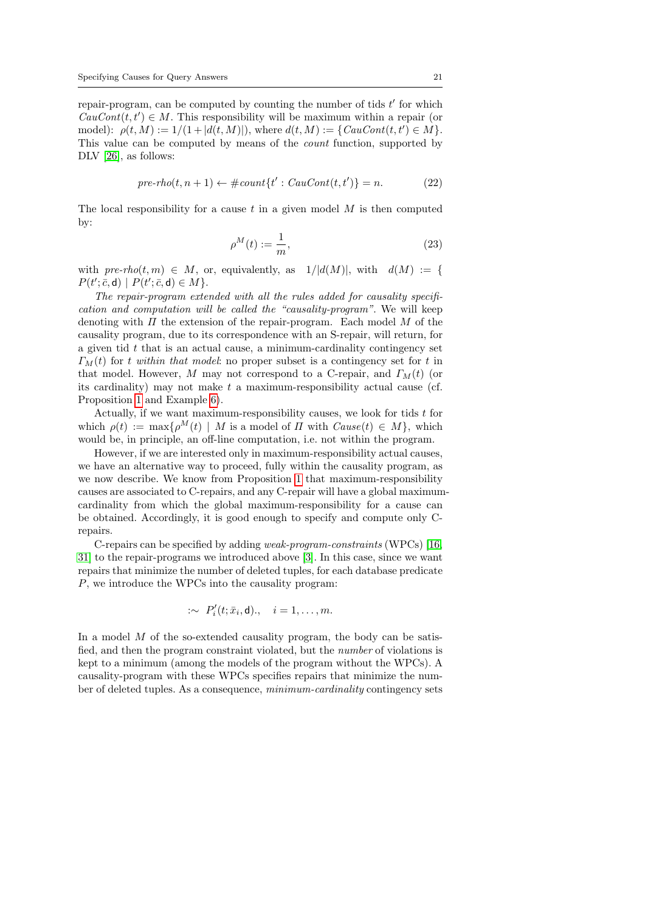repair-program, can be computed by counting the number of tids $t'$ for which $CauCont(t,t') \in M$. This responsibility will be maximum within a repair (or model): $\rho(t,M) := 1/(1+|d(t,M)|)$, where $d(t,M) := \{CauCont(t,t') \in M\}$. This value can be computed by means of the *count* function, supported by DLV [26], as follows:

$$pre\text{-}rho(t, n+1) \leftarrow \#count\{t' : CauCont(t,t')\} = n. \tag{22}$$

The local responsibility for a cause $t$ in a given model $M$ is then computed by:

$$\rho^M(t) := \frac{1}{m}, \tag{23}$$

with $pre\text{-}rho(t,m) \in M$, or, equivalently, as $1/|d(M)|$, with $d(M) := \{P(t';\bar{c},\mathsf{d}) \mid P(t';\bar{c},\mathsf{d}) \in M\}$.

*The repair-program extended with all the rules added for causality specification and computation will be called the "causality-program".* We will keep denoting with $\Pi$ the extension of the repair-program. Each model $M$ of the causality program, due to its correspondence with an S-repair, will return, for a given tid $t$ that is an actual cause, a minimum-cardinality contingency set $\Gamma_M(t)$ for $t$ *within that model*: no proper subset is a contingency set for $t$ in that model. However, $M$ may not correspond to a C-repair, and $\Gamma_M(t)$ (or its cardinality) may not make $t$ a maximum-responsibility actual cause (cf. Proposition 1 and Example 6).

Actually, if we want maximum-responsibility causes, we look for tids $t$ for which $\rho(t) := \max\{\rho^M(t) \mid M \text{ is a model of } \Pi \text{ with } Cause(t) \in M\}$, which would be, in principle, an off-line computation, i.e. not within the program.

However, if we are interested only in maximum-responsibility actual causes, we have an alternative way to proceed, fully within the causality program, as we now describe. We know from Proposition 1 that maximum-responsibility causes are associated to C-repairs, and any C-repair will have a global maximum-cardinality from which the global maximum-responsibility for a cause can be obtained. Accordingly, it is good enough to specify and compute only C-repairs.

C-repairs can be specified by adding *weak-program-constraints* (WPCs) [16, 31] to the repair-programs we introduced above [3]. In this case, since we want repairs that minimize the number of deleted tuples, for each database predicate $P$, we introduce the WPCs into the causality program:

$$:\sim \ P_i'(t;\bar{x}_i,\mathsf{d}).,\quad i = 1,\ldots,m.$$

In a model $M$ of the so-extended causality program, the body can be satisfied, and then the program constraint violated, but the *number* of violations is kept to a minimum (among the models of the program without the WPCs). A causality-program with these WPCs specifies repairs that minimize the number of deleted tuples. As a consequence, *minimum-cardinality* contingency sets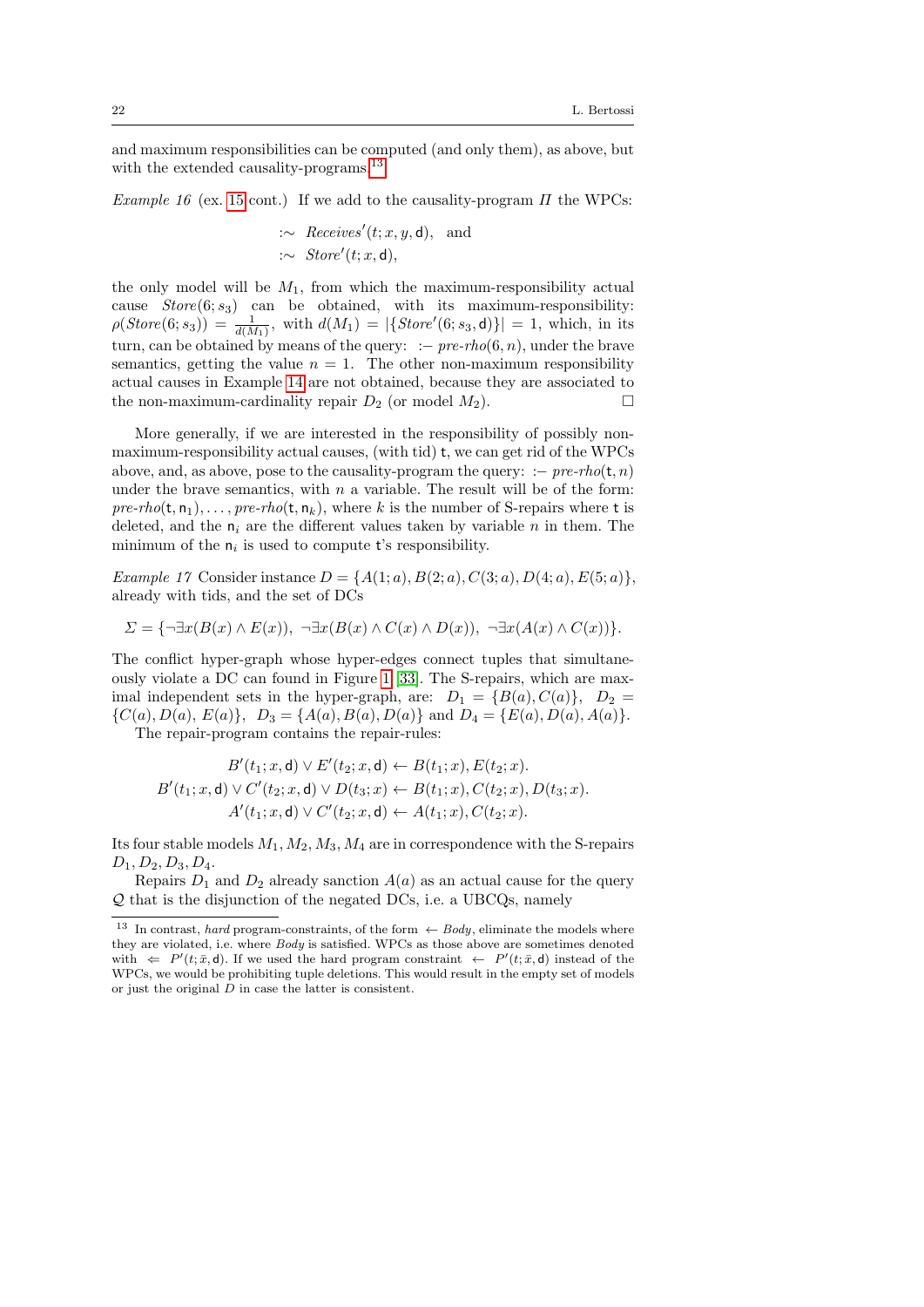and maximum responsibilities can be computed (and only them), as above, but with the extended causality-programs.[13]

*Example 16* (ex. 15 cont.) If we add to the causality-program $\Pi$ the WPCs:

$$:\sim \ \ \mathit{Receives}'(t; x, y, \mathsf{d}), \quad \text{and}$$
$$:\sim \ \ \mathit{Store}'(t; x, \mathsf{d}),$$

the only model will be $M_1$, from which the maximum-responsibility actual cause $\mathit{Store}(6; s_3)$ can be obtained, with its maximum-responsibility: $\rho(\mathit{Store}(6; s_3)) = \frac{1}{d(M_1)}$, with $d(M_1) = |\{\mathit{Store}'(6; s_3, \mathsf{d})\}| = 1$, which, in its turn, can be obtained by means of the query: $:-\ \mathit{pre\text{-}rho}(6, n)$, under the brave semantics, getting the value $n = 1$. The other non-maximum responsibility actual causes in Example 14 are not obtained, because they are associated to the non-maximum-cardinality repair $D_2$ (or model $M_2$). □

More generally, if we are interested in the responsibility of possibly non-maximum-responsibility actual causes, (with tid) $\mathsf{t}$, we can get rid of the WPCs above, and, as above, pose to the causality-program the query: $:-\ \mathit{pre\text{-}rho}(\mathsf{t}, n)$ under the brave semantics, with $n$ a variable. The result will be of the form: $\mathit{pre\text{-}rho}(\mathsf{t}, \mathsf{n}_1), \ldots, \mathit{pre\text{-}rho}(\mathsf{t}, \mathsf{n}_k)$, where $k$ is the number of S-repairs where $\mathsf{t}$ is deleted, and the $\mathsf{n}_i$ are the different values taken by variable $n$ in them. The minimum of the $\mathsf{n}_i$ is used to compute $\mathsf{t}$'s responsibility.

*Example 17* Consider instance $D = \{A(1; a), B(2; a), C(3; a), D(4; a), E(5; a)\}$, already with tids, and the set of DCs

$$\Sigma = \{\neg\exists x(B(x) \wedge E(x)),\ \neg\exists x(B(x) \wedge C(x) \wedge D(x)),\ \neg\exists x(A(x) \wedge C(x))\}.$$

The conflict hyper-graph whose hyper-edges connect tuples that simultaneously violate a DC can found in Figure 1 [33]. The S-repairs, which are maximal independent sets in the hyper-graph, are: $D_1 = \{B(a), C(a)\}$, $D_2 = \{C(a), D(a), E(a)\}$, $D_3 = \{A(a), B(a), D(a)\}$ and $D_4 = \{E(a), D(a), A(a)\}$.

The repair-program contains the repair-rules:

$$B'(t_1; x, \mathsf{d}) \vee E'(t_2; x, \mathsf{d}) \leftarrow B(t_1; x), E(t_2; x).$$
$$B'(t_1; x, \mathsf{d}) \vee C'(t_2; x, \mathsf{d}) \vee D(t_3; x) \leftarrow B(t_1; x), C(t_2; x), D(t_3; x).$$
$$A'(t_1; x, \mathsf{d}) \vee C'(t_2; x, \mathsf{d}) \leftarrow A(t_1; x), C(t_2; x).$$

Its four stable models $M_1, M_2, M_3, M_4$ are in correspondence with the S-repairs $D_1, D_2, D_3, D_4$.

Repairs $D_1$ and $D_2$ already sanction $A(a)$ as an actual cause for the query $\mathcal{Q}$ that is the disjunction of the negated DCs, i.e. a UBCQs, namely

---

[13] In contrast, *hard* program-constraints, of the form $\leftarrow \mathit{Body}$, eliminate the models where they are violated, i.e. where *Body* is satisfied. WPCs as those above are sometimes denoted with $\Leftarrow\ P'(t; \bar{x}, \mathsf{d})$. If we used the hard program constraint $\leftarrow\ P'(t; \bar{x}, \mathsf{d})$ instead of the WPCs, we would be prohibiting tuple deletions. This would result in the empty set of models or just the original $D$ in case the latter is consistent.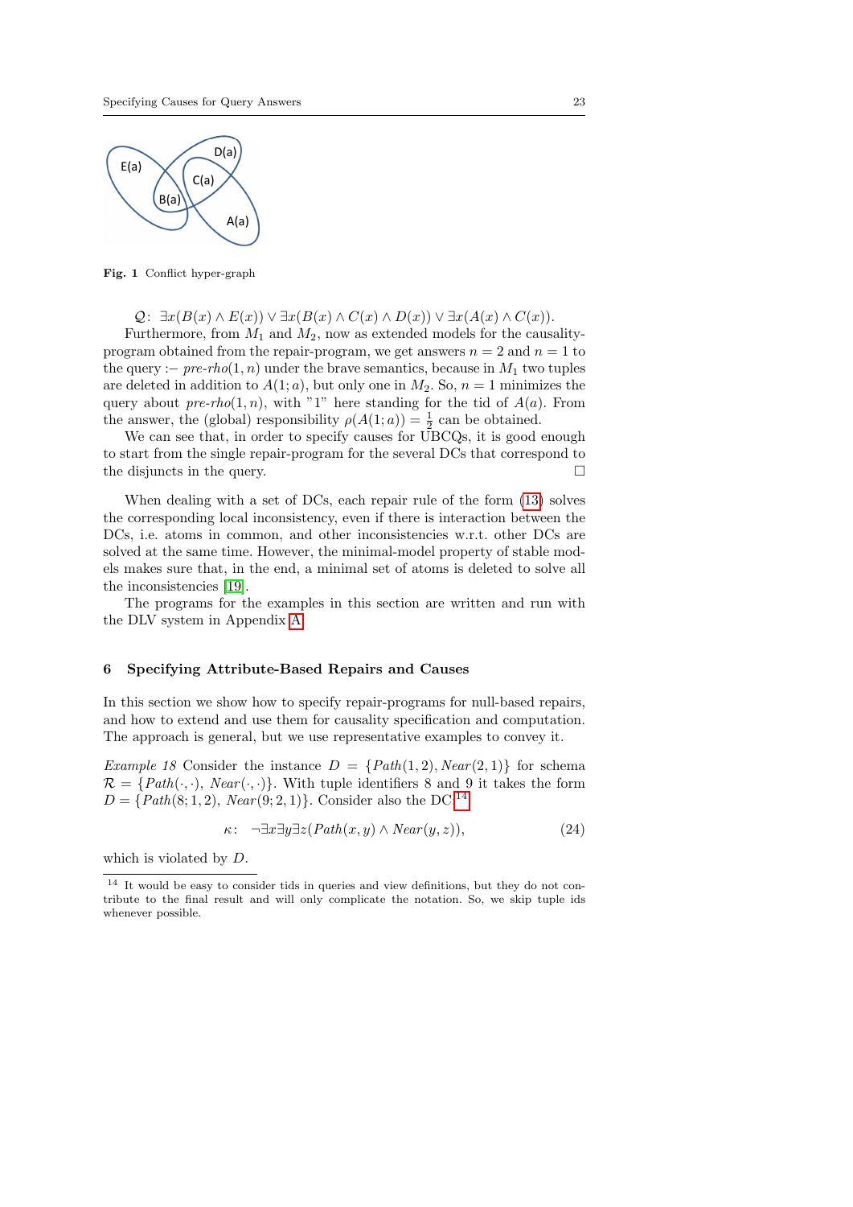**Fig. 1** Conflict hyper-graph

$\mathcal{Q}$: $\exists x(B(x) \wedge E(x)) \vee \exists x(B(x) \wedge C(x) \wedge D(x)) \vee \exists x(A(x) \wedge C(x))$.

Furthermore, from $M_1$ and $M_2$, now as extended models for the causality-program obtained from the repair-program, we get answers $n = 2$ and $n = 1$ to the query :− *pre-rho*$(1, n)$ under the brave semantics, because in $M_1$ two tuples are deleted in addition to $A(1; a)$, but only one in $M_2$. So, $n = 1$ minimizes the query about *pre-rho*$(1, n)$, with "1" here standing for the tid of $A(a)$. From the answer, the (global) responsibility $\rho(A(1; a)) = \frac{1}{2}$ can be obtained.

We can see that, in order to specify causes for UBCQs, it is good enough to start from the single repair-program for the several DCs that correspond to the disjuncts in the query. □

When dealing with a set of DCs, each repair rule of the form (13) solves the corresponding local inconsistency, even if there is interaction between the DCs, i.e. atoms in common, and other inconsistencies w.r.t. other DCs are solved at the same time. However, the minimal-model property of stable models makes sure that, in the end, a minimal set of atoms is deleted to solve all the inconsistencies [19].

The programs for the examples in this section are written and run with the DLV system in Appendix A.

## 6 Specifying Attribute-Based Repairs and Causes

In this section we show how to specify repair-programs for null-based repairs, and how to extend and use them for causality specification and computation. The approach is general, but we use representative examples to convey it.

*Example 18* Consider the instance $D = \{Path(1, 2), Near(2, 1)\}$ for schema $\mathcal{R} = \{Path(\cdot, \cdot), Near(\cdot, \cdot)\}$. With tuple identifiers 8 and 9 it takes the form $D = \{Path(8; 1, 2), Near(9; 2, 1)\}$. Consider also the DC:[14]

$$\kappa\colon \quad \neg\exists x \exists y \exists z (Path(x, y) \wedge Near(y, z)), \tag{24}$$

which is violated by $D$.

[14] It would be easy to consider tids in queries and view definitions, but they do not contribute to the final result and will only complicate the notation. So, we skip tuple ids whenever possible.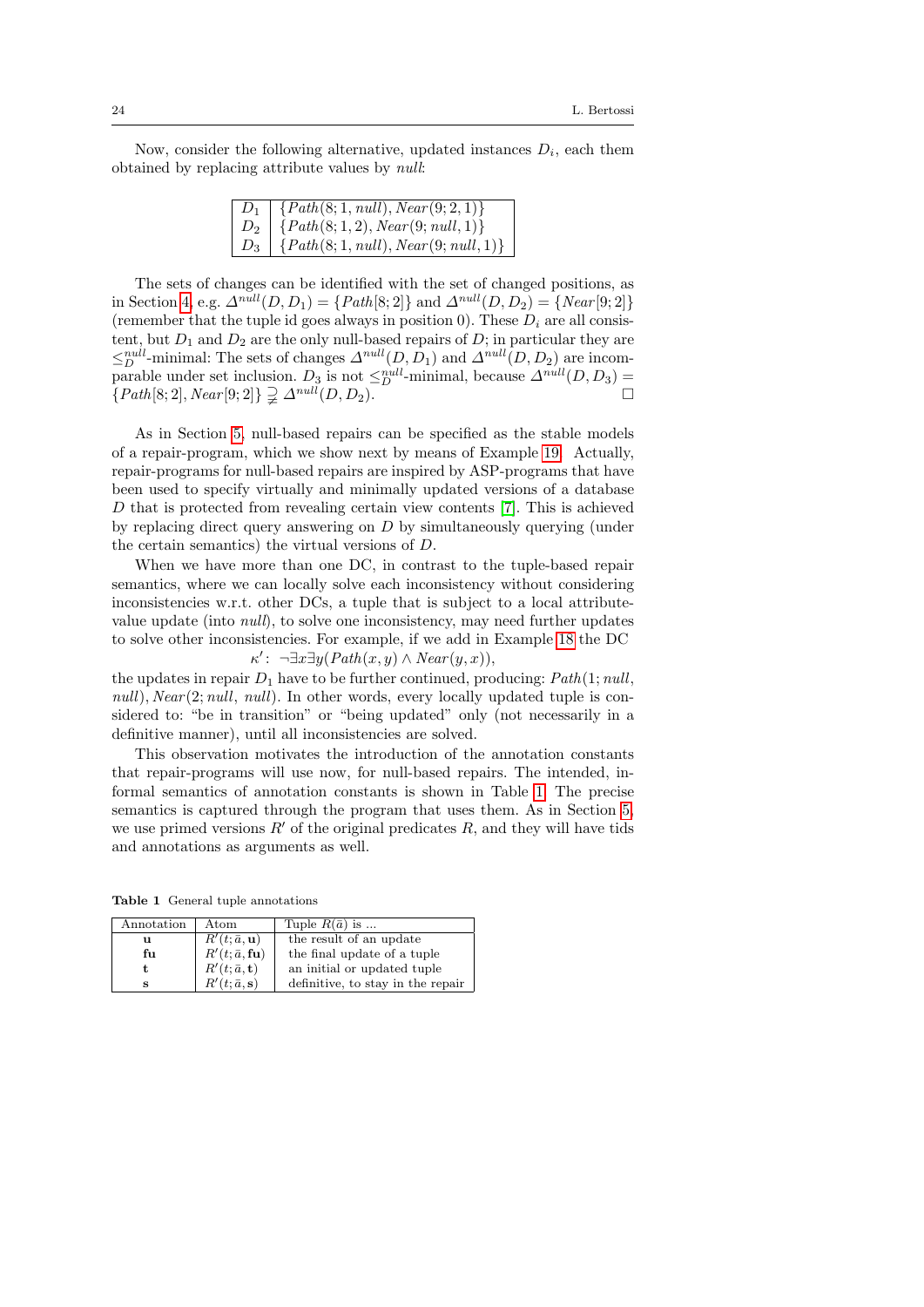Now, consider the following alternative, updated instances $D_i$, each them obtained by replacing attribute values by *null*:

| | |
|---|---|
| $D_1$ | $\{Path(8;1,null), Near(9;2,1)\}$ |
| $D_2$ | $\{Path(8;1,2), Near(9;null,1)\}$ |
| $D_3$ | $\{Path(8;1,null), Near(9;null,1)\}$ |

The sets of changes can be identified with the set of changed positions, as in Section 4, e.g. $\Delta^{null}(D,D_1) = \{Path[8;2]\}$ and $\Delta^{null}(D,D_2) = \{Near[9;2]\}$ (remember that the tuple id goes always in position 0). These $D_i$ are all consistent, but $D_1$ and $D_2$ are the only null-based repairs of $D$; in particular they are $\leq_D^{null}$-minimal: The sets of changes $\Delta^{null}(D,D_1)$ and $\Delta^{null}(D,D_2)$ are incomparable under set inclusion. $D_3$ is not $\leq_D^{null}$-minimal, because $\Delta^{null}(D,D_3) = \{Path[8;2], Near[9;2]\} \supsetneqq \Delta^{null}(D,D_2)$. $\square$

As in Section 5, null-based repairs can be specified as the stable models of a repair-program, which we show next by means of Example 19. Actually, repair-programs for null-based repairs are inspired by ASP-programs that have been used to specify virtually and minimally updated versions of a database $D$ that is protected from revealing certain view contents [7]. This is achieved by replacing direct query answering on $D$ by simultaneously querying (under the certain semantics) the virtual versions of $D$.

When we have more than one DC, in contrast to the tuple-based repair semantics, where we can locally solve each inconsistency without considering inconsistencies w.r.t. other DCs, a tuple that is subject to a local attribute-value update (into *null*), to solve one inconsistency, may need further updates to solve other inconsistencies. For example, if we add in Example 18 the DC

$$\kappa' \colon\ \neg\exists x \exists y (Path(x,y) \wedge Near(y,x)),$$

the updates in repair $D_1$ have to be further continued, producing: $Path(1;null, null)$, $Near(2;null,\ null)$. In other words, every locally updated tuple is considered to: "be in transition" or "being updated" only (not necessarily in a definitive manner), until all inconsistencies are solved.

This observation motivates the introduction of the annotation constants that repair-programs will use now, for null-based repairs. The intended, informal semantics of annotation constants is shown in Table 1. The precise semantics is captured through the program that uses them. As in Section 5, we use primed versions $R'$ of the original predicates $R$, and they will have tids and annotations as arguments as well.

**Table 1** General tuple annotations

| Annotation | Atom | Tuple $R(\bar{a})$ is ... |
|---|---|---|
| $\mathbf{u}$ | $R'(t;\bar{a},\mathbf{u})$ | the result of an update |
| $\mathbf{fu}$ | $R'(t;\bar{a},\mathbf{fu})$ | the final update of a tuple |
| $\mathbf{t}$ | $R'(t;\bar{a},\mathbf{t})$ | an initial or updated tuple |
| $\mathbf{s}$ | $R'(t;\bar{a},\mathbf{s})$ | definitive, to stay in the repair |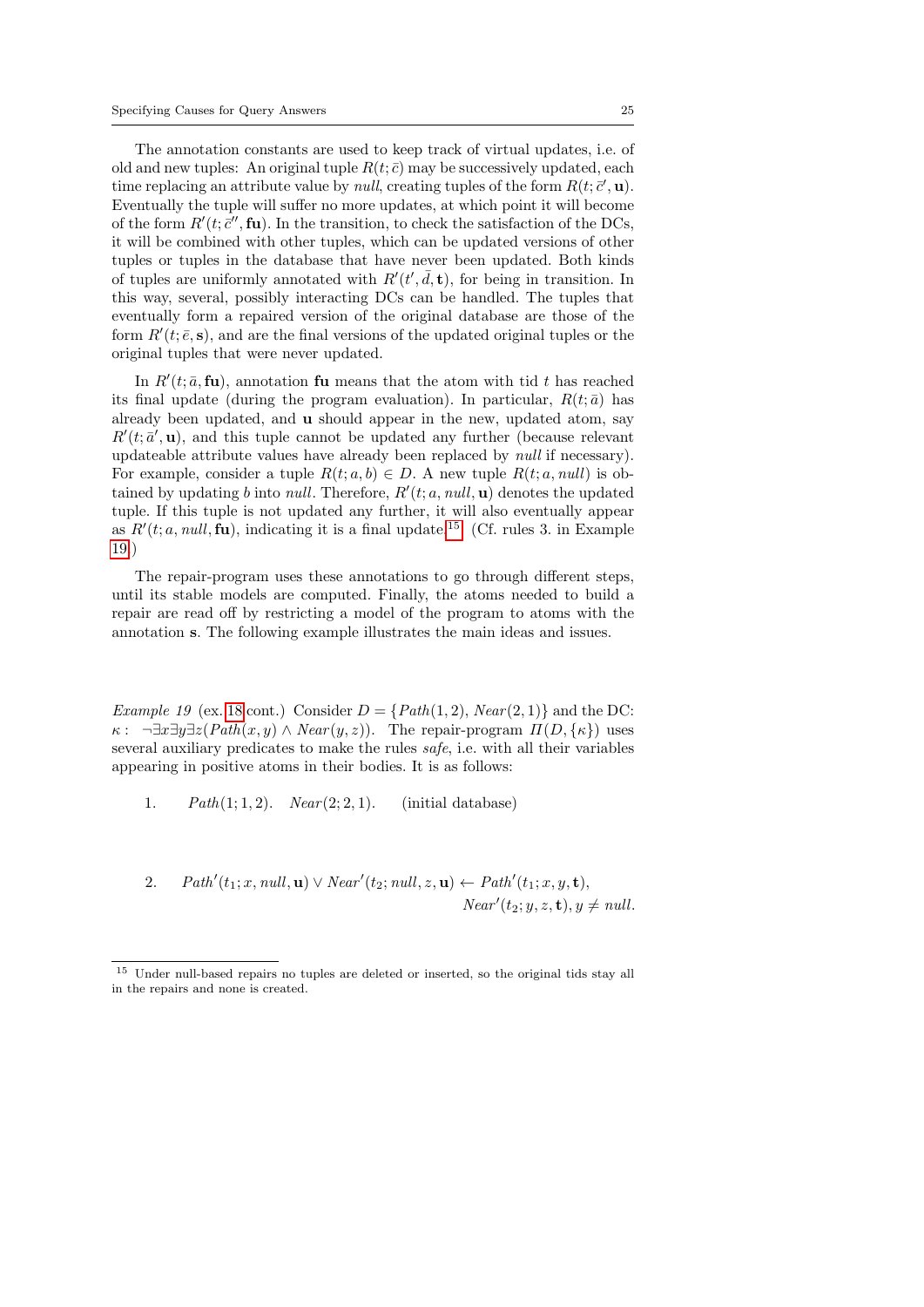The annotation constants are used to keep track of virtual updates, i.e. of old and new tuples: An original tuple $R(t;\bar{c})$ may be successively updated, each time replacing an attribute value by *null*, creating tuples of the form $R(t;\bar{c}', \mathbf{u})$. Eventually the tuple will suffer no more updates, at which point it will become of the form $R'(t;\bar{c}'', \mathbf{fu})$. In the transition, to check the satisfaction of the DCs, it will be combined with other tuples, which can be updated versions of other tuples or tuples in the database that have never been updated. Both kinds of tuples are uniformly annotated with $R'(t', \bar{d}, \mathbf{t})$, for being in transition. In this way, several, possibly interacting DCs can be handled. The tuples that eventually form a repaired version of the original database are those of the form $R'(t;\bar{e}, \mathbf{s})$, and are the final versions of the updated original tuples or the original tuples that were never updated.

In $R'(t;\bar{a}, \mathbf{fu})$, annotation **fu** means that the atom with tid $t$ has reached its final update (during the program evaluation). In particular, $R(t;\bar{a})$ has already been updated, and **u** should appear in the new, updated atom, say $R'(t;\bar{a}', \mathbf{u})$, and this tuple cannot be updated any further (because relevant updateable attribute values have already been replaced by *null* if necessary). For example, consider a tuple $R(t;a,b) \in D$. A new tuple $R(t;a,\mathit{null})$ is obtained by updating $b$ into *null*. Therefore, $R'(t;a,\mathit{null},\mathbf{u})$ denotes the updated tuple. If this tuple is not updated any further, it will also eventually appear as $R'(t;a,\mathit{null},\mathbf{fu})$, indicating it is a final update.[15] (Cf. rules 3. in Example 19.)

The repair-program uses these annotations to go through different steps, until its stable models are computed. Finally, the atoms needed to build a repair are read off by restricting a model of the program to atoms with the annotation **s**. The following example illustrates the main ideas and issues.

*Example 19* (ex. 18 cont.) Consider $D = \{\mathit{Path}(1,2),\, \mathit{Near}(2,1)\}$ and the DC: $\kappa:\ \neg\exists x \exists y \exists z(\mathit{Path}(x,y) \wedge \mathit{Near}(y,z))$. The repair-program $\Pi(D,\{\kappa\})$ uses several auxiliary predicates to make the rules *safe*, i.e. with all their variables appearing in positive atoms in their bodies. It is as follows:

1. $\mathit{Path}(1;1,2).\quad \mathit{Near}(2;2,1).\quad$ (initial database)

2. $\mathit{Path}'(t_1;x,\mathit{null},\mathbf{u}) \vee \mathit{Near}'(t_2;\mathit{null},z,\mathbf{u}) \leftarrow \mathit{Path}'(t_1;x,y,\mathbf{t}),$
$\mathit{Near}'(t_2;y,z,\mathbf{t}),\, y \neq \mathit{null}.$

[15] Under null-based repairs no tuples are deleted or inserted, so the original tids stay all in the repairs and none is created.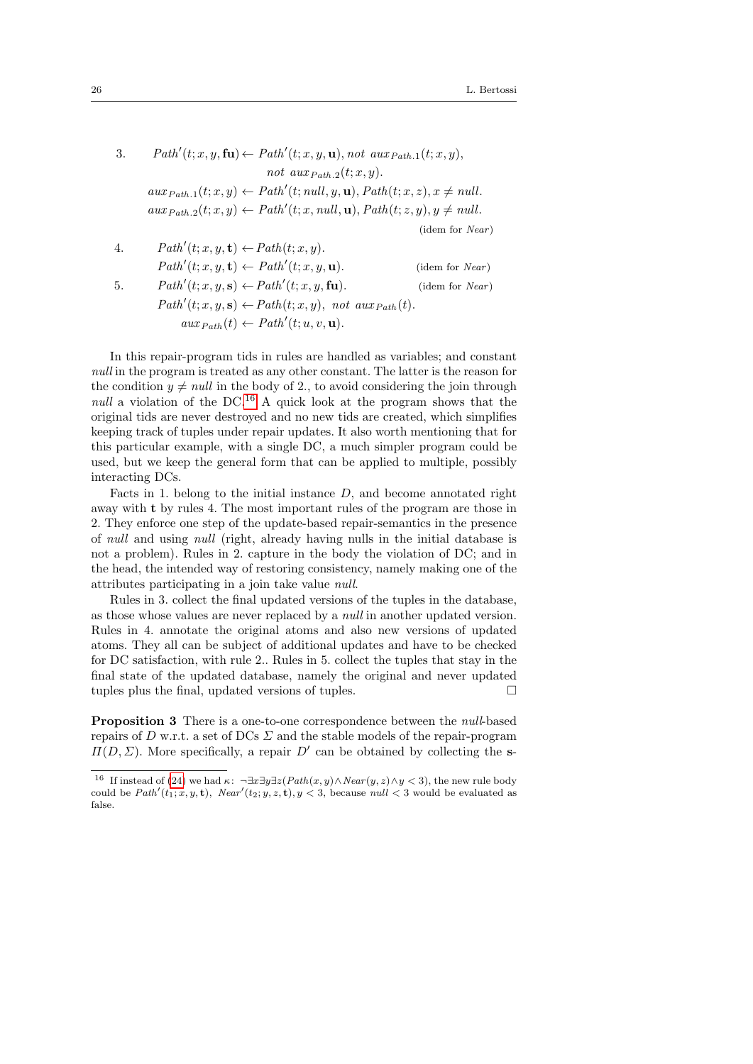3. $\quad Path'(t;x,y,\mathbf{fu}) \leftarrow Path'(t;x,y,\mathbf{u}),\, not\ aux_{Path.1}(t;x,y),$
$\qquad\qquad\qquad\qquad not\ aux_{Path.2}(t;x,y).$

$\quad aux_{Path.1}(t;x,y) \leftarrow Path'(t;null,y,\mathbf{u}), Path(t;x,z), x \neq null.$

$\quad aux_{Path.2}(t;x,y) \leftarrow Path'(t;x,null,\mathbf{u}), Path(t;z,y), y \neq null.$

(idem for $Near$)

4. $\quad Path'(t;x,y,\mathbf{t}) \leftarrow Path(t;x,y).$

$\quad Path'(t;x,y,\mathbf{t}) \leftarrow Path'(t;x,y,\mathbf{u}).$ (idem for $Near$)

5. $\quad Path'(t;x,y,\mathbf{s}) \leftarrow Path'(t;x,y,\mathbf{fu}).$ (idem for $Near$)

$\quad Path'(t;x,y,\mathbf{s}) \leftarrow Path(t;x,y),\ not\ aux_{Path}(t).$

$\quad aux_{Path}(t) \leftarrow Path'(t;u,v,\mathbf{u}).$

In this repair-program tids in rules are handled as variables; and constant *null* in the program is treated as any other constant. The latter is the reason for the condition $y \neq null$ in the body of 2., to avoid considering the join through *null* a violation of the DC.[16] A quick look at the program shows that the original tids are never destroyed and no new tids are created, which simplifies keeping track of tuples under repair updates. It also worth mentioning that for this particular example, with a single DC, a much simpler program could be used, but we keep the general form that can be applied to multiple, possibly interacting DCs.

Facts in 1. belong to the initial instance $D$, and become annotated right away with $\mathbf{t}$ by rules 4. The most important rules of the program are those in 2. They enforce one step of the update-based repair-semantics in the presence of *null* and using *null* (right, already having nulls in the initial database is not a problem). Rules in 2. capture in the body the violation of DC; and in the head, the intended way of restoring consistency, namely making one of the attributes participating in a join take value *null*.

Rules in 3. collect the final updated versions of the tuples in the database, as those whose values are never replaced by a *null* in another updated version. Rules in 4. annotate the original atoms and also new versions of updated atoms. They all can be subject of additional updates and have to be checked for DC satisfaction, with rule 2.. Rules in 5. collect the tuples that stay in the final state of the updated database, namely the original and never updated tuples plus the final, updated versions of tuples. □

**Proposition 3** There is a one-to-one correspondence between the *null*-based repairs of $D$ w.r.t. a set of DCs $\Sigma$ and the stable models of the repair-program $\Pi(D,\Sigma)$. More specifically, a repair $D'$ can be obtained by collecting the $\mathbf{s}$-

---

[16] If instead of (24) we had $\kappa\colon\ \neg\exists x\exists y\exists z(Path(x,y) \wedge Near(y,z) \wedge y < 3)$, the new rule body could be $Path'(t_1;x,y,\mathbf{t}),\ Near'(t_2;y,z,\mathbf{t}), y < 3$, because $null < 3$ would be evaluated as false.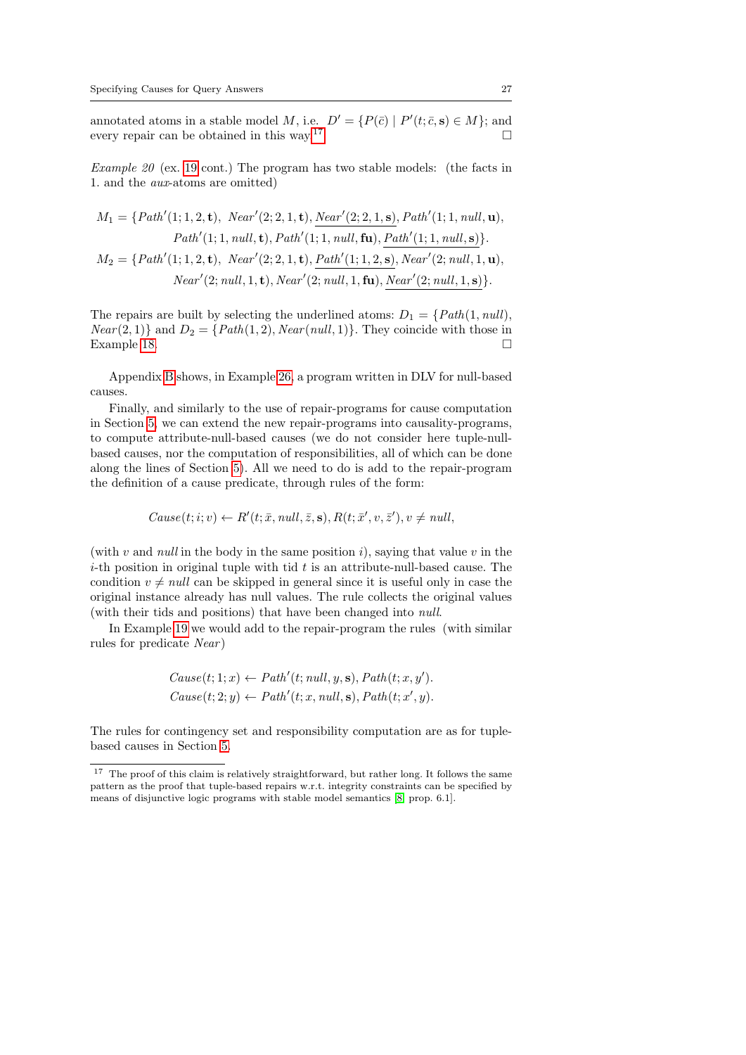annotated atoms in a stable model $M$, i.e. $D' = \{P(\bar{c}) \mid P'(t; \bar{c}, \mathbf{s}) \in M\}$; and every repair can be obtained in this way.[17] □

*Example 20* (ex. 19 cont.) The program has two stable models: (the facts in 1. and the *aux*-atoms are omitted)

$$M_1 = \{Path'(1;1,2,\mathbf{t}),\ Near'(2;2,1,\mathbf{t}), \underline{Near'(2;2,1,\mathbf{s})}, Path'(1;1,null,\mathbf{u}),$$
$$Path'(1;1,null,\mathbf{t}), Path'(1;1,null,\mathbf{fu}), \underline{Path'(1;1,null,\mathbf{s})}\}.$$
$$M_2 = \{Path'(1;1,2,\mathbf{t}),\ Near'(2;2,1,\mathbf{t}), \underline{Path'(1;1,2,\mathbf{s})}, Near'(2;null,1,\mathbf{u}),$$
$$Near'(2;null,1,\mathbf{t}), Near'(2;null,1,\mathbf{fu}), \underline{Near'(2;null,1,\mathbf{s})}\}.$$

The repairs are built by selecting the underlined atoms: $D_1 = \{Path(1,null),$ $Near(2,1)\}$ and $D_2 = \{Path(1,2), Near(null,1)\}$. They coincide with those in Example 18. □

Appendix B shows, in Example 26, a program written in DLV for null-based causes.

Finally, and similarly to the use of repair-programs for cause computation in Section 5, we can extend the new repair-programs into causality-programs, to compute attribute-null-based causes (we do not consider here tuple-null-based causes, nor the computation of responsibilities, all of which can be done along the lines of Section 5). All we need to do is add to the repair-program the definition of a cause predicate, through rules of the form:

$$Cause(t;i;v) \leftarrow R'(t;\bar{x},null,\bar{z},\mathbf{s}), R(t;\bar{x}',v,\bar{z}'), v \neq null,$$

(with $v$ and *null* in the body in the same position $i$), saying that value $v$ in the $i$-th position in original tuple with tid $t$ is an attribute-null-based cause. The condition $v \neq null$ can be skipped in general since it is useful only in case the original instance already has null values. The rule collects the original values (with their tids and positions) that have been changed into *null*.

In Example 19 we would add to the repair-program the rules (with similar rules for predicate *Near*)

$$Cause(t;1;x) \leftarrow Path'(t;null,y,\mathbf{s}), Path(t;x,y').$$
$$Cause(t;2;y) \leftarrow Path'(t;x,null,\mathbf{s}), Path(t;x',y).$$

The rules for contingency set and responsibility computation are as for tuple-based causes in Section 5.

[17] The proof of this claim is relatively straightforward, but rather long. It follows the same pattern as the proof that tuple-based repairs w.r.t. integrity constraints can be specified by means of disjunctive logic programs with stable model semantics [8, prop. 6.1].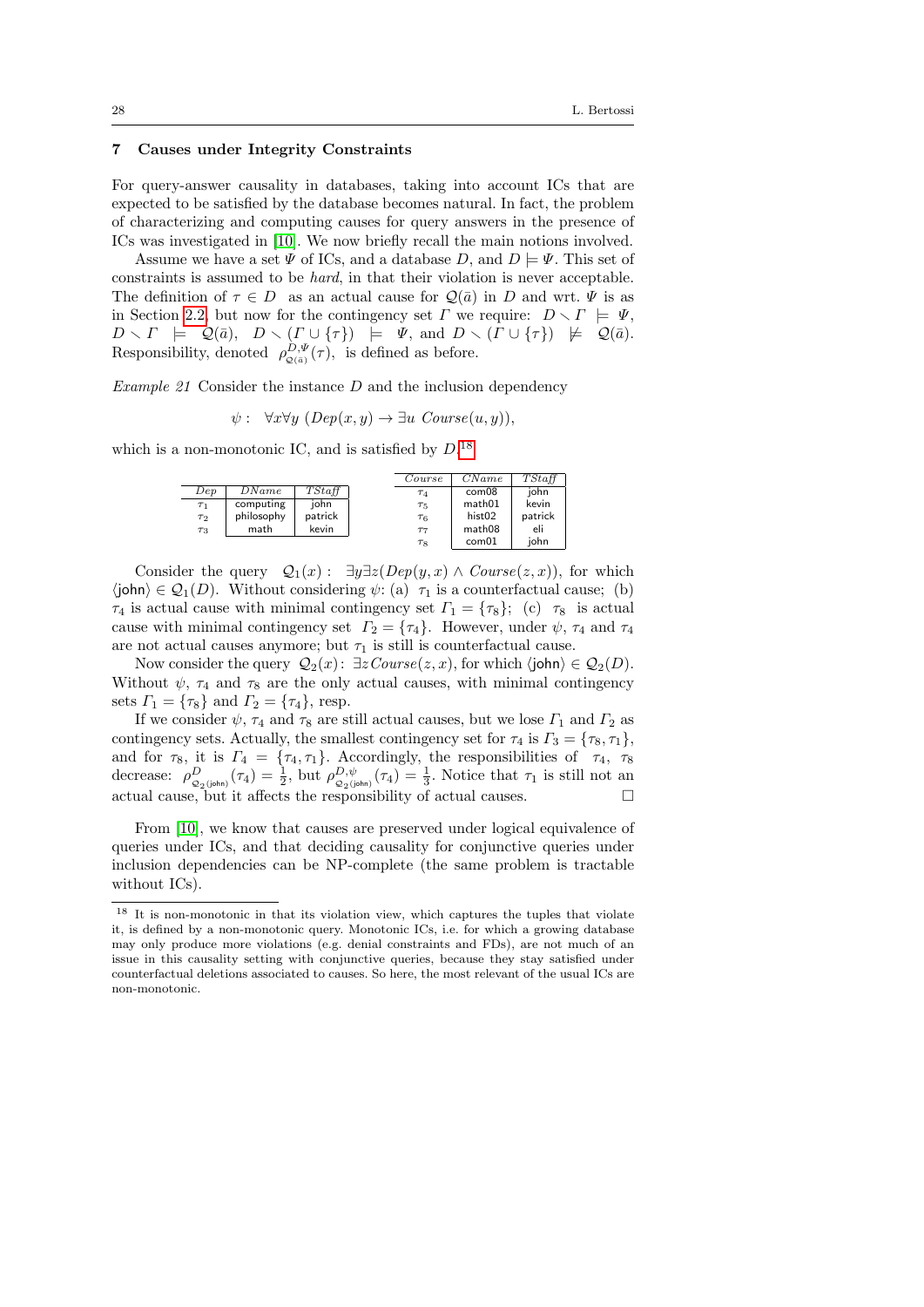## 7 Causes under Integrity Constraints

For query-answer causality in databases, taking into account ICs that are expected to be satisfied by the database becomes natural. In fact, the problem of characterizing and computing causes for query answers in the presence of ICs was investigated in [10]. We now briefly recall the main notions involved.

Assume we have a set $\Psi$ of ICs, and a database $D$, and $D \models \Psi$. This set of constraints is assumed to be *hard*, in that their violation is never acceptable. The definition of $\tau \in D$ as an actual cause for $\mathcal{Q}(\bar{a})$ in $D$ and wrt. $\Psi$ is as in Section 2.2, but now for the contingency set $\Gamma$ we require: $D \smallsetminus \Gamma \models \Psi$, $D \smallsetminus \Gamma \models \mathcal{Q}(\bar{a})$, $D \smallsetminus (\Gamma \cup \{\tau\}) \models \Psi$, and $D \smallsetminus (\Gamma \cup \{\tau\}) \not\models \mathcal{Q}(\bar{a})$. Responsibility, denoted $\rho^{D,\Psi}_{\mathcal{Q}(\bar{a})}(\tau)$, is defined as before.

*Example 21* Consider the instance $D$ and the inclusion dependency

$$\psi: \ \ \forall x \forall y \ (Dep(x,y) \rightarrow \exists u \ Course(u,y)),$$

which is a non-monotonic IC, and is satisfied by $D$.[18]

| *Dep* | *DName* | *TStaff* |
|---|---|---|
| $\tau_1$ | computing | john |
| $\tau_2$ | philosophy | patrick |
| $\tau_3$ | math | kevin |

| *Course* | *CName* | *TStaff* |
|---|---|---|
| $\tau_4$ | com08 | john |
| $\tau_5$ | math01 | kevin |
| $\tau_6$ | hist02 | patrick |
| $\tau_7$ | math08 | eli |
| $\tau_8$ | com01 | john |

Consider the query $\mathcal{Q}_1(x): \ \exists y \exists z (Dep(y,x) \wedge Course(z,x))$, for which $\langle \mathsf{john} \rangle \in \mathcal{Q}_1(D)$. Without considering $\psi$: (a) $\tau_1$ is a counterfactual cause; (b) $\tau_4$ is actual cause with minimal contingency set $\Gamma_1 = \{\tau_8\}$; (c) $\tau_8$ is actual cause with minimal contingency set $\Gamma_2 = \{\tau_4\}$. However, under $\psi$, $\tau_4$ and $\tau_4$ are not actual causes anymore; but $\tau_1$ is still is counterfactual cause.

Now consider the query $\mathcal{Q}_2(x)$: $\exists z Course(z,x)$, for which $\langle \mathsf{john} \rangle \in \mathcal{Q}_2(D)$. Without $\psi$, $\tau_4$ and $\tau_8$ are the only actual causes, with minimal contingency sets $\Gamma_1 = \{\tau_8\}$ and $\Gamma_2 = \{\tau_4\}$, resp.

If we consider $\psi$, $\tau_4$ and $\tau_8$ are still actual causes, but we lose $\Gamma_1$ and $\Gamma_2$ as contingency sets. Actually, the smallest contingency set for $\tau_4$ is $\Gamma_3 = \{\tau_8, \tau_1\}$, and for $\tau_8$, it is $\Gamma_4 = \{\tau_4, \tau_1\}$. Accordingly, the responsibilities of $\tau_4$, $\tau_8$ decrease: $\rho^{D}_{\mathcal{Q}_2(\mathsf{john})}(\tau_4) = \frac{1}{2}$, but $\rho^{D,\psi}_{\mathcal{Q}_2(\mathsf{john})}(\tau_4) = \frac{1}{3}$. Notice that $\tau_1$ is still not an actual cause, but it affects the responsibility of actual causes. □

From [10], we know that causes are preserved under logical equivalence of queries under ICs, and that deciding causality for conjunctive queries under inclusion dependencies can be NP-complete (the same problem is tractable without ICs).

---

[18] It is non-monotonic in that its violation view, which captures the tuples that violate it, is defined by a non-monotonic query. Monotonic ICs, i.e. for which a growing database may only produce more violations (e.g. denial constraints and FDs), are not much of an issue in this causality setting with conjunctive queries, because they stay satisfied under counterfactual deletions associated to causes. So here, the most relevant of the usual ICs are non-monotonic.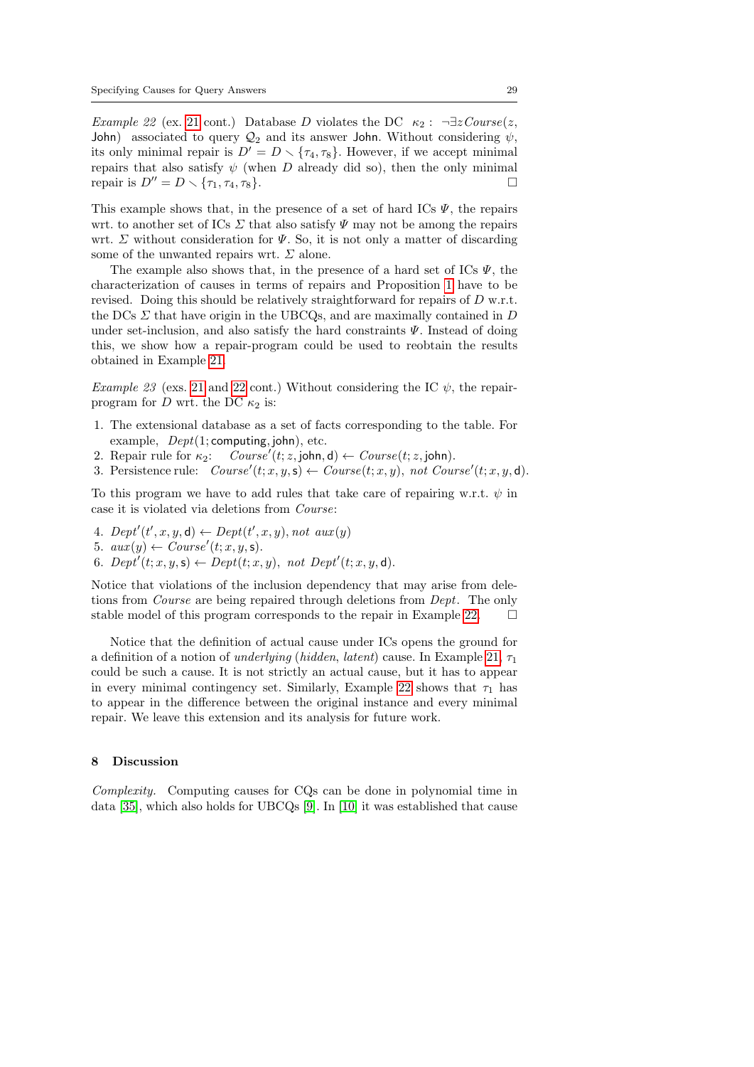*Example 22* (ex. 21 cont.) Database $D$ violates the DC $\kappa_2: \neg\exists z\, Course(z, \mathsf{John})$ associated to query $\mathcal{Q}_2$ and its answer John. Without considering $\psi$, its only minimal repair is $D' = D \smallsetminus \{\tau_4, \tau_8\}$. However, if we accept minimal repairs that also satisfy $\psi$ (when $D$ already did so), then the only minimal repair is $D'' = D \smallsetminus \{\tau_1, \tau_4, \tau_8\}$. □

This example shows that, in the presence of a set of hard ICs $\Psi$, the repairs wrt. to another set of ICs $\Sigma$ that also satisfy $\Psi$ may not be among the repairs wrt. $\Sigma$ without consideration for $\Psi$. So, it is not only a matter of discarding some of the unwanted repairs wrt. $\Sigma$ alone.

The example also shows that, in the presence of a hard set of ICs $\Psi$, the characterization of causes in terms of repairs and Proposition 1 have to be revised. Doing this should be relatively straightforward for repairs of $D$ w.r.t. the DCs $\Sigma$ that have origin in the UBCQs, and are maximally contained in $D$ under set-inclusion, and also satisfy the hard constraints $\Psi$. Instead of doing this, we show how a repair-program could be used to reobtain the results obtained in Example 21.

*Example 23* (exs. 21 and 22 cont.) Without considering the IC $\psi$, the repair-program for $D$ wrt. the DC $\kappa_2$ is:

1. The extensional database as a set of facts corresponding to the table. For example, $Dept(1; \mathsf{computing}, \mathsf{john})$, etc.
2. Repair rule for $\kappa_2$: $\quad Course'(t; z, \mathsf{john}, \mathsf{d}) \leftarrow Course(t; z, \mathsf{john})$.
3. Persistence rule: $\quad Course'(t; x, y, \mathsf{s}) \leftarrow Course(t; x, y),\ \mathit{not}\ Course'(t; x, y, \mathsf{d})$.

To this program we have to add rules that take care of repairing w.r.t. $\psi$ in case it is violated via deletions from *Course*:

4. $Dept'(t', x, y, \mathsf{d}) \leftarrow Dept(t', x, y), \mathit{not}\ aux(y)$
5. $aux(y) \leftarrow Course'(t; x, y, \mathsf{s})$.
6. $Dept'(t; x, y, \mathsf{s}) \leftarrow Dept(t; x, y),\ \mathit{not}\ Dept'(t; x, y, \mathsf{d})$.

Notice that violations of the inclusion dependency that may arise from deletions from *Course* are being repaired through deletions from *Dept*. The only stable model of this program corresponds to the repair in Example 22. □

Notice that the definition of actual cause under ICs opens the ground for a definition of a notion of *underlying* (*hidden*, *latent*) cause. In Example 21, $\tau_1$ could be such a cause. It is not strictly an actual cause, but it has to appear in every minimal contingency set. Similarly, Example 22 shows that $\tau_1$ has to appear in the difference between the original instance and every minimal repair. We leave this extension and its analysis for future work.

## 8 Discussion

*Complexity.* Computing causes for CQs can be done in polynomial time in data [35], which also holds for UBCQs [9]. In [10] it was established that cause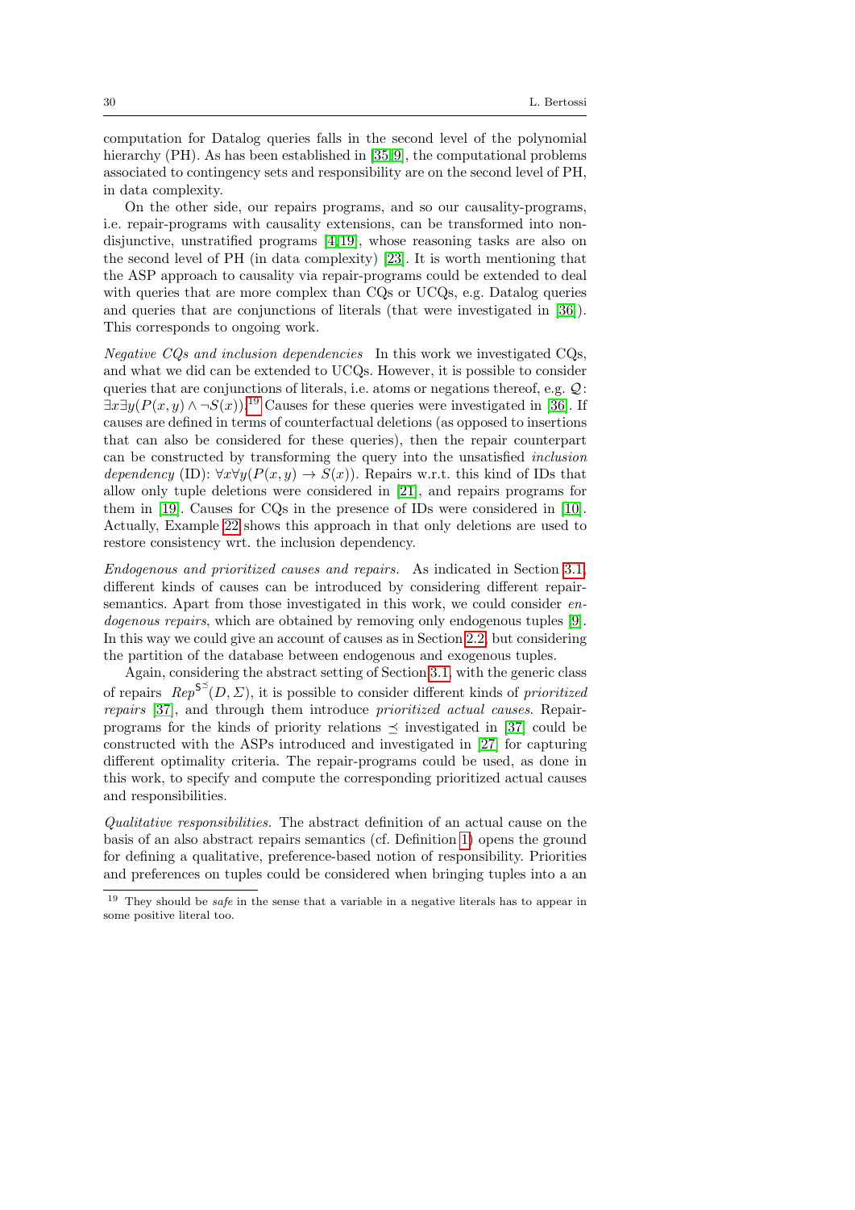computation for Datalog queries falls in the second level of the polynomial hierarchy (PH). As has been established in [35,9], the computational problems associated to contingency sets and responsibility are on the second level of PH, in data complexity.

On the other side, our repairs programs, and so our causality-programs, i.e. repair-programs with causality extensions, can be transformed into non-disjunctive, unstratified programs [4,19], whose reasoning tasks are also on the second level of PH (in data complexity) [23]. It is worth mentioning that the ASP approach to causality via repair-programs could be extended to deal with queries that are more complex than CQs or UCQs, e.g. Datalog queries and queries that are conjunctions of literals (that were investigated in [36]). This corresponds to ongoing work.

*Negative CQs and inclusion dependencies* In this work we investigated CQs, and what we did can be extended to UCQs. However, it is possible to consider queries that are conjunctions of literals, i.e. atoms or negations thereof, e.g. $\mathcal{Q}\colon \exists x \exists y(P(x,y) \land \neg S(x))$.[19] Causes for these queries were investigated in [36]. If causes are defined in terms of counterfactual deletions (as opposed to insertions that can also be considered for these queries), then the repair counterpart can be constructed by transforming the query into the unsatisfied *inclusion dependency* (ID): $\forall x \forall y(P(x,y) \rightarrow S(x))$. Repairs w.r.t. this kind of IDs that allow only tuple deletions were considered in [21], and repairs programs for them in [19]. Causes for CQs in the presence of IDs were considered in [10]. Actually, Example 22 shows this approach in that only deletions are used to restore consistency wrt. the inclusion dependency.

*Endogenous and prioritized causes and repairs.* As indicated in Section 3.1, different kinds of causes can be introduced by considering different repair-semantics. Apart from those investigated in this work, we could consider *endogenous repairs*, which are obtained by removing only endogenous tuples [9]. In this way we could give an account of causes as in Section 2.2, but considering the partition of the database between endogenous and exogenous tuples.

Again, considering the abstract setting of Section 3.1, with the generic class of repairs $Rep^{\mathsf{S}^{\preceq}}(D,\Sigma)$, it is possible to consider different kinds of *prioritized repairs* [37], and through them introduce *prioritized actual causes*. Repair-programs for the kinds of priority relations $\preceq$ investigated in [37] could be constructed with the ASPs introduced and investigated in [27] for capturing different optimality criteria. The repair-programs could be used, as done in this work, to specify and compute the corresponding prioritized actual causes and responsibilities.

*Qualitative responsibilities.* The abstract definition of an actual cause on the basis of an also abstract repairs semantics (cf. Definition 1) opens the ground for defining a qualitative, preference-based notion of responsibility. Priorities and preferences on tuples could be considered when bringing tuples into a an

---

[19] They should be *safe* in the sense that a variable in a negative literals has to appear in some positive literal too.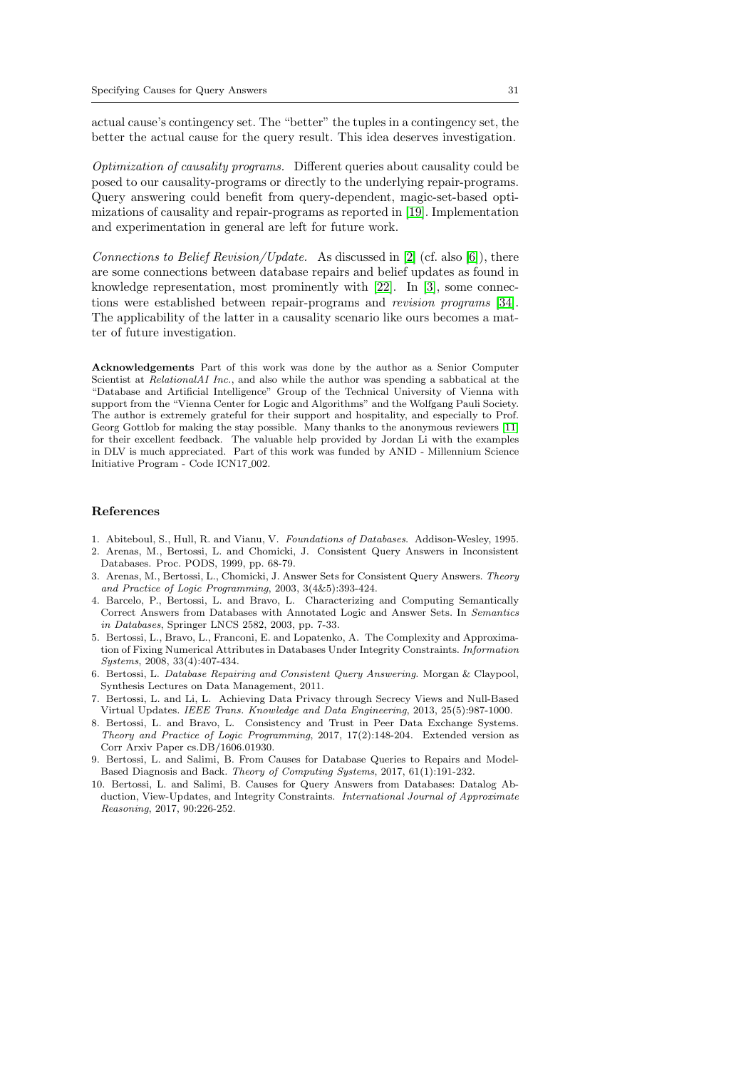actual cause's contingency set. The "better" the tuples in a contingency set, the better the actual cause for the query result. This idea deserves investigation.

*Optimization of causality programs.* Different queries about causality could be posed to our causality-programs or directly to the underlying repair-programs. Query answering could benefit from query-dependent, magic-set-based optimizations of causality and repair-programs as reported in [19]. Implementation and experimentation in general are left for future work.

*Connections to Belief Revision/Update.* As discussed in [2] (cf. also [6]), there are some connections between database repairs and belief updates as found in knowledge representation, most prominently with [22]. In [3], some connections were established between repair-programs and *revision programs* [34]. The applicability of the latter in a causality scenario like ours becomes a matter of future investigation.

**Acknowledgements** Part of this work was done by the author as a Senior Computer Scientist at *RelationalAI Inc.*, and also while the author was spending a sabbatical at the "Database and Artificial Intelligence" Group of the Technical University of Vienna with support from the "Vienna Center for Logic and Algorithms" and the Wolfgang Pauli Society. The author is extremely grateful for their support and hospitality, and especially to Prof. Georg Gottlob for making the stay possible. Many thanks to the anonymous reviewers [11] for their excellent feedback. The valuable help provided by Jordan Li with the examples in DLV is much appreciated. Part of this work was funded by ANID - Millennium Science Initiative Program - Code ICN17_002.

## References

1. Abiteboul, S., Hull, R. and Vianu, V. *Foundations of Databases*. Addison-Wesley, 1995.
2. Arenas, M., Bertossi, L. and Chomicki, J. Consistent Query Answers in Inconsistent Databases. Proc. PODS, 1999, pp. 68-79.
3. Arenas, M., Bertossi, L., Chomicki, J. Answer Sets for Consistent Query Answers. *Theory and Practice of Logic Programming*, 2003, 3(4&5):393-424.
4. Barcelo, P., Bertossi, L. and Bravo, L. Characterizing and Computing Semantically Correct Answers from Databases with Annotated Logic and Answer Sets. In *Semantics in Databases*, Springer LNCS 2582, 2003, pp. 7-33.
5. Bertossi, L., Bravo, L., Franconi, E. and Lopatenko, A. The Complexity and Approximation of Fixing Numerical Attributes in Databases Under Integrity Constraints. *Information Systems*, 2008, 33(4):407-434.
6. Bertossi, L. *Database Repairing and Consistent Query Answering*. Morgan & Claypool, Synthesis Lectures on Data Management, 2011.
7. Bertossi, L. and Li, L. Achieving Data Privacy through Secrecy Views and Null-Based Virtual Updates. *IEEE Trans. Knowledge and Data Engineering*, 2013, 25(5):987-1000.
8. Bertossi, L. and Bravo, L. Consistency and Trust in Peer Data Exchange Systems. *Theory and Practice of Logic Programming*, 2017, 17(2):148-204. Extended version as Corr Arxiv Paper cs.DB/1606.01930.
9. Bertossi, L. and Salimi, B. From Causes for Database Queries to Repairs and Model-Based Diagnosis and Back. *Theory of Computing Systems*, 2017, 61(1):191-232.
10. Bertossi, L. and Salimi, B. Causes for Query Answers from Databases: Datalog Abduction, View-Updates, and Integrity Constraints. *International Journal of Approximate Reasoning*, 2017, 90:226-252.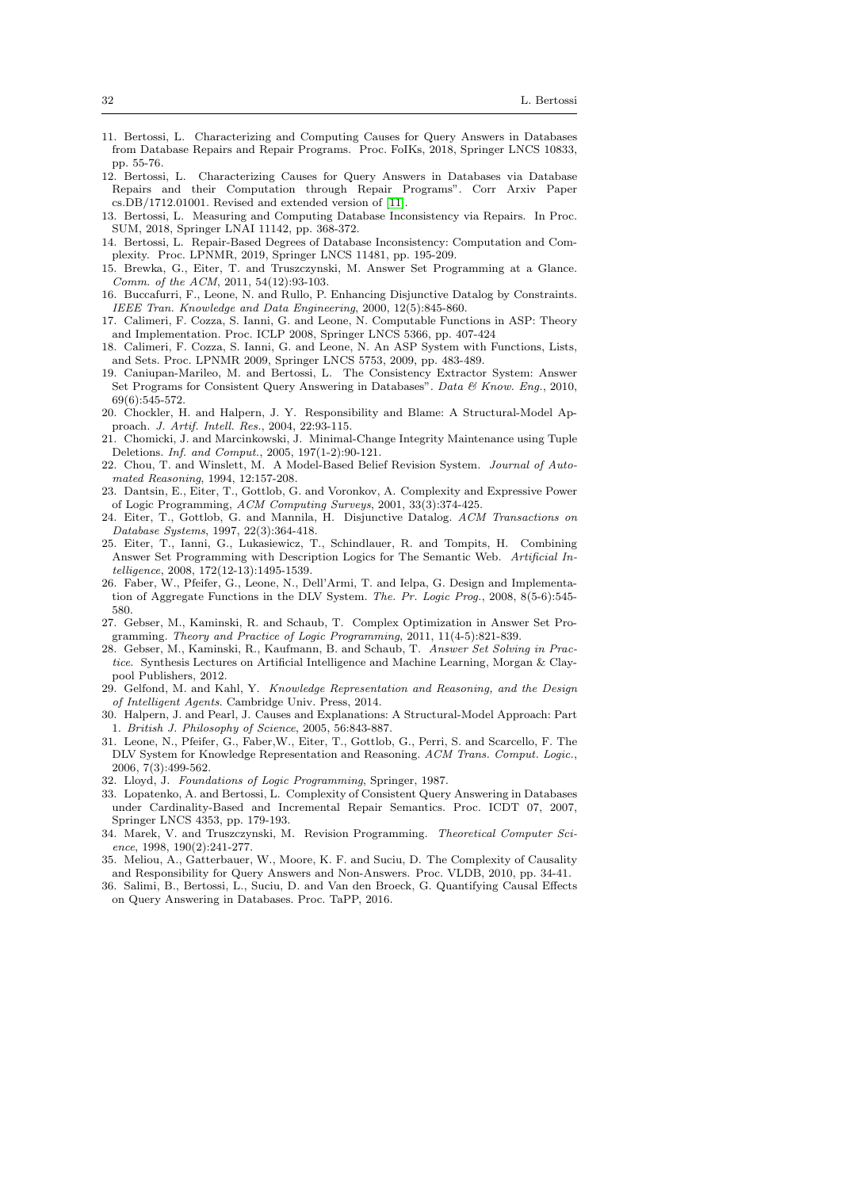11. Bertossi, L. Characterizing and Computing Causes for Query Answers in Databases from Database Repairs and Repair Programs. Proc. FoIKs, 2018, Springer LNCS 10833, pp. 55-76.
12. Bertossi, L. Characterizing Causes for Query Answers in Databases via Database Repairs and their Computation through Repair Programs". Corr Arxiv Paper cs.DB/1712.01001. Revised and extended version of [11].
13. Bertossi, L. Measuring and Computing Database Inconsistency via Repairs. In Proc. SUM, 2018, Springer LNAI 11142, pp. 368-372.
14. Bertossi, L. Repair-Based Degrees of Database Inconsistency: Computation and Complexity. Proc. LPNMR, 2019, Springer LNCS 11481, pp. 195-209.
15. Brewka, G., Eiter, T. and Truszczynski, M. Answer Set Programming at a Glance. *Comm. of the ACM*, 2011, 54(12):93-103.
16. Buccafurri, F., Leone, N. and Rullo, P. Enhancing Disjunctive Datalog by Constraints. *IEEE Tran. Knowledge and Data Engineering*, 2000, 12(5):845-860.
17. Calimeri, F. Cozza, S. Ianni, G. and Leone, N. Computable Functions in ASP: Theory and Implementation. Proc. ICLP 2008, Springer LNCS 5366, pp. 407-424
18. Calimeri, F. Cozza, S. Ianni, G. and Leone, N. An ASP System with Functions, Lists, and Sets. Proc. LPNMR 2009, Springer LNCS 5753, 2009, pp. 483-489.
19. Caniupan-Marileo, M. and Bertossi, L. The Consistency Extractor System: Answer Set Programs for Consistent Query Answering in Databases". *Data & Know. Eng.*, 2010, 69(6):545-572.
20. Chockler, H. and Halpern, J. Y. Responsibility and Blame: A Structural-Model Approach. *J. Artif. Intell. Res.*, 2004, 22:93-115.
21. Chomicki, J. and Marcinkowski, J. Minimal-Change Integrity Maintenance using Tuple Deletions. *Inf. and Comput.*, 2005, 197(1-2):90-121.
22. Chou, T. and Winslett, M. A Model-Based Belief Revision System. *Journal of Automated Reasoning*, 1994, 12:157-208.
23. Dantsin, E., Eiter, T., Gottlob, G. and Voronkov, A. Complexity and Expressive Power of Logic Programming, *ACM Computing Surveys*, 2001, 33(3):374-425.
24. Eiter, T., Gottlob, G. and Mannila, H. Disjunctive Datalog. *ACM Transactions on Database Systems*, 1997, 22(3):364-418.
25. Eiter, T., Ianni, G., Lukasiewicz, T., Schindlauer, R. and Tompits, H. Combining Answer Set Programming with Description Logics for The Semantic Web. *Artificial Intelligence*, 2008, 172(12-13):1495-1539.
26. Faber, W., Pfeifer, G., Leone, N., Dell'Armi, T. and Ielpa, G. Design and Implementation of Aggregate Functions in the DLV System. *The. Pr. Logic Prog.*, 2008, 8(5-6):545-580.
27. Gebser, M., Kaminski, R. and Schaub, T. Complex Optimization in Answer Set Programming. *Theory and Practice of Logic Programming*, 2011, 11(4-5):821-839.
28. Gebser, M., Kaminski, R., Kaufmann, B. and Schaub, T. *Answer Set Solving in Practice*. Synthesis Lectures on Artificial Intelligence and Machine Learning, Morgan & Claypool Publishers, 2012.
29. Gelfond, M. and Kahl, Y. *Knowledge Representation and Reasoning, and the Design of Intelligent Agents*. Cambridge Univ. Press, 2014.
30. Halpern, J. and Pearl, J. Causes and Explanations: A Structural-Model Approach: Part 1. *British J. Philosophy of Science*, 2005, 56:843-887.
31. Leone, N., Pfeifer, G., Faber,W., Eiter, T., Gottlob, G., Perri, S. and Scarcello, F. The DLV System for Knowledge Representation and Reasoning. *ACM Trans. Comput. Logic.*, 2006, 7(3):499-562.
32. Lloyd, J. *Foundations of Logic Programming*, Springer, 1987.
33. Lopatenko, A. and Bertossi, L. Complexity of Consistent Query Answering in Databases under Cardinality-Based and Incremental Repair Semantics. Proc. ICDT 07, 2007, Springer LNCS 4353, pp. 179-193.
34. Marek, V. and Truszczynski, M. Revision Programming. *Theoretical Computer Science*, 1998, 190(2):241-277.
35. Meliou, A., Gatterbauer, W., Moore, K. F. and Suciu, D. The Complexity of Causality and Responsibility for Query Answers and Non-Answers. Proc. VLDB, 2010, pp. 34-41.
36. Salimi, B., Bertossi, L., Suciu, D. and Van den Broeck, G. Quantifying Causal Effects on Query Answering in Databases. Proc. TaPP, 2016.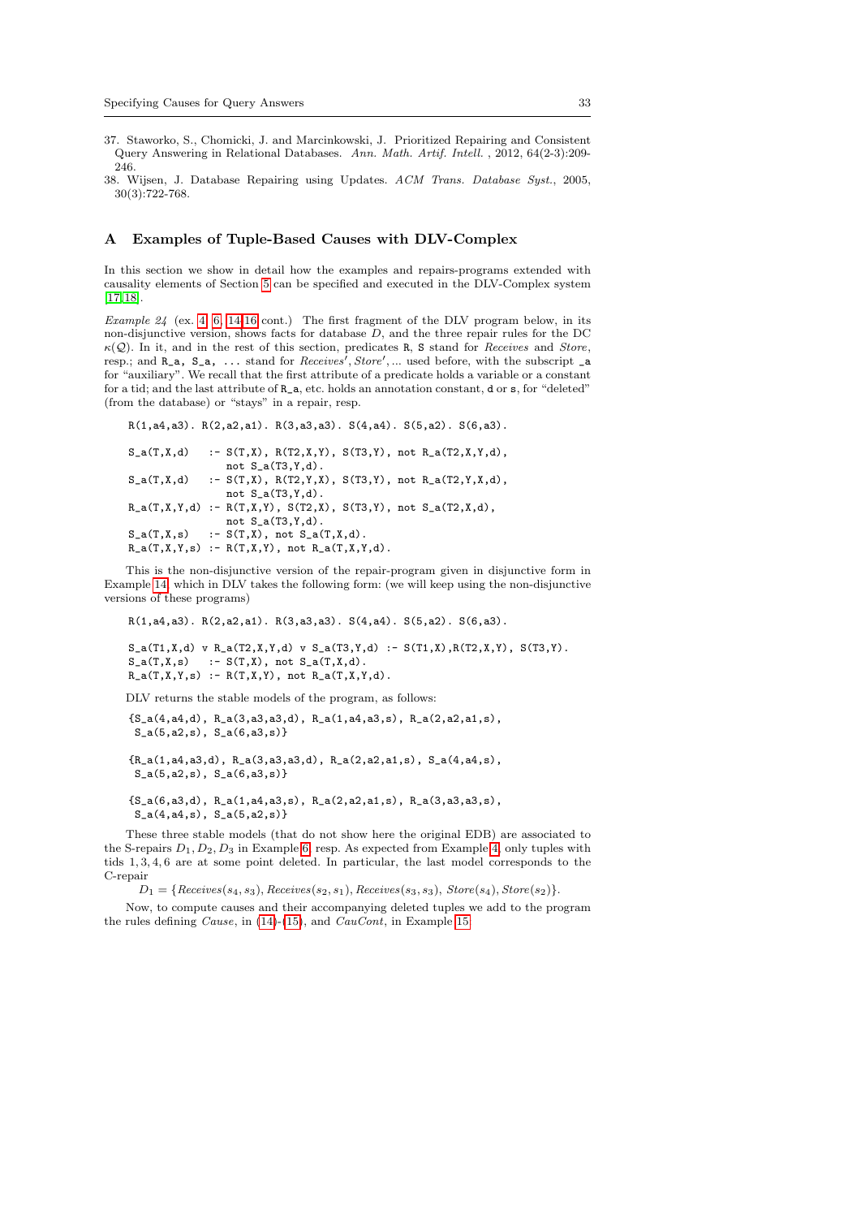37. Staworko, S., Chomicki, J. and Marcinkowski, J. Prioritized Repairing and Consistent Query Answering in Relational Databases. *Ann. Math. Artif. Intell.* , 2012, 64(2-3):209-246.
38. Wijsen, J. Database Repairing using Updates. *ACM Trans. Database Syst.*, 2005, 30(3):722-768.

## A Examples of Tuple-Based Causes with DLV-Complex

In this section we show in detail how the examples and repairs-programs extended with causality elements of Section 5 can be specified and executed in the DLV-Complex system [17,18].

*Example 24* (ex. 4, 6, 14-16 cont.) The first fragment of the DLV program below, in its non-disjunctive version, shows facts for database $D$, and the three repair rules for the DC $\kappa(\mathcal{Q})$. In it, and in the rest of this section, predicates `R`, `S` stand for *Receives* and *Store*, resp.; and `R_a`, `S_a`, ... stand for *Receives'*, *Store'*, ... used before, with the subscript `_a` for "auxiliary". We recall that the first attribute of a predicate holds a variable or a constant for a tid; and the last attribute of `R_a`, etc. holds an annotation constant, `d` or `s`, for "deleted" (from the database) or "stays" in a repair, resp.

```
R(1,a4,a3). R(2,a2,a1). R(3,a3,a3). S(4,a4). S(5,a2). S(6,a3).

S_a(T,X,d)   :- S(T,X), R(T2,X,Y), S(T3,Y), not R_a(T2,X,Y,d),
                not S_a(T3,Y,d).
S_a(T,X,d)   :- S(T,X), R(T2,Y,X), S(T3,Y), not R_a(T2,Y,X,d),
                not S_a(T3,Y,d).
R_a(T,X,Y,d) :- R(T,X,Y), S(T2,X), S(T3,Y), not S_a(T2,X,d),
                not S_a(T3,Y,d).
S_a(T,X,s)   :- S(T,X), not S_a(T,X,d).
R_a(T,X,Y,s) :- R(T,X,Y), not R_a(T,X,Y,d).
```

This is the non-disjunctive version of the repair-program given in disjunctive form in Example 14, which in DLV takes the following form: (we will keep using the non-disjunctive versions of these programs)

```
R(1,a4,a3). R(2,a2,a1). R(3,a3,a3). S(4,a4). S(5,a2). S(6,a3).

S_a(T1,X,d) v R_a(T2,X,Y,d) v S_a(T3,Y,d) :- S(T1,X),R(T2,X,Y), S(T3,Y).
S_a(T,X,s)   :- S(T,X), not S_a(T,X,d).
R_a(T,X,Y,s) :- R(T,X,Y), not R_a(T,X,Y,d).
```

DLV returns the stable models of the program, as follows:

```
{S_a(4,a4,d), R_a(3,a3,a3,d), R_a(1,a4,a3,s), R_a(2,a2,a1,s),
 S_a(5,a2,s), S_a(6,a3,s)}

{R_a(1,a4,a3,d), R_a(3,a3,a3,d), R_a(2,a2,a1,s), S_a(4,a4,s),
 S_a(5,a2,s), S_a(6,a3,s)}

{S_a(6,a3,d), R_a(1,a4,a3,s), R_a(2,a2,a1,s), R_a(3,a3,a3,s),
 S_a(4,a4,s), S_a(5,a2,s)}
```

These three stable models (that do not show here the original EDB) are associated to the S-repairs $D_1, D_2, D_3$ in Example 6, resp. As expected from Example 4, only tuples with tids $1, 3, 4, 6$ are at some point deleted. In particular, the last model corresponds to the C-repair

$D_1 = \{Receives(s_4, s_3), Receives(s_2, s_1), Receives(s_3, s_3), \; Store(s_4), Store(s_2)\}$.

Now, to compute causes and their accompanying deleted tuples we add to the program the rules defining *Cause*, in (14)-(15), and *CauCont*, in Example 15.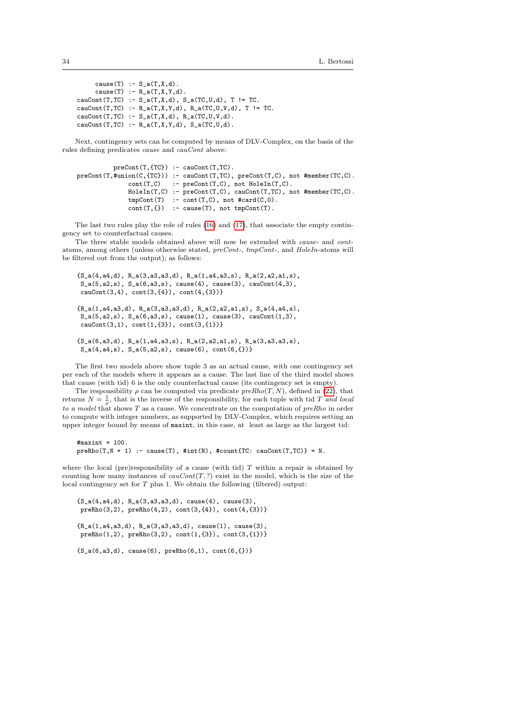```
      cause(T) :- S_a(T,X,d).
      cause(T) :- R_a(T,X,Y,d).
   cauCont(T,TC) :- S_a(T,X,d), S_a(TC,U,d), T != TC.
   cauCont(T,TC) :- R_a(T,X,Y,d), R_a(TC,U,V,d), T != TC.
   cauCont(T,TC) :- S_a(T,X,d), R_a(TC,U,V,d).
   cauCont(T,TC) :- R_a(T,X,Y,d), S_a(TC,U,d).
```

Next, contingency sets can be computed by means of DLV-Complex, on the basis of the rules defining predicates *cause* and *cauCont* above:

```
            preCont(T,{TC}) :- cauCont(T,TC).
   preCont(T,#union(C,{TC})) :- cauCont(T,TC), preCont(T,C), not #member(TC,C).
                 cont(T,C)   :- preCont(T,C), not HoleIn(T,C).
                 HoleIn(T,C) :- preCont(T,C), cauCont(T,TC), not #member(TC,C).
                 tmpCont(T)  :- cont(T,C), not #card(C,0).
                 cont(T,{})  :- cause(T), not tmpCont(T).
```

The last two rules play the role of rules (16) and (17), that associate the empty contingency set to counterfactual causes.

The three stable models obtained above will now be extended with *cause*- and *cont*-atoms, among others (unless otherwise stated, *preCont*-, *tmpCont*-, and *HoleIn*-atoms will be filtered out from the output); as follows:

```
 {S_a(4,a4,d), R_a(3,a3,a3,d), R_a(1,a4,a3,s), R_a(2,a2,a1,s),
  S_a(5,a2,s), S_a(6,a3,s), cause(4), cause(3), cauCont(4,3),
  cauCont(3,4), cont(3,{4}), cont(4,{3})}

 {R_a(1,a4,a3,d), R_a(3,a3,a3,d), R_a(2,a2,a1,s), S_a(4,a4,s),
  S_a(5,a2,s), S_a(6,a3,s), cause(1), cause(3), cauCont(1,3),
  cauCont(3,1), cont(1,{3}), cont(3,{1})}

 {S_a(6,a3,d), R_a(1,a4,a3,s), R_a(2,a2,a1,s), R_a(3,a3,a3,s),
  S_a(4,a4,s), S_a(5,a2,s), cause(6), cont(6,{})}
```

The first two models above show tuple 3 as an actual cause, with one contingency set per each of the models where it appears as a cause. The last line of the third model shows that cause (with tid) 6 is the only counterfactual cause (its contingency set is empty).

The responsibility $\rho$ can be computed via predicate $preRho(T, N)$, defined in (22), that returns $N = \frac{1}{\rho}$, that is the inverse of the responsibility, for each tuple with tid $T$ *and local to a model* that shows $T$ as a cause. We concentrate on the computation of *preRho* in order to compute with integer numbers, as supported by DLV-Complex, which requires setting an upper integer bound by means of `maxint`, in this case, at least as large as the largest tid:

```
 #maxint = 100.
 preRho(T,N + 1) :- cause(T), #int(N), #count{TC: cauCont(T,TC)} = N.
```

where the local (pre)responsibility of a cause (with tid) $T$ within a repair is obtained by counting how many instances of $cauCont(T, ?)$ exist in the model, which is the size of the local contingency set for $T$ plus 1. We obtain the following (filtered) output:

```
 {S_a(4,a4,d), R_a(3,a3,a3,d), cause(4), cause(3),
  preRho(3,2), preRho(4,2), cont(3,{4}), cont(4,{3})}

 {R_a(1,a4,a3,d), R_a(3,a3,a3,d), cause(1), cause(3),
  preRho(1,2), preRho(3,2), cont(1,{3}), cont(3,{1})}

 {S_a(6,a3,d), cause(6), preRho(6,1), cont(6,{})}
```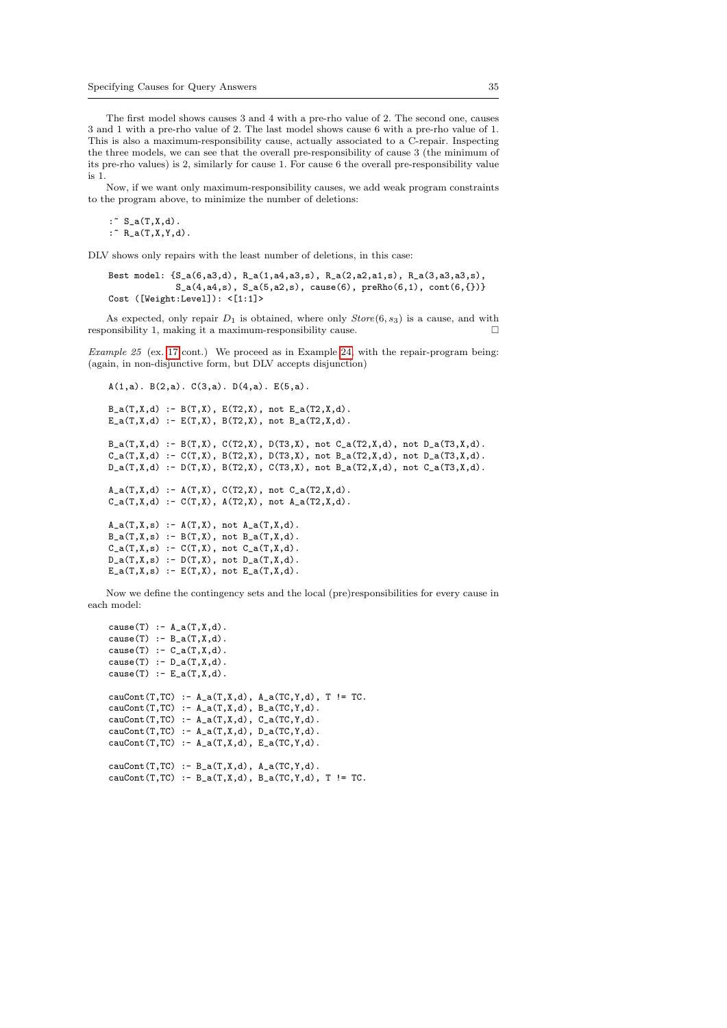The first model shows causes 3 and 4 with a pre-rho value of 2. The second one, causes 3 and 1 with a pre-rho value of 2. The last model shows cause 6 with a pre-rho value of 1. This is also a maximum-responsibility cause, actually associated to a C-repair. Inspecting the three models, we can see that the overall pre-responsibility of cause 3 (the minimum of its pre-rho values) is 2, similarly for cause 1. For cause 6 the overall pre-responsibility value is 1.

Now, if we want only maximum-responsibility causes, we add weak program constraints to the program above, to minimize the number of deletions:

```
:~ S_a(T,X,d).
:~ R_a(T,X,Y,d).
```

DLV shows only repairs with the least number of deletions, in this case:

```
Best model: {S_a(6,a3,d), R_a(1,a4,a3,s), R_a(2,a2,a1,s), R_a(3,a3,a3,s),
             S_a(4,a4,s), S_a(5,a2,s), cause(6), preRho(6,1), cont(6,{})}
Cost ([Weight:Level]): <[1:1]>
```

As expected, only repair $D_1$ is obtained, where only $Store(6, s_3)$ is a cause, and with responsibility 1, making it a maximum-responsibility cause. □

*Example 25* (ex. 17 cont.) We proceed as in Example 24, with the repair-program being: (again, in non-disjunctive form, but DLV accepts disjunction)

```
A(1,a). B(2,a). C(3,a). D(4,a). E(5,a).

B_a(T,X,d) :- B(T,X), E(T2,X), not E_a(T2,X,d).
E_a(T,X,d) :- E(T,X), B(T2,X), not B_a(T2,X,d).

B_a(T,X,d) :- B(T,X), C(T2,X), D(T3,X), not C_a(T2,X,d), not D_a(T3,X,d).
C_a(T,X,d) :- C(T,X), B(T2,X), D(T3,X), not B_a(T2,X,d), not D_a(T3,X,d).
D_a(T,X,d) :- D(T,X), B(T2,X), C(T3,X), not B_a(T2,X,d), not C_a(T3,X,d).

A_a(T,X,d) :- A(T,X), C(T2,X), not C_a(T2,X,d).
C_a(T,X,d) :- C(T,X), A(T2,X), not A_a(T2,X,d).

A_a(T,X,s) :- A(T,X), not A_a(T,X,d).
B_a(T,X,s) :- B(T,X), not B_a(T,X,d).
C_a(T,X,s) :- C(T,X), not C_a(T,X,d).
D_a(T,X,s) :- D(T,X), not D_a(T,X,d).
E_a(T,X,s) :- E(T,X), not E_a(T,X,d).
```

Now we define the contingency sets and the local (pre)responsibilities for every cause in each model:

```
cause(T) :- A_a(T,X,d).
cause(T) :- B_a(T,X,d).
cause(T) :- C_a(T,X,d).
cause(T) :- D_a(T,X,d).
cause(T) :- E_a(T,X,d).

cauCont(T,TC) :- A_a(T,X,d), A_a(TC,Y,d), T != TC.
cauCont(T,TC) :- A_a(T,X,d), B_a(TC,Y,d).
cauCont(T,TC) :- A_a(T,X,d), C_a(TC,Y,d).
cauCont(T,TC) :- A_a(T,X,d), D_a(TC,Y,d).
cauCont(T,TC) :- A_a(T,X,d), E_a(TC,Y,d).

cauCont(T,TC) :- B_a(T,X,d), A_a(TC,Y,d).
cauCont(T,TC) :- B_a(T,X,d), B_a(TC,Y,d), T != TC.
```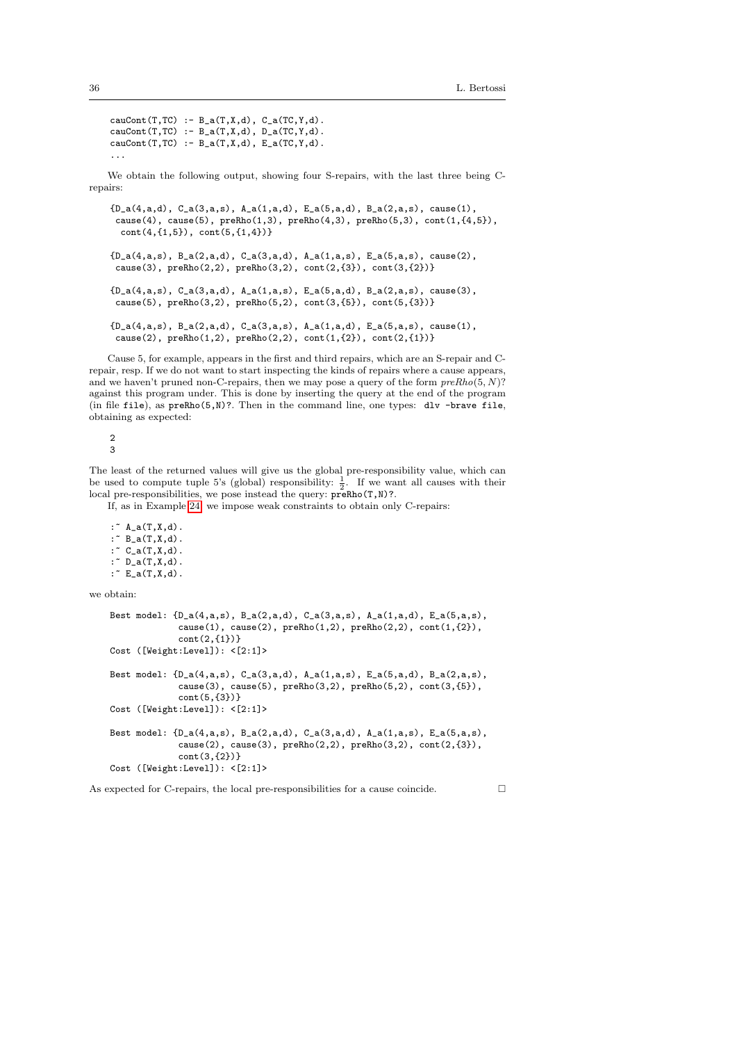```
cauCont(T,TC) :- B_a(T,X,d), C_a(TC,Y,d).
cauCont(T,TC) :- B_a(T,X,d), D_a(TC,Y,d).
cauCont(T,TC) :- B_a(T,X,d), E_a(TC,Y,d).
...
```

We obtain the following output, showing four S-repairs, with the last three being C-repairs:

```
{D_a(4,a,d), C_a(3,a,s), A_a(1,a,d), E_a(5,a,d), B_a(2,a,s), cause(1),
 cause(4), cause(5), preRho(1,3), preRho(4,3), preRho(5,3), cont(1,{4,5}),
  cont(4,{1,5}), cont(5,{1,4})}

{D_a(4,a,s), B_a(2,a,d), C_a(3,a,d), A_a(1,a,s), E_a(5,a,s), cause(2),
 cause(3), preRho(2,2), preRho(3,2), cont(2,{3}), cont(3,{2})}

{D_a(4,a,s), C_a(3,a,d), A_a(1,a,s), E_a(5,a,d), B_a(2,a,s), cause(3),
 cause(5), preRho(3,2), preRho(5,2), cont(3,{5}), cont(5,{3})}

{D_a(4,a,s), B_a(2,a,d), C_a(3,a,s), A_a(1,a,d), E_a(5,a,s), cause(1),
 cause(2), preRho(1,2), preRho(2,2), cont(1,{2}), cont(2,{1})}
```

Cause 5, for example, appears in the first and third repairs, which are an S-repair and C-repair, resp. If we do not want to start inspecting the kinds of repairs where a cause appears, and we haven't pruned non-C-repairs, then we may pose a query of the form *preRho*(5, *N*)? against this program under. This is done by inserting the query at the end of the program (in file `file`), as `preRho(5,N)?`. Then in the command line, one types: `dlv -brave file`, obtaining as expected:

```
2
3
```

The least of the returned values will give us the global pre-responsibility value, which can be used to compute tuple 5's (global) responsibility: $\frac{1}{2}$. If we want all causes with their local pre-responsibilities, we pose instead the query: `preRho(T,N)?`.

If, as in Example 24, we impose weak constraints to obtain only C-repairs:

```
:~ A_a(T,X,d).
:~ B_a(T,X,d).
:~ C_a(T,X,d).
:~ D_a(T,X,d).
:~ E_a(T,X,d).
```

we obtain:

```
Best model: {D_a(4,a,s), B_a(2,a,d), C_a(3,a,s), A_a(1,a,d), E_a(5,a,s),
             cause(1), cause(2), preRho(1,2), preRho(2,2), cont(1,{2}),
             cont(2,{1})}
Cost ([Weight:Level]): <[2:1]>

Best model: {D_a(4,a,s), C_a(3,a,d), A_a(1,a,s), E_a(5,a,d), B_a(2,a,s),
             cause(3), cause(5), preRho(3,2), preRho(5,2), cont(3,{5}),
             cont(5,{3})}
Cost ([Weight:Level]): <[2:1]>

Best model: {D_a(4,a,s), B_a(2,a,d), C_a(3,a,d), A_a(1,a,s), E_a(5,a,s),
             cause(2), cause(3), preRho(2,2), preRho(3,2), cont(2,{3}),
             cont(3,{2})}
Cost ([Weight:Level]): <[2:1]>
```

As expected for C-repairs, the local pre-responsibilities for a cause coincide. □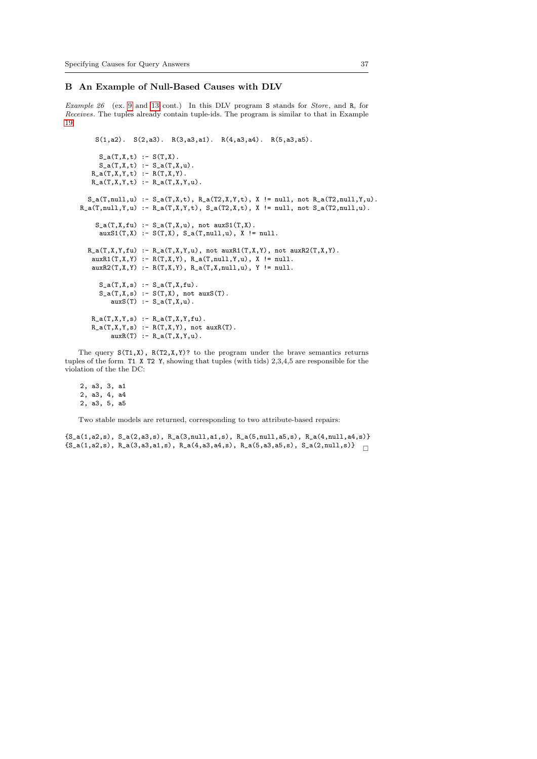## B An Example of Null-Based Causes with DLV

*Example 26* (ex. 9 and 13 cont.) In this DLV program S stands for *Store*, and R, for *Receives*. The tuples already contain tuple-ids. The program is similar to that in Example 19.

```
S(1,a2).  S(2,a3).  R(3,a3,a1).  R(4,a3,a4).  R(5,a3,a5).

   S_a(T,X,t) :- S(T,X).
   S_a(T,X,t) :- S_a(T,X,u).
 R_a(T,X,Y,t) :- R(T,X,Y).
 R_a(T,X,Y,t) :- R_a(T,X,Y,u).

 S_a(T,null,u) :- S_a(T,X,t), R_a(T2,X,Y,t), X != null, not R_a(T2,null,Y,u).
R_a(T,null,Y,u) :- R_a(T,X,Y,t), S_a(T2,X,t), X != null, not S_a(T2,null,u).

  S_a(T,X,fu) :- S_a(T,X,u), not auxS1(T,X).
  auxS1(T,X) :- S(T,X), S_a(T,null,u), X != null.

R_a(T,X,Y,fu) :- R_a(T,X,Y,u), not auxR1(T,X,Y), not auxR2(T,X,Y).
 auxR1(T,X,Y) :- R(T,X,Y), R_a(T,null,Y,u), X != null.
 auxR2(T,X,Y) :- R(T,X,Y), R_a(T,X,null,u), Y != null.

   S_a(T,X,s) :- S_a(T,X,fu).
   S_a(T,X,s) :- S(T,X), not auxS(T).
      auxS(T) :- S_a(T,X,u).

 R_a(T,X,Y,s) :- R_a(T,X,Y,fu).
 R_a(T,X,Y,s) :- R(T,X,Y), not auxR(T).
      auxR(T) :- R_a(T,X,Y,u).
```

The query S(T1,X), R(T2,X,Y)? to the program under the brave semantics returns tuples of the form T1 X T2 Y, showing that tuples (with tids) 2,3,4,5 are responsible for the violation of the the DC:

```
2, a3, 3, a1
2, a3, 4, a4
2, a3, 5, a5
```

Two stable models are returned, corresponding to two attribute-based repairs:

```
{S_a(1,a2,s), S_a(2,a3,s), R_a(3,null,a1,s), R_a(5,null,a5,s), R_a(4,null,a4,s)}
{S_a(1,a2,s), R_a(3,a3,a1,s), R_a(4,a3,a4,s), R_a(5,a3,a5,s), S_a(2,null,s)}
```

□